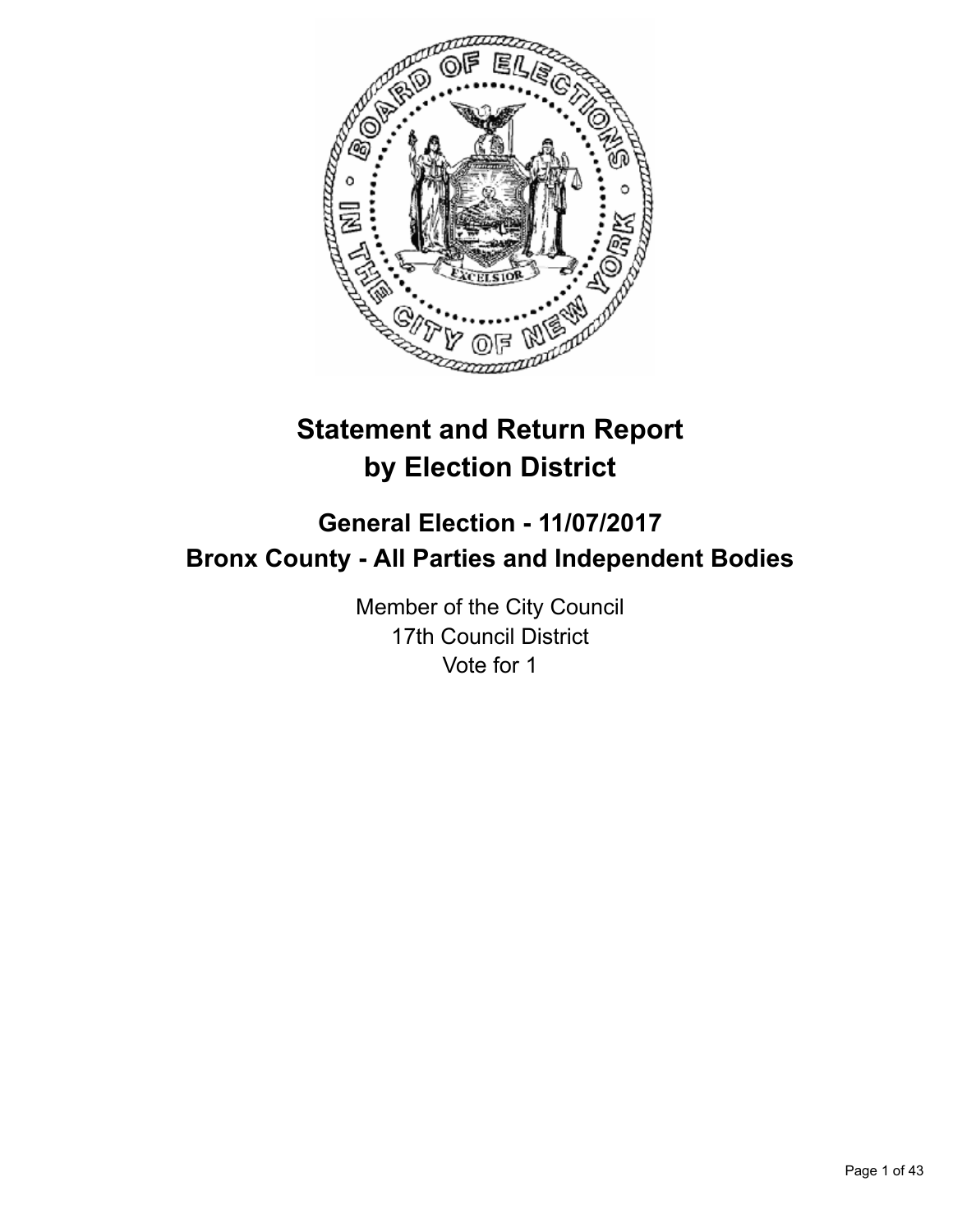# Statement and Return Report by Election District

## General Election - 11/07/2017
## Bronx County - All Parties and Independent Bodies

Member of the City Council
17th Council District
Vote for 1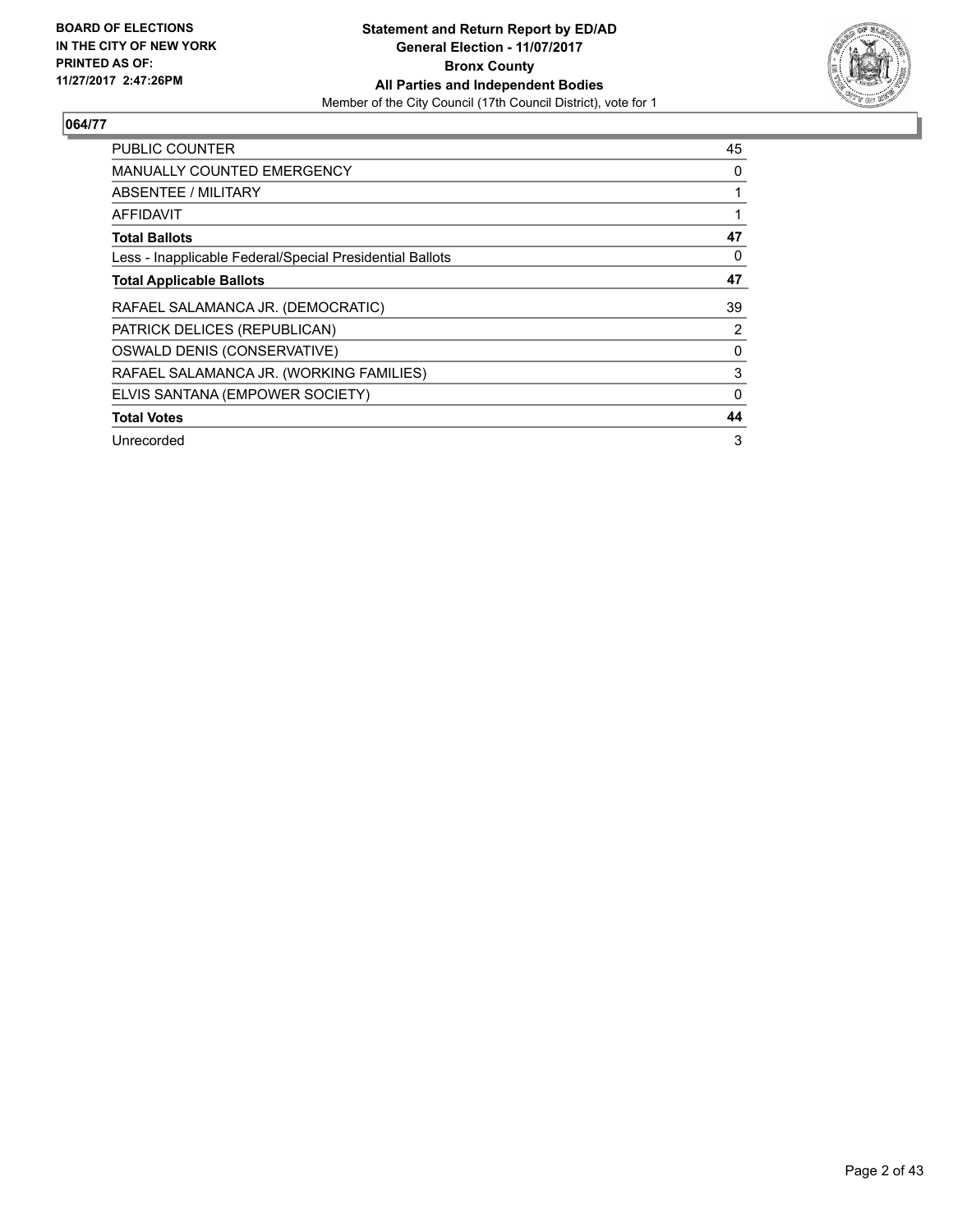**BOARD OF ELECTIONS IN THE CITY OF NEW YORK PRINTED AS OF: 11/27/2017 2:47:26PM**

**Statement and Return Report by ED/AD**
**General Election - 11/07/2017**
**Bronx County**
**All Parties and Independent Bodies**
Member of the City Council (17th Council District), vote for 1

**064/77**

| | |
|---|---|
| PUBLIC COUNTER | 45 |
| MANUALLY COUNTED EMERGENCY | 0 |
| ABSENTEE / MILITARY | 1 |
| AFFIDAVIT | 1 |
| **Total Ballots** | **47** |
| Less - Inapplicable Federal/Special Presidential Ballots | 0 |
| **Total Applicable Ballots** | **47** |
| RAFAEL SALAMANCA JR. (DEMOCRATIC) | 39 |
| PATRICK DELICES (REPUBLICAN) | 2 |
| OSWALD DENIS (CONSERVATIVE) | 0 |
| RAFAEL SALAMANCA JR. (WORKING FAMILIES) | 3 |
| ELVIS SANTANA (EMPOWER SOCIETY) | 0 |
| **Total Votes** | **44** |
| Unrecorded | 3 |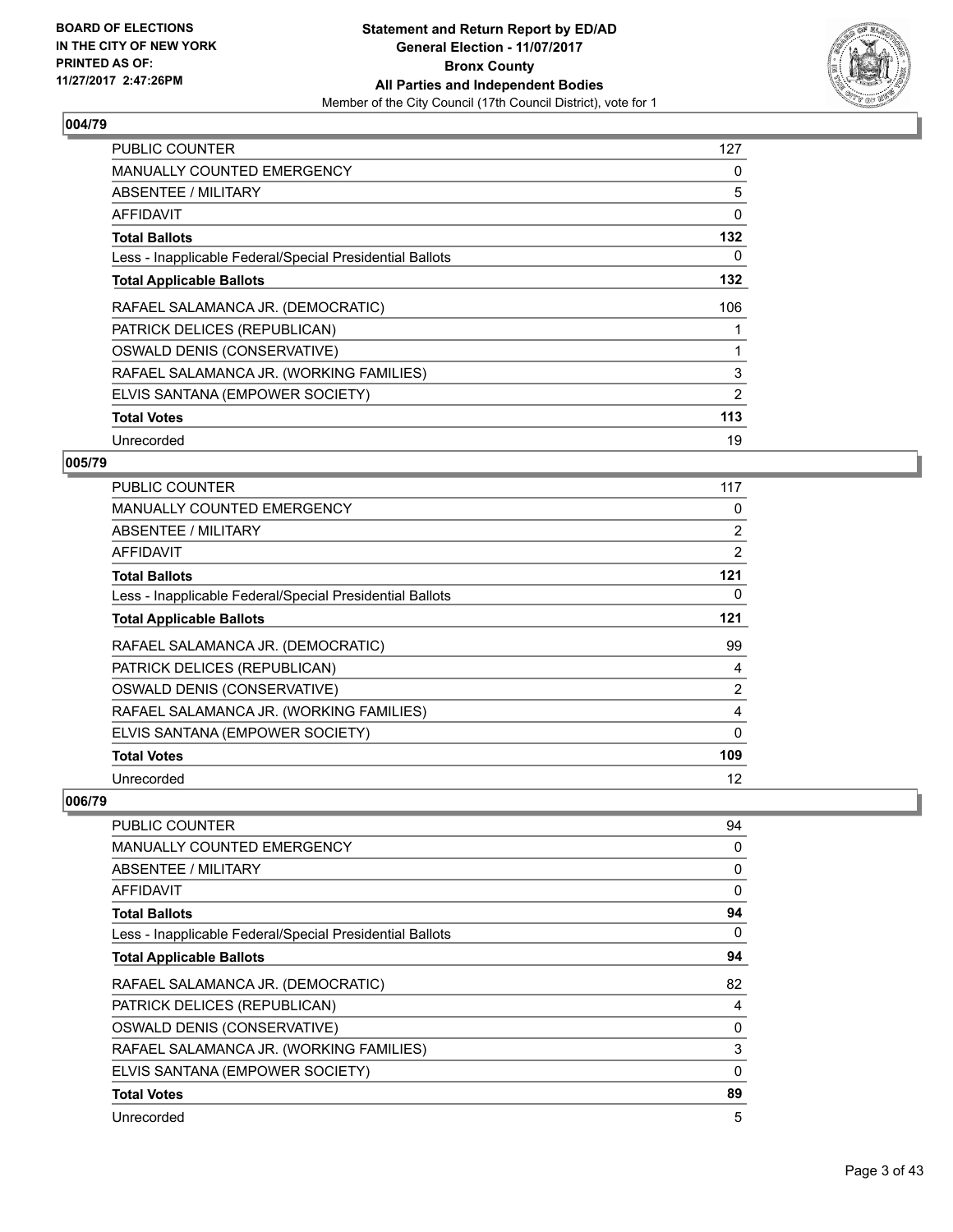## 004/79

| | |
|---|---|
| PUBLIC COUNTER | 127 |
| MANUALLY COUNTED EMERGENCY | 0 |
| ABSENTEE / MILITARY | 5 |
| AFFIDAVIT | 0 |
| **Total Ballots** | **132** |
| Less - Inapplicable Federal/Special Presidential Ballots | 0 |
| **Total Applicable Ballots** | **132** |
| RAFAEL SALAMANCA JR. (DEMOCRATIC) | 106 |
| PATRICK DELICES (REPUBLICAN) | 1 |
| OSWALD DENIS (CONSERVATIVE) | 1 |
| RAFAEL SALAMANCA JR. (WORKING FAMILIES) | 3 |
| ELVIS SANTANA (EMPOWER SOCIETY) | 2 |
| **Total Votes** | **113** |
| Unrecorded | 19 |

## 005/79

| | |
|---|---|
| PUBLIC COUNTER | 117 |
| MANUALLY COUNTED EMERGENCY | 0 |
| ABSENTEE / MILITARY | 2 |
| AFFIDAVIT | 2 |
| **Total Ballots** | **121** |
| Less - Inapplicable Federal/Special Presidential Ballots | 0 |
| **Total Applicable Ballots** | **121** |
| RAFAEL SALAMANCA JR. (DEMOCRATIC) | 99 |
| PATRICK DELICES (REPUBLICAN) | 4 |
| OSWALD DENIS (CONSERVATIVE) | 2 |
| RAFAEL SALAMANCA JR. (WORKING FAMILIES) | 4 |
| ELVIS SANTANA (EMPOWER SOCIETY) | 0 |
| **Total Votes** | **109** |
| Unrecorded | 12 |

## 006/79

| | |
|---|---|
| PUBLIC COUNTER | 94 |
| MANUALLY COUNTED EMERGENCY | 0 |
| ABSENTEE / MILITARY | 0 |
| AFFIDAVIT | 0 |
| **Total Ballots** | **94** |
| Less - Inapplicable Federal/Special Presidential Ballots | 0 |
| **Total Applicable Ballots** | **94** |
| RAFAEL SALAMANCA JR. (DEMOCRATIC) | 82 |
| PATRICK DELICES (REPUBLICAN) | 4 |
| OSWALD DENIS (CONSERVATIVE) | 0 |
| RAFAEL SALAMANCA JR. (WORKING FAMILIES) | 3 |
| ELVIS SANTANA (EMPOWER SOCIETY) | 0 |
| **Total Votes** | **89** |
| Unrecorded | 5 |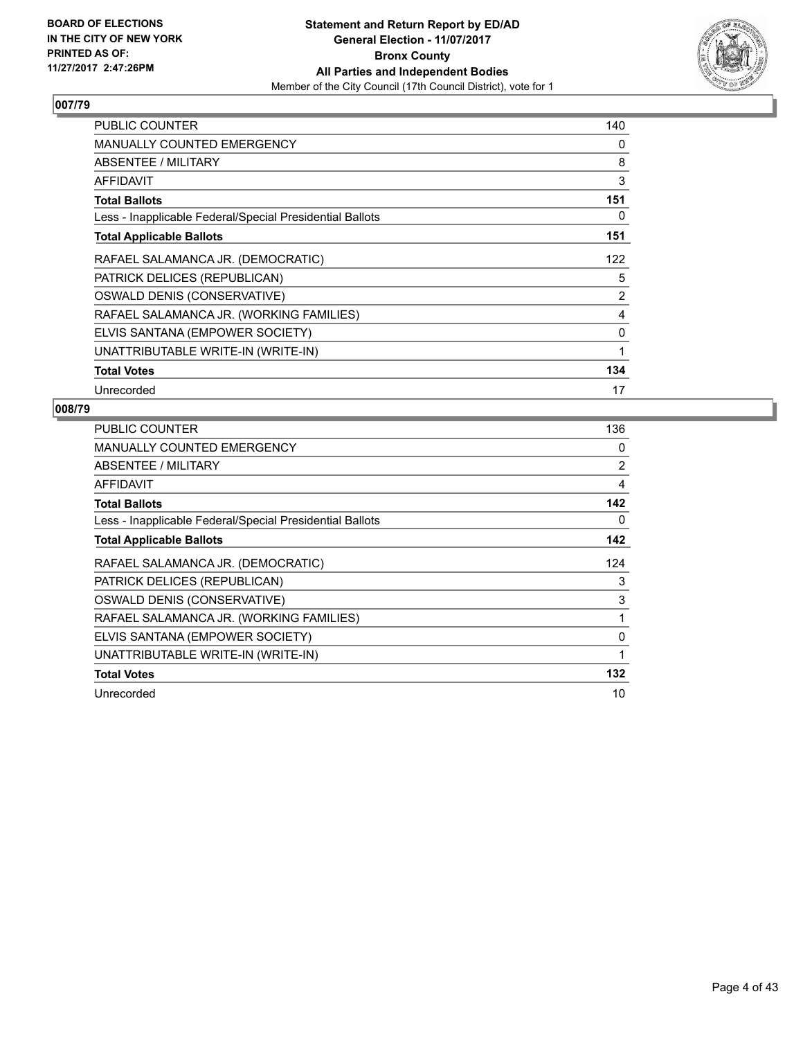**BOARD OF ELECTIONS IN THE CITY OF NEW YORK PRINTED AS OF: 11/27/2017 2:47:26PM**

**Statement and Return Report by ED/AD General Election - 11/07/2017 Bronx County All Parties and Independent Bodies**

Member of the City Council (17th Council District), vote for 1

## 007/79

| | |
|---|---|
| PUBLIC COUNTER | 140 |
| MANUALLY COUNTED EMERGENCY | 0 |
| ABSENTEE / MILITARY | 8 |
| AFFIDAVIT | 3 |
| **Total Ballots** | **151** |
| Less - Inapplicable Federal/Special Presidential Ballots | 0 |
| **Total Applicable Ballots** | **151** |
| RAFAEL SALAMANCA JR. (DEMOCRATIC) | 122 |
| PATRICK DELICES (REPUBLICAN) | 5 |
| OSWALD DENIS (CONSERVATIVE) | 2 |
| RAFAEL SALAMANCA JR. (WORKING FAMILIES) | 4 |
| ELVIS SANTANA (EMPOWER SOCIETY) | 0 |
| UNATTRIBUTABLE WRITE-IN (WRITE-IN) | 1 |
| **Total Votes** | **134** |
| Unrecorded | 17 |

## 008/79

| | |
|---|---|
| PUBLIC COUNTER | 136 |
| MANUALLY COUNTED EMERGENCY | 0 |
| ABSENTEE / MILITARY | 2 |
| AFFIDAVIT | 4 |
| **Total Ballots** | **142** |
| Less - Inapplicable Federal/Special Presidential Ballots | 0 |
| **Total Applicable Ballots** | **142** |
| RAFAEL SALAMANCA JR. (DEMOCRATIC) | 124 |
| PATRICK DELICES (REPUBLICAN) | 3 |
| OSWALD DENIS (CONSERVATIVE) | 3 |
| RAFAEL SALAMANCA JR. (WORKING FAMILIES) | 1 |
| ELVIS SANTANA (EMPOWER SOCIETY) | 0 |
| UNATTRIBUTABLE WRITE-IN (WRITE-IN) | 1 |
| **Total Votes** | **132** |
| Unrecorded | 10 |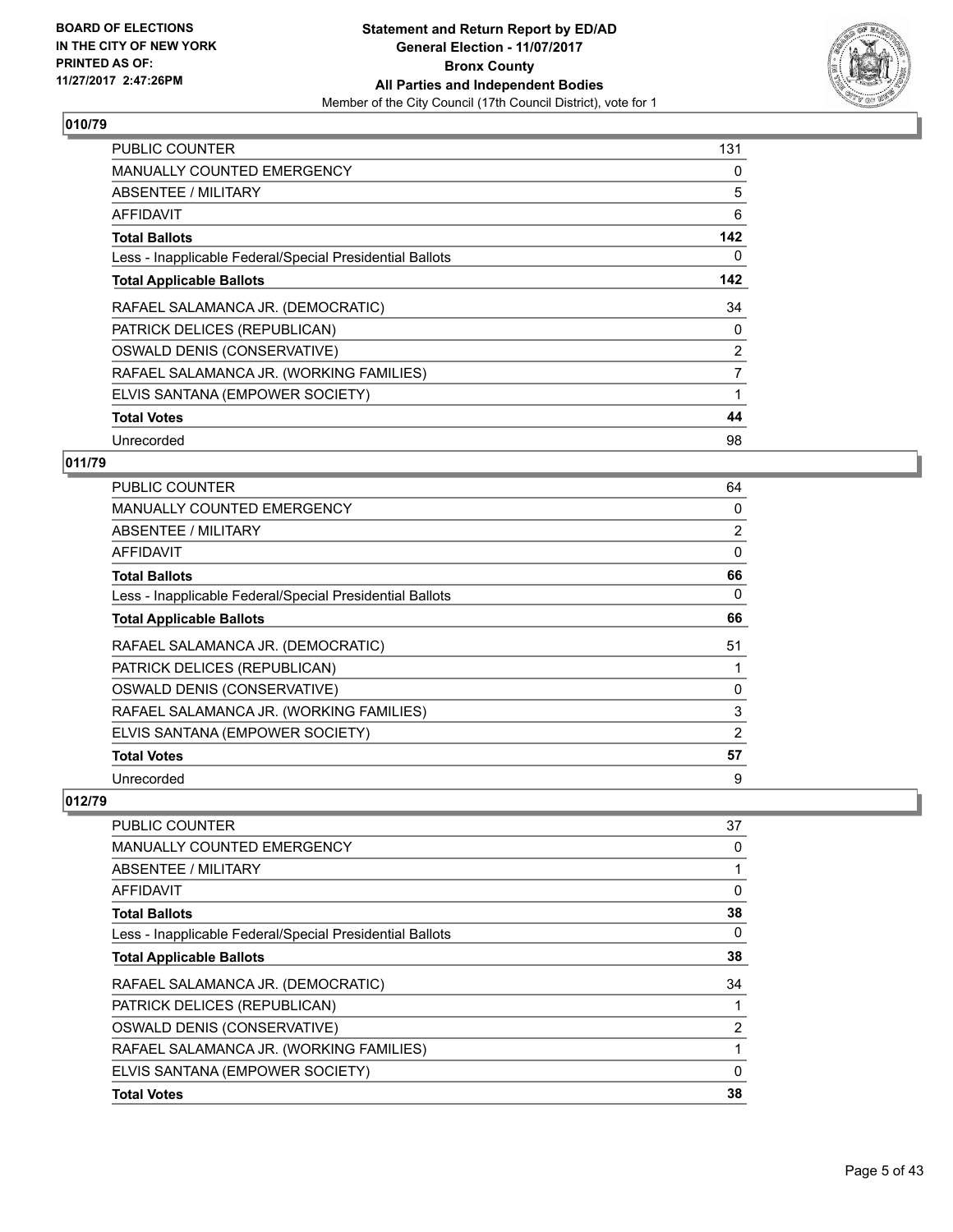## 010/79

| | |
|---|---|
| PUBLIC COUNTER | 131 |
| MANUALLY COUNTED EMERGENCY | 0 |
| ABSENTEE / MILITARY | 5 |
| AFFIDAVIT | 6 |
| **Total Ballots** | **142** |
| Less - Inapplicable Federal/Special Presidential Ballots | 0 |
| **Total Applicable Ballots** | **142** |
| RAFAEL SALAMANCA JR. (DEMOCRATIC) | 34 |
| PATRICK DELICES (REPUBLICAN) | 0 |
| OSWALD DENIS (CONSERVATIVE) | 2 |
| RAFAEL SALAMANCA JR. (WORKING FAMILIES) | 7 |
| ELVIS SANTANA (EMPOWER SOCIETY) | 1 |
| **Total Votes** | **44** |
| Unrecorded | 98 |

## 011/79

| | |
|---|---|
| PUBLIC COUNTER | 64 |
| MANUALLY COUNTED EMERGENCY | 0 |
| ABSENTEE / MILITARY | 2 |
| AFFIDAVIT | 0 |
| **Total Ballots** | **66** |
| Less - Inapplicable Federal/Special Presidential Ballots | 0 |
| **Total Applicable Ballots** | **66** |
| RAFAEL SALAMANCA JR. (DEMOCRATIC) | 51 |
| PATRICK DELICES (REPUBLICAN) | 1 |
| OSWALD DENIS (CONSERVATIVE) | 0 |
| RAFAEL SALAMANCA JR. (WORKING FAMILIES) | 3 |
| ELVIS SANTANA (EMPOWER SOCIETY) | 2 |
| **Total Votes** | **57** |
| Unrecorded | 9 |

## 012/79

| | |
|---|---|
| PUBLIC COUNTER | 37 |
| MANUALLY COUNTED EMERGENCY | 0 |
| ABSENTEE / MILITARY | 1 |
| AFFIDAVIT | 0 |
| **Total Ballots** | **38** |
| Less - Inapplicable Federal/Special Presidential Ballots | 0 |
| **Total Applicable Ballots** | **38** |
| RAFAEL SALAMANCA JR. (DEMOCRATIC) | 34 |
| PATRICK DELICES (REPUBLICAN) | 1 |
| OSWALD DENIS (CONSERVATIVE) | 2 |
| RAFAEL SALAMANCA JR. (WORKING FAMILIES) | 1 |
| ELVIS SANTANA (EMPOWER SOCIETY) | 0 |
| **Total Votes** | **38** |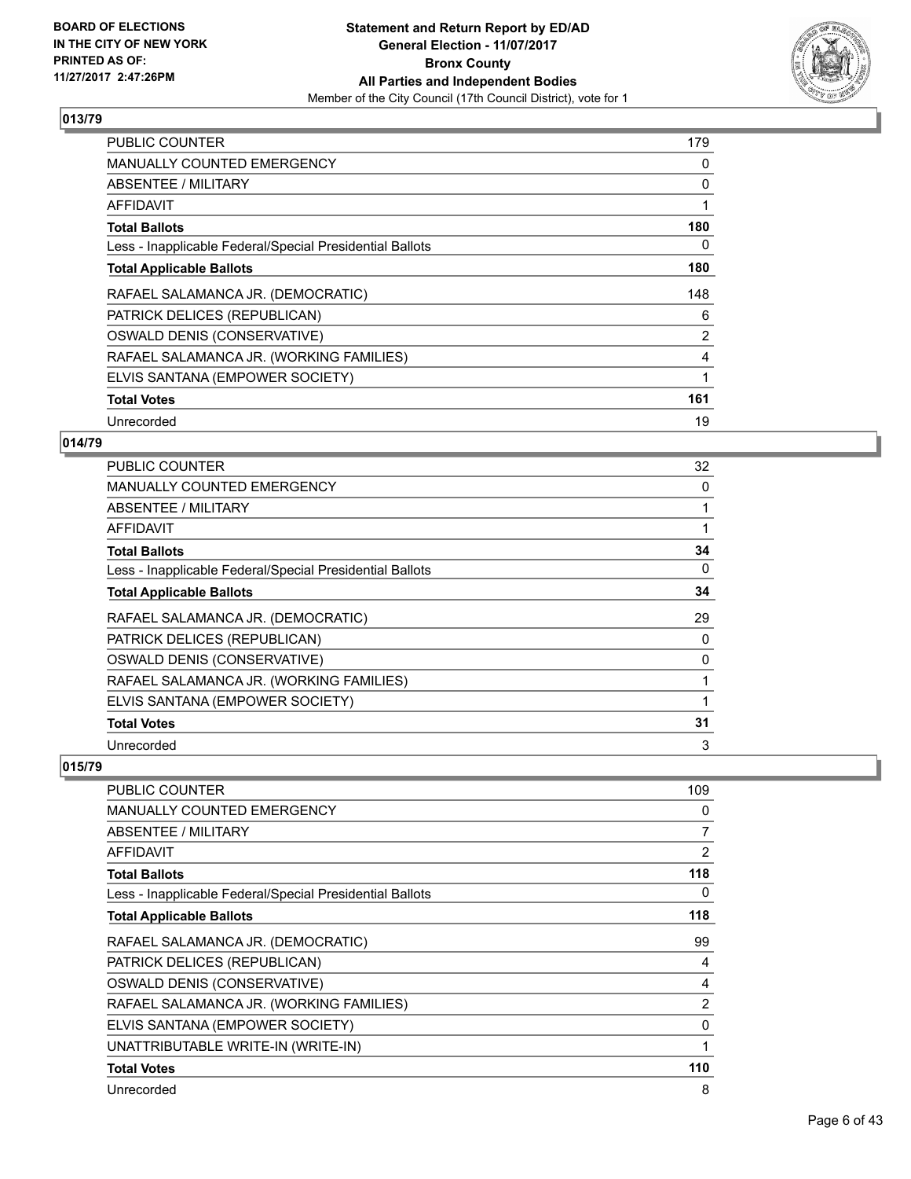**BOARD OF ELECTIONS IN THE CITY OF NEW YORK PRINTED AS OF: 11/27/2017 2:47:26PM**

**Statement and Return Report by ED/AD**
**General Election - 11/07/2017**
**Bronx County**
**All Parties and Independent Bodies**
Member of the City Council (17th Council District), vote for 1

## 013/79

| | |
|---|---|
| PUBLIC COUNTER | 179 |
| MANUALLY COUNTED EMERGENCY | 0 |
| ABSENTEE / MILITARY | 0 |
| AFFIDAVIT | 1 |
| **Total Ballots** | **180** |
| Less - Inapplicable Federal/Special Presidential Ballots | 0 |
| **Total Applicable Ballots** | **180** |
| RAFAEL SALAMANCA JR. (DEMOCRATIC) | 148 |
| PATRICK DELICES (REPUBLICAN) | 6 |
| OSWALD DENIS (CONSERVATIVE) | 2 |
| RAFAEL SALAMANCA JR. (WORKING FAMILIES) | 4 |
| ELVIS SANTANA (EMPOWER SOCIETY) | 1 |
| **Total Votes** | **161** |
| Unrecorded | 19 |

## 014/79

| | |
|---|---|
| PUBLIC COUNTER | 32 |
| MANUALLY COUNTED EMERGENCY | 0 |
| ABSENTEE / MILITARY | 1 |
| AFFIDAVIT | 1 |
| **Total Ballots** | **34** |
| Less - Inapplicable Federal/Special Presidential Ballots | 0 |
| **Total Applicable Ballots** | **34** |
| RAFAEL SALAMANCA JR. (DEMOCRATIC) | 29 |
| PATRICK DELICES (REPUBLICAN) | 0 |
| OSWALD DENIS (CONSERVATIVE) | 0 |
| RAFAEL SALAMANCA JR. (WORKING FAMILIES) | 1 |
| ELVIS SANTANA (EMPOWER SOCIETY) | 1 |
| **Total Votes** | **31** |
| Unrecorded | 3 |

## 015/79

| | |
|---|---|
| PUBLIC COUNTER | 109 |
| MANUALLY COUNTED EMERGENCY | 0 |
| ABSENTEE / MILITARY | 7 |
| AFFIDAVIT | 2 |
| **Total Ballots** | **118** |
| Less - Inapplicable Federal/Special Presidential Ballots | 0 |
| **Total Applicable Ballots** | **118** |
| RAFAEL SALAMANCA JR. (DEMOCRATIC) | 99 |
| PATRICK DELICES (REPUBLICAN) | 4 |
| OSWALD DENIS (CONSERVATIVE) | 4 |
| RAFAEL SALAMANCA JR. (WORKING FAMILIES) | 2 |
| ELVIS SANTANA (EMPOWER SOCIETY) | 0 |
| UNATTRIBUTABLE WRITE-IN (WRITE-IN) | 1 |
| **Total Votes** | **110** |
| Unrecorded | 8 |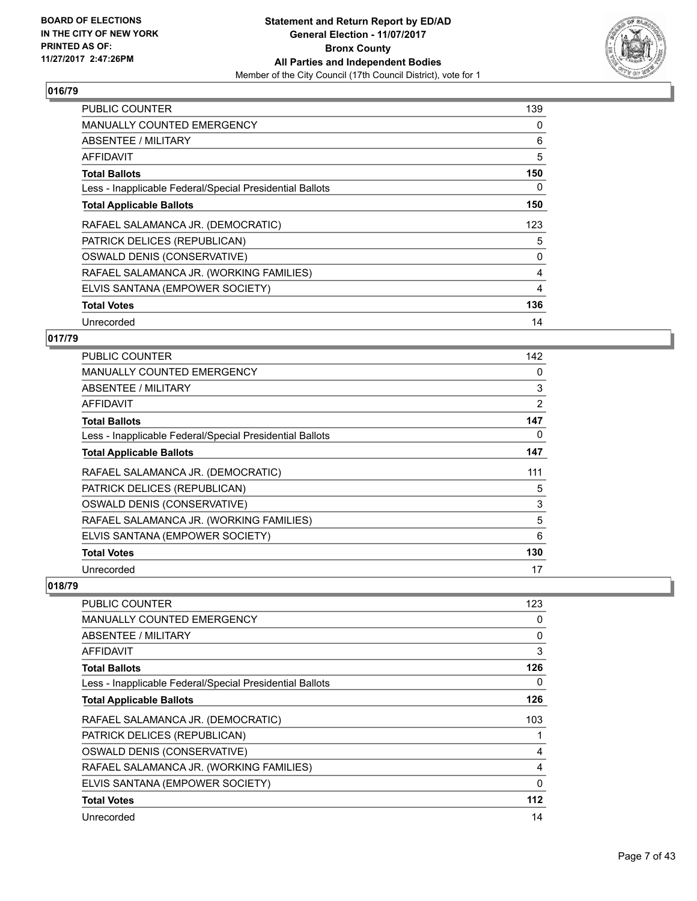**BOARD OF ELECTIONS IN THE CITY OF NEW YORK PRINTED AS OF: 11/27/2017 2:47:26PM**

**Statement and Return Report by ED/AD**
**General Election - 11/07/2017**
**Bronx County**
**All Parties and Independent Bodies**
Member of the City Council (17th Council District), vote for 1

## 016/79

| | |
|---|---|
| PUBLIC COUNTER | 139 |
| MANUALLY COUNTED EMERGENCY | 0 |
| ABSENTEE / MILITARY | 6 |
| AFFIDAVIT | 5 |
| **Total Ballots** | **150** |
| Less - Inapplicable Federal/Special Presidential Ballots | 0 |
| **Total Applicable Ballots** | **150** |
| RAFAEL SALAMANCA JR. (DEMOCRATIC) | 123 |
| PATRICK DELICES (REPUBLICAN) | 5 |
| OSWALD DENIS (CONSERVATIVE) | 0 |
| RAFAEL SALAMANCA JR. (WORKING FAMILIES) | 4 |
| ELVIS SANTANA (EMPOWER SOCIETY) | 4 |
| **Total Votes** | **136** |
| Unrecorded | 14 |

## 017/79

| | |
|---|---|
| PUBLIC COUNTER | 142 |
| MANUALLY COUNTED EMERGENCY | 0 |
| ABSENTEE / MILITARY | 3 |
| AFFIDAVIT | 2 |
| **Total Ballots** | **147** |
| Less - Inapplicable Federal/Special Presidential Ballots | 0 |
| **Total Applicable Ballots** | **147** |
| RAFAEL SALAMANCA JR. (DEMOCRATIC) | 111 |
| PATRICK DELICES (REPUBLICAN) | 5 |
| OSWALD DENIS (CONSERVATIVE) | 3 |
| RAFAEL SALAMANCA JR. (WORKING FAMILIES) | 5 |
| ELVIS SANTANA (EMPOWER SOCIETY) | 6 |
| **Total Votes** | **130** |
| Unrecorded | 17 |

## 018/79

| | |
|---|---|
| PUBLIC COUNTER | 123 |
| MANUALLY COUNTED EMERGENCY | 0 |
| ABSENTEE / MILITARY | 0 |
| AFFIDAVIT | 3 |
| **Total Ballots** | **126** |
| Less - Inapplicable Federal/Special Presidential Ballots | 0 |
| **Total Applicable Ballots** | **126** |
| RAFAEL SALAMANCA JR. (DEMOCRATIC) | 103 |
| PATRICK DELICES (REPUBLICAN) | 1 |
| OSWALD DENIS (CONSERVATIVE) | 4 |
| RAFAEL SALAMANCA JR. (WORKING FAMILIES) | 4 |
| ELVIS SANTANA (EMPOWER SOCIETY) | 0 |
| **Total Votes** | **112** |
| Unrecorded | 14 |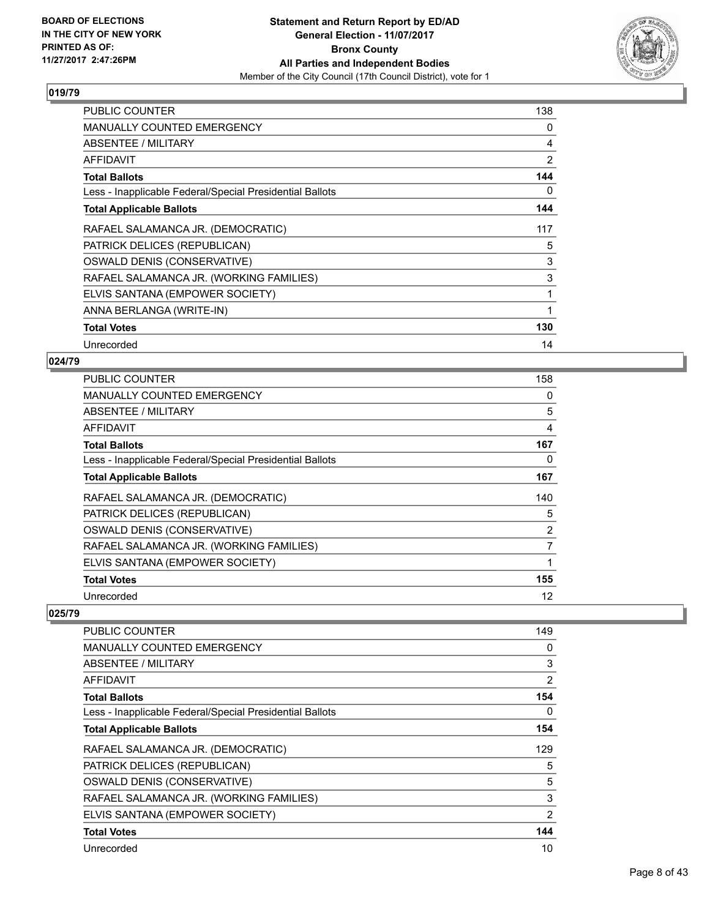**Statement and Return Report by ED/AD**
**General Election - 11/07/2017**
**Bronx County**
**All Parties and Independent Bodies**
Member of the City Council (17th Council District), vote for 1

BOARD OF ELECTIONS IN THE CITY OF NEW YORK
PRINTED AS OF: 11/27/2017 2:47:26PM

### 019/79

| | |
|---|---|
| PUBLIC COUNTER | 138 |
| MANUALLY COUNTED EMERGENCY | 0 |
| ABSENTEE / MILITARY | 4 |
| AFFIDAVIT | 2 |
| **Total Ballots** | **144** |
| Less - Inapplicable Federal/Special Presidential Ballots | 0 |
| **Total Applicable Ballots** | **144** |
| RAFAEL SALAMANCA JR. (DEMOCRATIC) | 117 |
| PATRICK DELICES (REPUBLICAN) | 5 |
| OSWALD DENIS (CONSERVATIVE) | 3 |
| RAFAEL SALAMANCA JR. (WORKING FAMILIES) | 3 |
| ELVIS SANTANA (EMPOWER SOCIETY) | 1 |
| ANNA BERLANGA (WRITE-IN) | 1 |
| **Total Votes** | **130** |
| Unrecorded | 14 |

### 024/79

| | |
|---|---|
| PUBLIC COUNTER | 158 |
| MANUALLY COUNTED EMERGENCY | 0 |
| ABSENTEE / MILITARY | 5 |
| AFFIDAVIT | 4 |
| **Total Ballots** | **167** |
| Less - Inapplicable Federal/Special Presidential Ballots | 0 |
| **Total Applicable Ballots** | **167** |
| RAFAEL SALAMANCA JR. (DEMOCRATIC) | 140 |
| PATRICK DELICES (REPUBLICAN) | 5 |
| OSWALD DENIS (CONSERVATIVE) | 2 |
| RAFAEL SALAMANCA JR. (WORKING FAMILIES) | 7 |
| ELVIS SANTANA (EMPOWER SOCIETY) | 1 |
| **Total Votes** | **155** |
| Unrecorded | 12 |

### 025/79

| | |
|---|---|
| PUBLIC COUNTER | 149 |
| MANUALLY COUNTED EMERGENCY | 0 |
| ABSENTEE / MILITARY | 3 |
| AFFIDAVIT | 2 |
| **Total Ballots** | **154** |
| Less - Inapplicable Federal/Special Presidential Ballots | 0 |
| **Total Applicable Ballots** | **154** |
| RAFAEL SALAMANCA JR. (DEMOCRATIC) | 129 |
| PATRICK DELICES (REPUBLICAN) | 5 |
| OSWALD DENIS (CONSERVATIVE) | 5 |
| RAFAEL SALAMANCA JR. (WORKING FAMILIES) | 3 |
| ELVIS SANTANA (EMPOWER SOCIETY) | 2 |
| **Total Votes** | **144** |
| Unrecorded | 10 |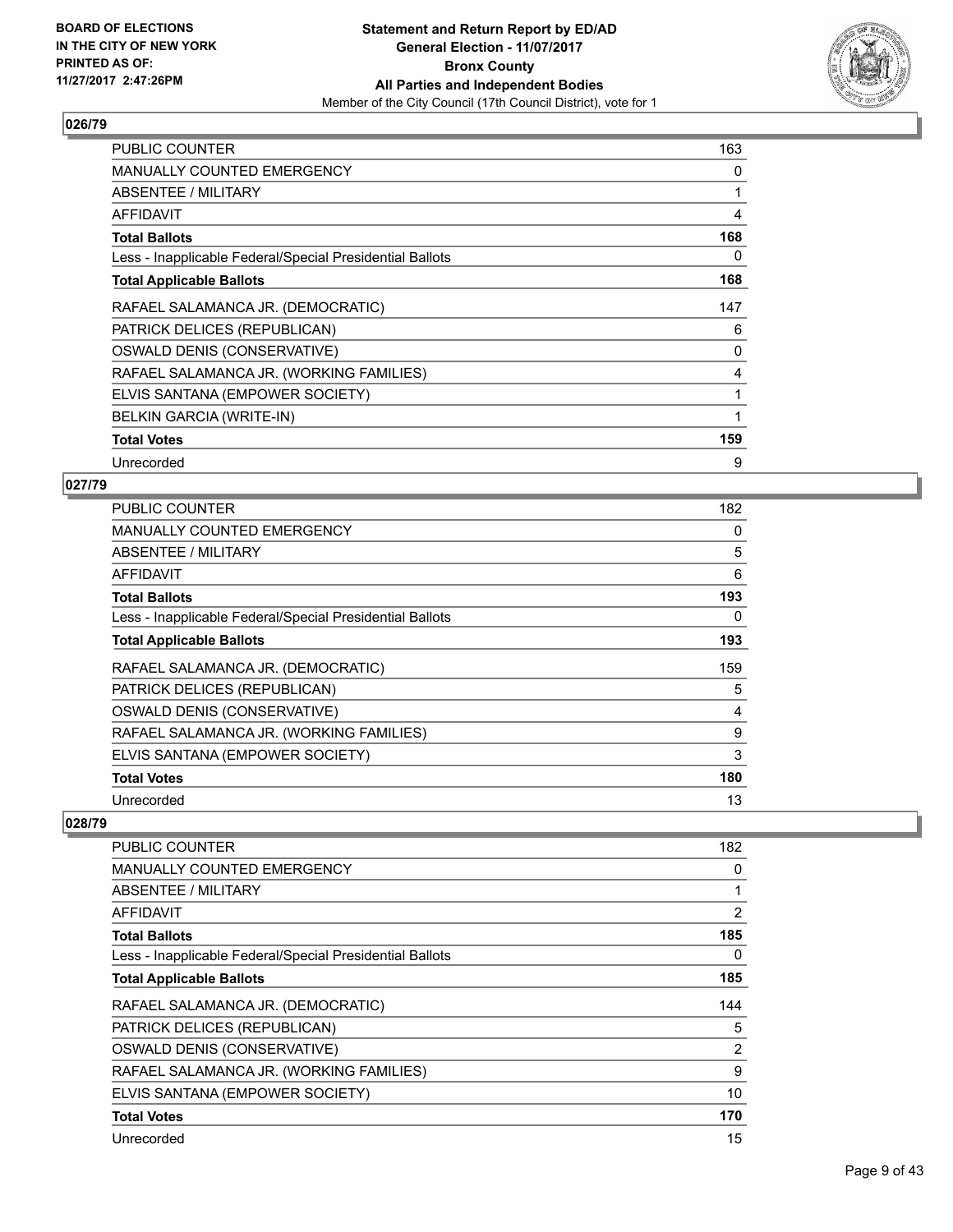**BOARD OF ELECTIONS IN THE CITY OF NEW YORK PRINTED AS OF: 11/27/2017 2:47:26PM**

**Statement and Return Report by ED/AD General Election - 11/07/2017 Bronx County All Parties and Independent Bodies**

Member of the City Council (17th Council District), vote for 1

## 026/79

| | |
|---|---|
| PUBLIC COUNTER | 163 |
| MANUALLY COUNTED EMERGENCY | 0 |
| ABSENTEE / MILITARY | 1 |
| AFFIDAVIT | 4 |
| **Total Ballots** | **168** |
| Less - Inapplicable Federal/Special Presidential Ballots | 0 |
| **Total Applicable Ballots** | **168** |
| RAFAEL SALAMANCA JR. (DEMOCRATIC) | 147 |
| PATRICK DELICES (REPUBLICAN) | 6 |
| OSWALD DENIS (CONSERVATIVE) | 0 |
| RAFAEL SALAMANCA JR. (WORKING FAMILIES) | 4 |
| ELVIS SANTANA (EMPOWER SOCIETY) | 1 |
| BELKIN GARCIA (WRITE-IN) | 1 |
| **Total Votes** | **159** |
| Unrecorded | 9 |

## 027/79

| | |
|---|---|
| PUBLIC COUNTER | 182 |
| MANUALLY COUNTED EMERGENCY | 0 |
| ABSENTEE / MILITARY | 5 |
| AFFIDAVIT | 6 |
| **Total Ballots** | **193** |
| Less - Inapplicable Federal/Special Presidential Ballots | 0 |
| **Total Applicable Ballots** | **193** |
| RAFAEL SALAMANCA JR. (DEMOCRATIC) | 159 |
| PATRICK DELICES (REPUBLICAN) | 5 |
| OSWALD DENIS (CONSERVATIVE) | 4 |
| RAFAEL SALAMANCA JR. (WORKING FAMILIES) | 9 |
| ELVIS SANTANA (EMPOWER SOCIETY) | 3 |
| **Total Votes** | **180** |
| Unrecorded | 13 |

## 028/79

| | |
|---|---|
| PUBLIC COUNTER | 182 |
| MANUALLY COUNTED EMERGENCY | 0 |
| ABSENTEE / MILITARY | 1 |
| AFFIDAVIT | 2 |
| **Total Ballots** | **185** |
| Less - Inapplicable Federal/Special Presidential Ballots | 0 |
| **Total Applicable Ballots** | **185** |
| RAFAEL SALAMANCA JR. (DEMOCRATIC) | 144 |
| PATRICK DELICES (REPUBLICAN) | 5 |
| OSWALD DENIS (CONSERVATIVE) | 2 |
| RAFAEL SALAMANCA JR. (WORKING FAMILIES) | 9 |
| ELVIS SANTANA (EMPOWER SOCIETY) | 10 |
| **Total Votes** | **170** |
| Unrecorded | 15 |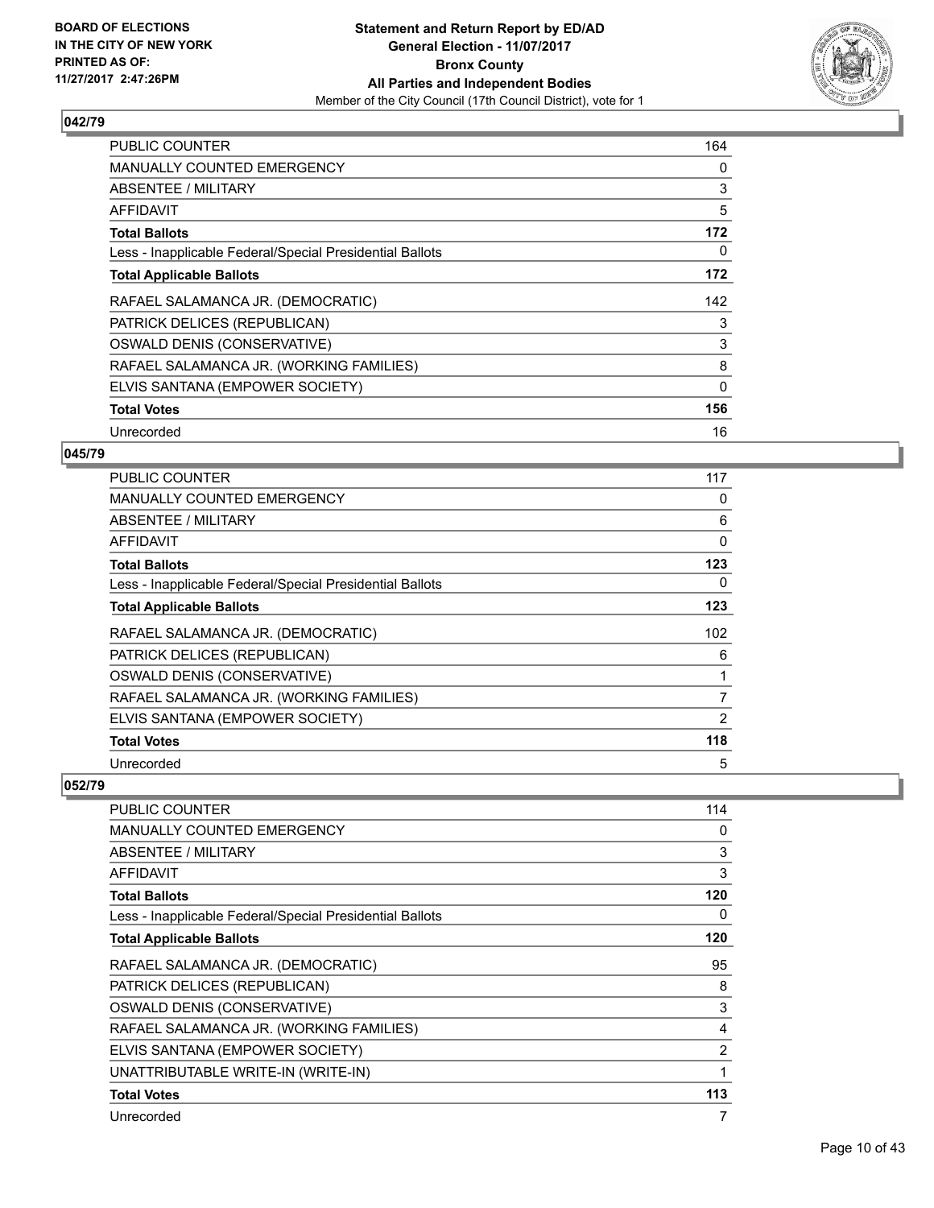**BOARD OF ELECTIONS IN THE CITY OF NEW YORK**
**PRINTED AS OF: 11/27/2017 2:47:26PM**

**Statement and Return Report by ED/AD**
**General Election - 11/07/2017**
**Bronx County**
**All Parties and Independent Bodies**
Member of the City Council (17th Council District), vote for 1

### 042/79

| | |
|---|---|
| PUBLIC COUNTER | 164 |
| MANUALLY COUNTED EMERGENCY | 0 |
| ABSENTEE / MILITARY | 3 |
| AFFIDAVIT | 5 |
| **Total Ballots** | **172** |
| Less - Inapplicable Federal/Special Presidential Ballots | 0 |
| **Total Applicable Ballots** | **172** |
| RAFAEL SALAMANCA JR. (DEMOCRATIC) | 142 |
| PATRICK DELICES (REPUBLICAN) | 3 |
| OSWALD DENIS (CONSERVATIVE) | 3 |
| RAFAEL SALAMANCA JR. (WORKING FAMILIES) | 8 |
| ELVIS SANTANA (EMPOWER SOCIETY) | 0 |
| **Total Votes** | **156** |
| Unrecorded | 16 |

### 045/79

| | |
|---|---|
| PUBLIC COUNTER | 117 |
| MANUALLY COUNTED EMERGENCY | 0 |
| ABSENTEE / MILITARY | 6 |
| AFFIDAVIT | 0 |
| **Total Ballots** | **123** |
| Less - Inapplicable Federal/Special Presidential Ballots | 0 |
| **Total Applicable Ballots** | **123** |
| RAFAEL SALAMANCA JR. (DEMOCRATIC) | 102 |
| PATRICK DELICES (REPUBLICAN) | 6 |
| OSWALD DENIS (CONSERVATIVE) | 1 |
| RAFAEL SALAMANCA JR. (WORKING FAMILIES) | 7 |
| ELVIS SANTANA (EMPOWER SOCIETY) | 2 |
| **Total Votes** | **118** |
| Unrecorded | 5 |

### 052/79

| | |
|---|---|
| PUBLIC COUNTER | 114 |
| MANUALLY COUNTED EMERGENCY | 0 |
| ABSENTEE / MILITARY | 3 |
| AFFIDAVIT | 3 |
| **Total Ballots** | **120** |
| Less - Inapplicable Federal/Special Presidential Ballots | 0 |
| **Total Applicable Ballots** | **120** |
| RAFAEL SALAMANCA JR. (DEMOCRATIC) | 95 |
| PATRICK DELICES (REPUBLICAN) | 8 |
| OSWALD DENIS (CONSERVATIVE) | 3 |
| RAFAEL SALAMANCA JR. (WORKING FAMILIES) | 4 |
| ELVIS SANTANA (EMPOWER SOCIETY) | 2 |
| UNATTRIBUTABLE WRITE-IN (WRITE-IN) | 1 |
| **Total Votes** | **113** |
| Unrecorded | 7 |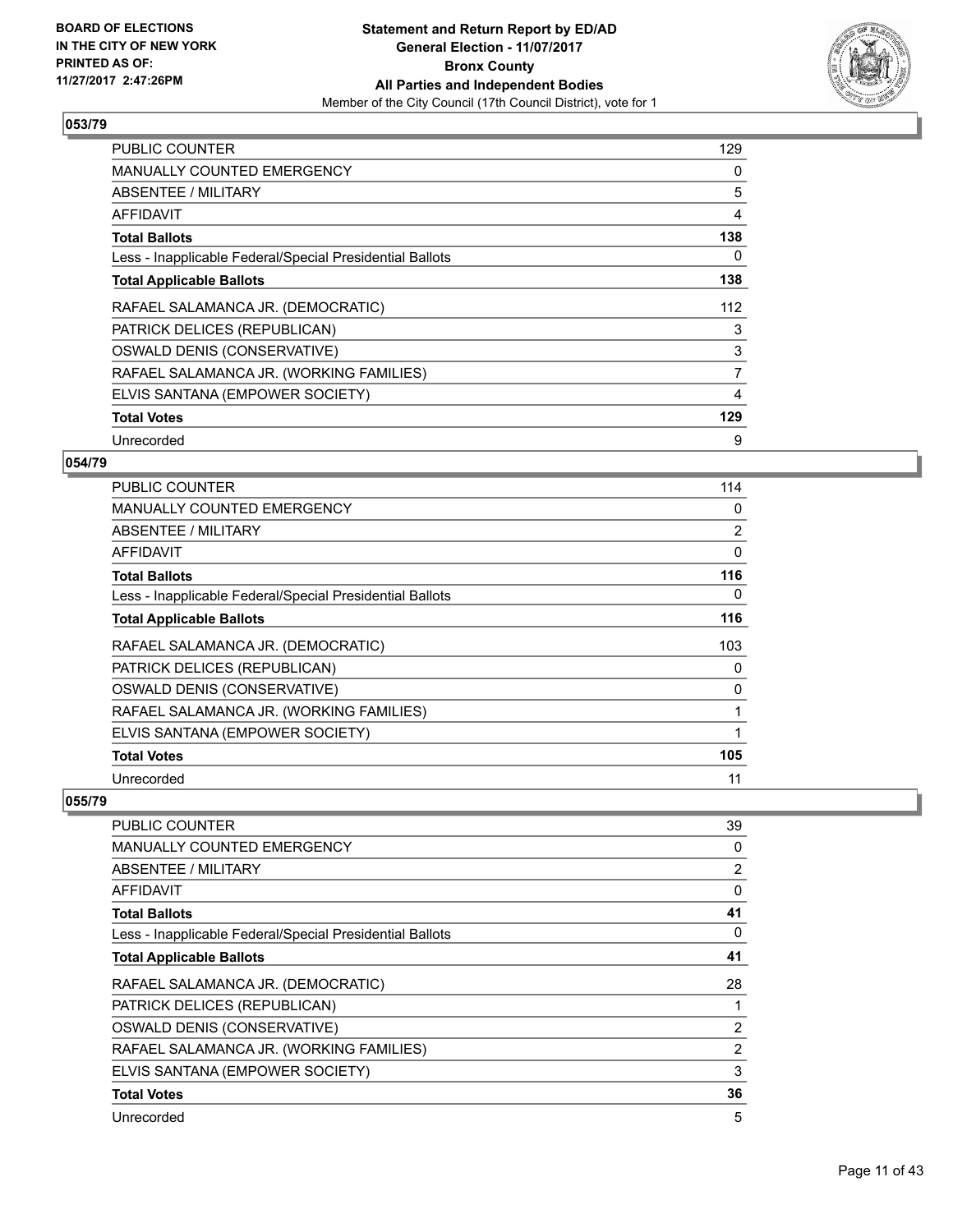BOARD OF ELECTIONS
IN THE CITY OF NEW YORK
PRINTED AS OF:
11/27/2017 2:47:26PM

**Statement and Return Report by ED/AD**
**General Election - 11/07/2017**
**Bronx County**
**All Parties and Independent Bodies**
Member of the City Council (17th Council District), vote for 1

### 053/79

| | |
|---|---|
| PUBLIC COUNTER | 129 |
| MANUALLY COUNTED EMERGENCY | 0 |
| ABSENTEE / MILITARY | 5 |
| AFFIDAVIT | 4 |
| **Total Ballots** | **138** |
| Less - Inapplicable Federal/Special Presidential Ballots | 0 |
| **Total Applicable Ballots** | **138** |
| RAFAEL SALAMANCA JR. (DEMOCRATIC) | 112 |
| PATRICK DELICES (REPUBLICAN) | 3 |
| OSWALD DENIS (CONSERVATIVE) | 3 |
| RAFAEL SALAMANCA JR. (WORKING FAMILIES) | 7 |
| ELVIS SANTANA (EMPOWER SOCIETY) | 4 |
| **Total Votes** | **129** |
| Unrecorded | 9 |

### 054/79

| | |
|---|---|
| PUBLIC COUNTER | 114 |
| MANUALLY COUNTED EMERGENCY | 0 |
| ABSENTEE / MILITARY | 2 |
| AFFIDAVIT | 0 |
| **Total Ballots** | **116** |
| Less - Inapplicable Federal/Special Presidential Ballots | 0 |
| **Total Applicable Ballots** | **116** |
| RAFAEL SALAMANCA JR. (DEMOCRATIC) | 103 |
| PATRICK DELICES (REPUBLICAN) | 0 |
| OSWALD DENIS (CONSERVATIVE) | 0 |
| RAFAEL SALAMANCA JR. (WORKING FAMILIES) | 1 |
| ELVIS SANTANA (EMPOWER SOCIETY) | 1 |
| **Total Votes** | **105** |
| Unrecorded | 11 |

### 055/79

| | |
|---|---|
| PUBLIC COUNTER | 39 |
| MANUALLY COUNTED EMERGENCY | 0 |
| ABSENTEE / MILITARY | 2 |
| AFFIDAVIT | 0 |
| **Total Ballots** | **41** |
| Less - Inapplicable Federal/Special Presidential Ballots | 0 |
| **Total Applicable Ballots** | **41** |
| RAFAEL SALAMANCA JR. (DEMOCRATIC) | 28 |
| PATRICK DELICES (REPUBLICAN) | 1 |
| OSWALD DENIS (CONSERVATIVE) | 2 |
| RAFAEL SALAMANCA JR. (WORKING FAMILIES) | 2 |
| ELVIS SANTANA (EMPOWER SOCIETY) | 3 |
| **Total Votes** | **36** |
| Unrecorded | 5 |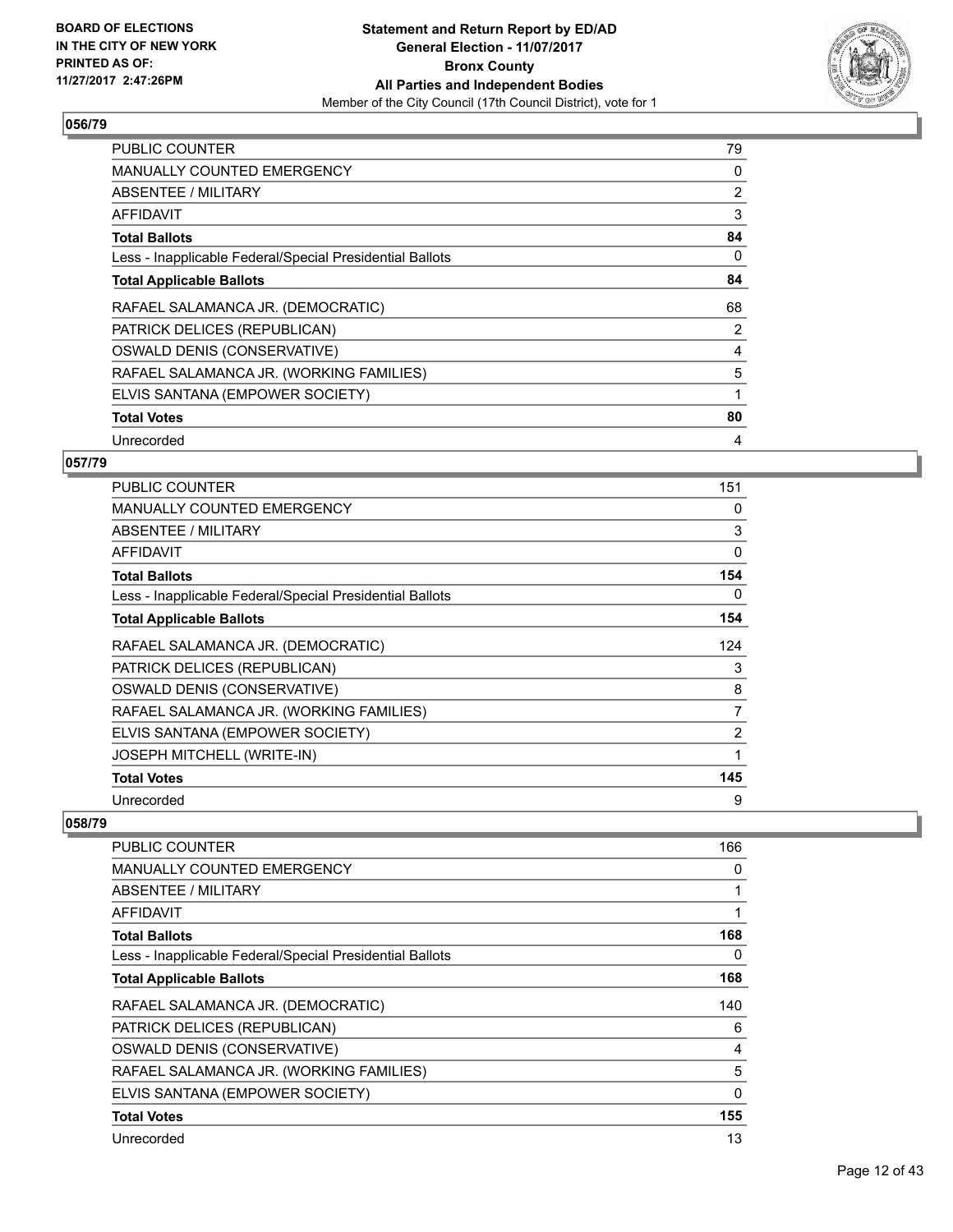**BOARD OF ELECTIONS IN THE CITY OF NEW YORK PRINTED AS OF: 11/27/2017 2:47:26PM**

**Statement and Return Report by ED/AD General Election - 11/07/2017 Bronx County All Parties and Independent Bodies**
Member of the City Council (17th Council District), vote for 1

## 056/79

| | |
|---|---|
| PUBLIC COUNTER | 79 |
| MANUALLY COUNTED EMERGENCY | 0 |
| ABSENTEE / MILITARY | 2 |
| AFFIDAVIT | 3 |
| **Total Ballots** | **84** |
| Less - Inapplicable Federal/Special Presidential Ballots | 0 |
| **Total Applicable Ballots** | **84** |
| RAFAEL SALAMANCA JR. (DEMOCRATIC) | 68 |
| PATRICK DELICES (REPUBLICAN) | 2 |
| OSWALD DENIS (CONSERVATIVE) | 4 |
| RAFAEL SALAMANCA JR. (WORKING FAMILIES) | 5 |
| ELVIS SANTANA (EMPOWER SOCIETY) | 1 |
| **Total Votes** | **80** |
| Unrecorded | 4 |

## 057/79

| | |
|---|---|
| PUBLIC COUNTER | 151 |
| MANUALLY COUNTED EMERGENCY | 0 |
| ABSENTEE / MILITARY | 3 |
| AFFIDAVIT | 0 |
| **Total Ballots** | **154** |
| Less - Inapplicable Federal/Special Presidential Ballots | 0 |
| **Total Applicable Ballots** | **154** |
| RAFAEL SALAMANCA JR. (DEMOCRATIC) | 124 |
| PATRICK DELICES (REPUBLICAN) | 3 |
| OSWALD DENIS (CONSERVATIVE) | 8 |
| RAFAEL SALAMANCA JR. (WORKING FAMILIES) | 7 |
| ELVIS SANTANA (EMPOWER SOCIETY) | 2 |
| JOSEPH MITCHELL (WRITE-IN) | 1 |
| **Total Votes** | **145** |
| Unrecorded | 9 |

## 058/79

| | |
|---|---|
| PUBLIC COUNTER | 166 |
| MANUALLY COUNTED EMERGENCY | 0 |
| ABSENTEE / MILITARY | 1 |
| AFFIDAVIT | 1 |
| **Total Ballots** | **168** |
| Less - Inapplicable Federal/Special Presidential Ballots | 0 |
| **Total Applicable Ballots** | **168** |
| RAFAEL SALAMANCA JR. (DEMOCRATIC) | 140 |
| PATRICK DELICES (REPUBLICAN) | 6 |
| OSWALD DENIS (CONSERVATIVE) | 4 |
| RAFAEL SALAMANCA JR. (WORKING FAMILIES) | 5 |
| ELVIS SANTANA (EMPOWER SOCIETY) | 0 |
| **Total Votes** | **155** |
| Unrecorded | 13 |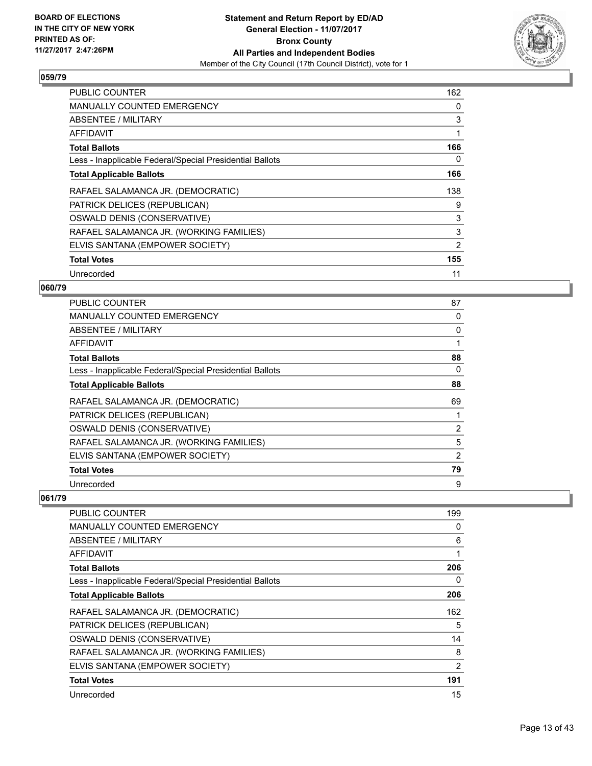**BOARD OF ELECTIONS IN THE CITY OF NEW YORK PRINTED AS OF: 11/27/2017 2:47:26PM**

**Statement and Return Report by ED/AD**
**General Election - 11/07/2017**
**Bronx County**
**All Parties and Independent Bodies**
Member of the City Council (17th Council District), vote for 1

## 059/79

| | |
|---|---|
| PUBLIC COUNTER | 162 |
| MANUALLY COUNTED EMERGENCY | 0 |
| ABSENTEE / MILITARY | 3 |
| AFFIDAVIT | 1 |
| **Total Ballots** | **166** |
| Less - Inapplicable Federal/Special Presidential Ballots | 0 |
| **Total Applicable Ballots** | **166** |
| RAFAEL SALAMANCA JR. (DEMOCRATIC) | 138 |
| PATRICK DELICES (REPUBLICAN) | 9 |
| OSWALD DENIS (CONSERVATIVE) | 3 |
| RAFAEL SALAMANCA JR. (WORKING FAMILIES) | 3 |
| ELVIS SANTANA (EMPOWER SOCIETY) | 2 |
| **Total Votes** | **155** |
| Unrecorded | 11 |

## 060/79

| | |
|---|---|
| PUBLIC COUNTER | 87 |
| MANUALLY COUNTED EMERGENCY | 0 |
| ABSENTEE / MILITARY | 0 |
| AFFIDAVIT | 1 |
| **Total Ballots** | **88** |
| Less - Inapplicable Federal/Special Presidential Ballots | 0 |
| **Total Applicable Ballots** | **88** |
| RAFAEL SALAMANCA JR. (DEMOCRATIC) | 69 |
| PATRICK DELICES (REPUBLICAN) | 1 |
| OSWALD DENIS (CONSERVATIVE) | 2 |
| RAFAEL SALAMANCA JR. (WORKING FAMILIES) | 5 |
| ELVIS SANTANA (EMPOWER SOCIETY) | 2 |
| **Total Votes** | **79** |
| Unrecorded | 9 |

## 061/79

| | |
|---|---|
| PUBLIC COUNTER | 199 |
| MANUALLY COUNTED EMERGENCY | 0 |
| ABSENTEE / MILITARY | 6 |
| AFFIDAVIT | 1 |
| **Total Ballots** | **206** |
| Less - Inapplicable Federal/Special Presidential Ballots | 0 |
| **Total Applicable Ballots** | **206** |
| RAFAEL SALAMANCA JR. (DEMOCRATIC) | 162 |
| PATRICK DELICES (REPUBLICAN) | 5 |
| OSWALD DENIS (CONSERVATIVE) | 14 |
| RAFAEL SALAMANCA JR. (WORKING FAMILIES) | 8 |
| ELVIS SANTANA (EMPOWER SOCIETY) | 2 |
| **Total Votes** | **191** |
| Unrecorded | 15 |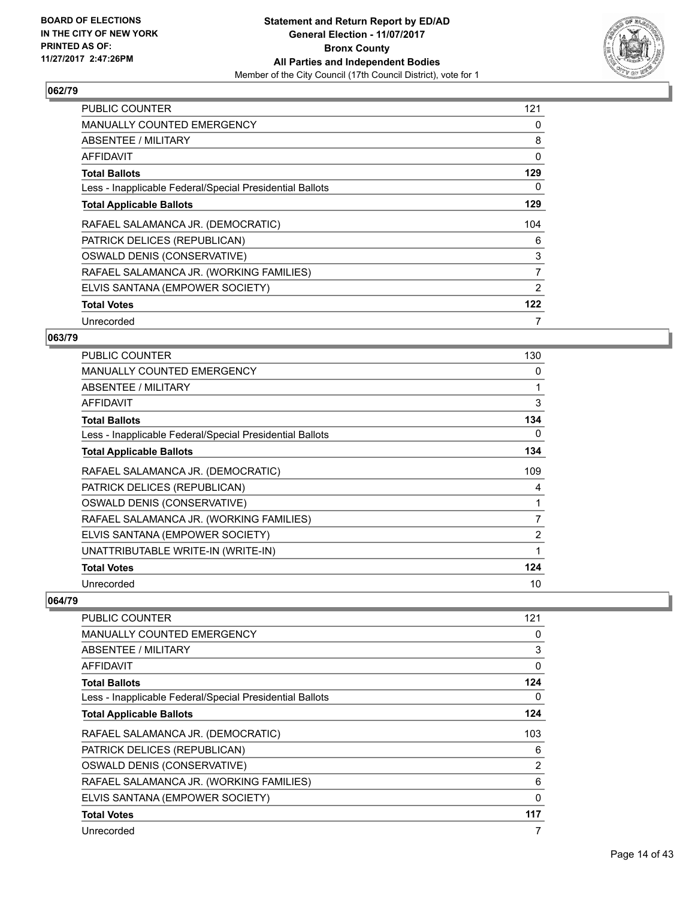**BOARD OF ELECTIONS IN THE CITY OF NEW YORK PRINTED AS OF: 11/27/2017 2:47:26PM**

**Statement and Return Report by ED/AD General Election - 11/07/2017 Bronx County All Parties and Independent Bodies**
Member of the City Council (17th Council District), vote for 1

### 062/79

| | |
|---|---|
| PUBLIC COUNTER | 121 |
| MANUALLY COUNTED EMERGENCY | 0 |
| ABSENTEE / MILITARY | 8 |
| AFFIDAVIT | 0 |
| **Total Ballots** | **129** |
| Less - Inapplicable Federal/Special Presidential Ballots | 0 |
| **Total Applicable Ballots** | **129** |
| RAFAEL SALAMANCA JR. (DEMOCRATIC) | 104 |
| PATRICK DELICES (REPUBLICAN) | 6 |
| OSWALD DENIS (CONSERVATIVE) | 3 |
| RAFAEL SALAMANCA JR. (WORKING FAMILIES) | 7 |
| ELVIS SANTANA (EMPOWER SOCIETY) | 2 |
| **Total Votes** | **122** |
| Unrecorded | 7 |

### 063/79

| | |
|---|---|
| PUBLIC COUNTER | 130 |
| MANUALLY COUNTED EMERGENCY | 0 |
| ABSENTEE / MILITARY | 1 |
| AFFIDAVIT | 3 |
| **Total Ballots** | **134** |
| Less - Inapplicable Federal/Special Presidential Ballots | 0 |
| **Total Applicable Ballots** | **134** |
| RAFAEL SALAMANCA JR. (DEMOCRATIC) | 109 |
| PATRICK DELICES (REPUBLICAN) | 4 |
| OSWALD DENIS (CONSERVATIVE) | 1 |
| RAFAEL SALAMANCA JR. (WORKING FAMILIES) | 7 |
| ELVIS SANTANA (EMPOWER SOCIETY) | 2 |
| UNATTRIBUTABLE WRITE-IN (WRITE-IN) | 1 |
| **Total Votes** | **124** |
| Unrecorded | 10 |

### 064/79

| | |
|---|---|
| PUBLIC COUNTER | 121 |
| MANUALLY COUNTED EMERGENCY | 0 |
| ABSENTEE / MILITARY | 3 |
| AFFIDAVIT | 0 |
| **Total Ballots** | **124** |
| Less - Inapplicable Federal/Special Presidential Ballots | 0 |
| **Total Applicable Ballots** | **124** |
| RAFAEL SALAMANCA JR. (DEMOCRATIC) | 103 |
| PATRICK DELICES (REPUBLICAN) | 6 |
| OSWALD DENIS (CONSERVATIVE) | 2 |
| RAFAEL SALAMANCA JR. (WORKING FAMILIES) | 6 |
| ELVIS SANTANA (EMPOWER SOCIETY) | 0 |
| **Total Votes** | **117** |
| Unrecorded | 7 |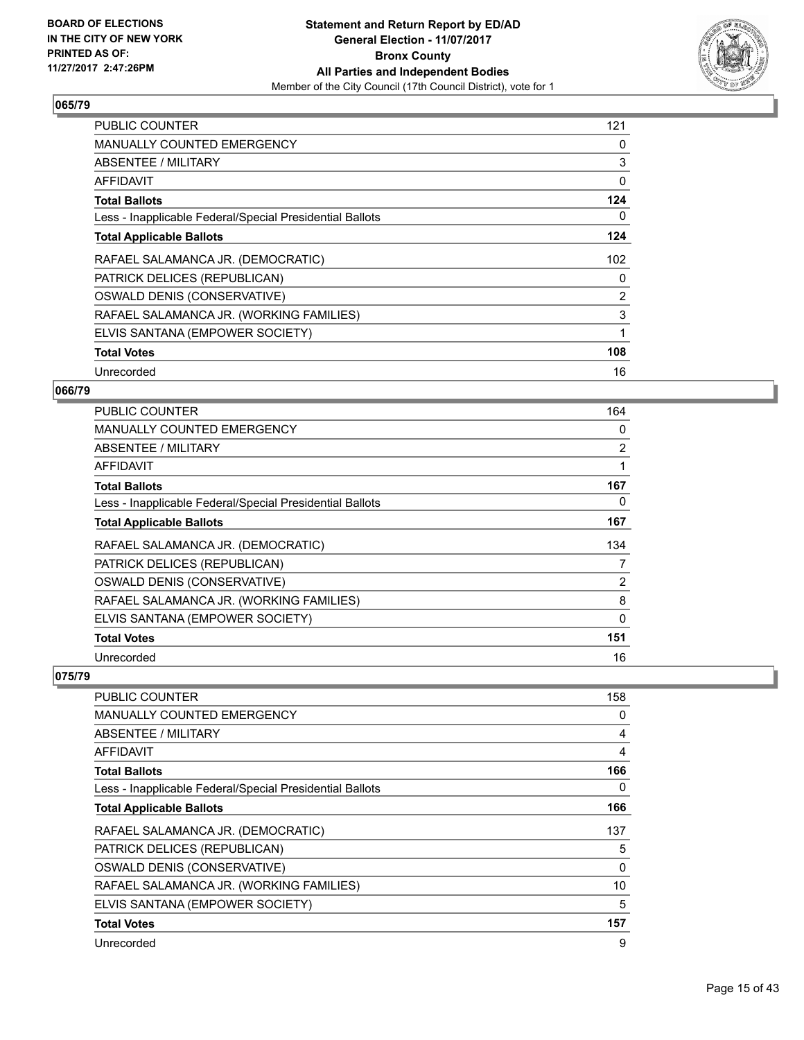**Statement and Return Report by ED/AD**
**General Election - 11/07/2017**
**Bronx County**
**All Parties and Independent Bodies**
Member of the City Council (17th Council District), vote for 1

BOARD OF ELECTIONS IN THE CITY OF NEW YORK PRINTED AS OF: 11/27/2017 2:47:26PM

## 065/79

| | |
|---|---|
| PUBLIC COUNTER | 121 |
| MANUALLY COUNTED EMERGENCY | 0 |
| ABSENTEE / MILITARY | 3 |
| AFFIDAVIT | 0 |
| **Total Ballots** | **124** |
| Less - Inapplicable Federal/Special Presidential Ballots | 0 |
| **Total Applicable Ballots** | **124** |
| RAFAEL SALAMANCA JR. (DEMOCRATIC) | 102 |
| PATRICK DELICES (REPUBLICAN) | 0 |
| OSWALD DENIS (CONSERVATIVE) | 2 |
| RAFAEL SALAMANCA JR. (WORKING FAMILIES) | 3 |
| ELVIS SANTANA (EMPOWER SOCIETY) | 1 |
| **Total Votes** | **108** |
| Unrecorded | 16 |

## 066/79

| | |
|---|---|
| PUBLIC COUNTER | 164 |
| MANUALLY COUNTED EMERGENCY | 0 |
| ABSENTEE / MILITARY | 2 |
| AFFIDAVIT | 1 |
| **Total Ballots** | **167** |
| Less - Inapplicable Federal/Special Presidential Ballots | 0 |
| **Total Applicable Ballots** | **167** |
| RAFAEL SALAMANCA JR. (DEMOCRATIC) | 134 |
| PATRICK DELICES (REPUBLICAN) | 7 |
| OSWALD DENIS (CONSERVATIVE) | 2 |
| RAFAEL SALAMANCA JR. (WORKING FAMILIES) | 8 |
| ELVIS SANTANA (EMPOWER SOCIETY) | 0 |
| **Total Votes** | **151** |
| Unrecorded | 16 |

## 075/79

| | |
|---|---|
| PUBLIC COUNTER | 158 |
| MANUALLY COUNTED EMERGENCY | 0 |
| ABSENTEE / MILITARY | 4 |
| AFFIDAVIT | 4 |
| **Total Ballots** | **166** |
| Less - Inapplicable Federal/Special Presidential Ballots | 0 |
| **Total Applicable Ballots** | **166** |
| RAFAEL SALAMANCA JR. (DEMOCRATIC) | 137 |
| PATRICK DELICES (REPUBLICAN) | 5 |
| OSWALD DENIS (CONSERVATIVE) | 0 |
| RAFAEL SALAMANCA JR. (WORKING FAMILIES) | 10 |
| ELVIS SANTANA (EMPOWER SOCIETY) | 5 |
| **Total Votes** | **157** |
| Unrecorded | 9 |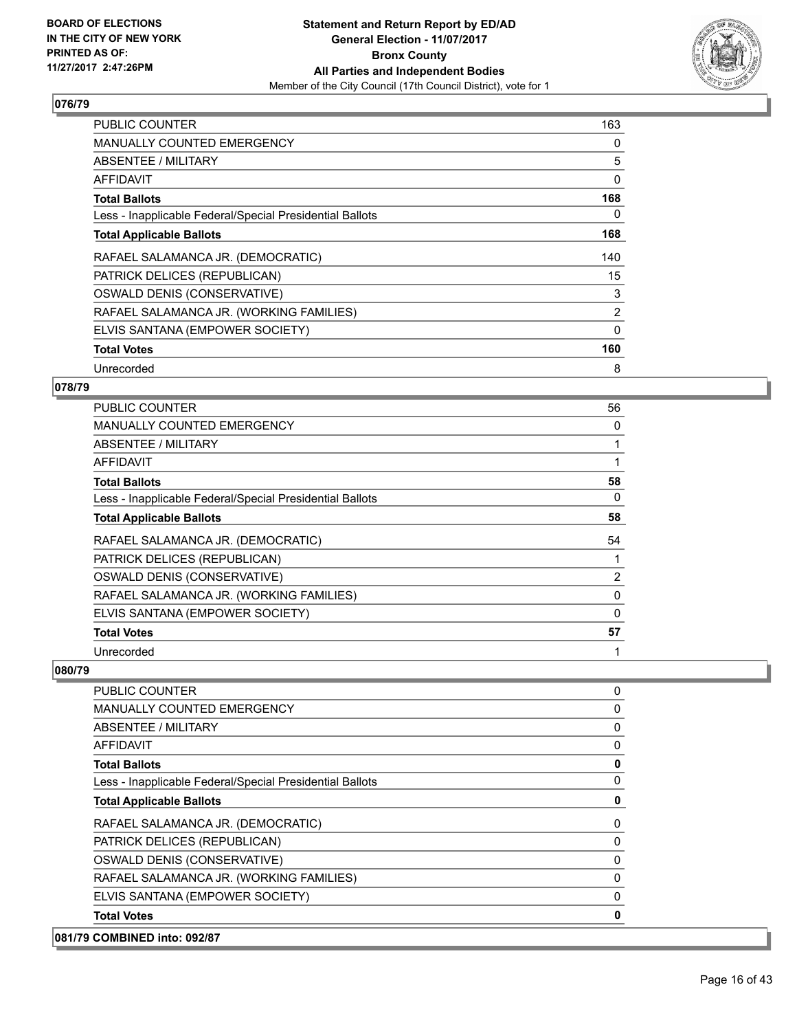## 076/79

| | |
|---|---|
| PUBLIC COUNTER | 163 |
| MANUALLY COUNTED EMERGENCY | 0 |
| ABSENTEE / MILITARY | 5 |
| AFFIDAVIT | 0 |
| **Total Ballots** | **168** |
| Less - Inapplicable Federal/Special Presidential Ballots | 0 |
| **Total Applicable Ballots** | **168** |
| RAFAEL SALAMANCA JR. (DEMOCRATIC) | 140 |
| PATRICK DELICES (REPUBLICAN) | 15 |
| OSWALD DENIS (CONSERVATIVE) | 3 |
| RAFAEL SALAMANCA JR. (WORKING FAMILIES) | 2 |
| ELVIS SANTANA (EMPOWER SOCIETY) | 0 |
| **Total Votes** | **160** |
| Unrecorded | 8 |

## 078/79

| | |
|---|---|
| PUBLIC COUNTER | 56 |
| MANUALLY COUNTED EMERGENCY | 0 |
| ABSENTEE / MILITARY | 1 |
| AFFIDAVIT | 1 |
| **Total Ballots** | **58** |
| Less - Inapplicable Federal/Special Presidential Ballots | 0 |
| **Total Applicable Ballots** | **58** |
| RAFAEL SALAMANCA JR. (DEMOCRATIC) | 54 |
| PATRICK DELICES (REPUBLICAN) | 1 |
| OSWALD DENIS (CONSERVATIVE) | 2 |
| RAFAEL SALAMANCA JR. (WORKING FAMILIES) | 0 |
| ELVIS SANTANA (EMPOWER SOCIETY) | 0 |
| **Total Votes** | **57** |
| Unrecorded | 1 |

## 080/79

| | |
|---|---|
| PUBLIC COUNTER | 0 |
| MANUALLY COUNTED EMERGENCY | 0 |
| ABSENTEE / MILITARY | 0 |
| AFFIDAVIT | 0 |
| **Total Ballots** | **0** |
| Less - Inapplicable Federal/Special Presidential Ballots | 0 |
| **Total Applicable Ballots** | **0** |
| RAFAEL SALAMANCA JR. (DEMOCRATIC) | 0 |
| PATRICK DELICES (REPUBLICAN) | 0 |
| OSWALD DENIS (CONSERVATIVE) | 0 |
| RAFAEL SALAMANCA JR. (WORKING FAMILIES) | 0 |
| ELVIS SANTANA (EMPOWER SOCIETY) | 0 |
| **Total Votes** | **0** |

## 081/79 COMBINED into: 092/87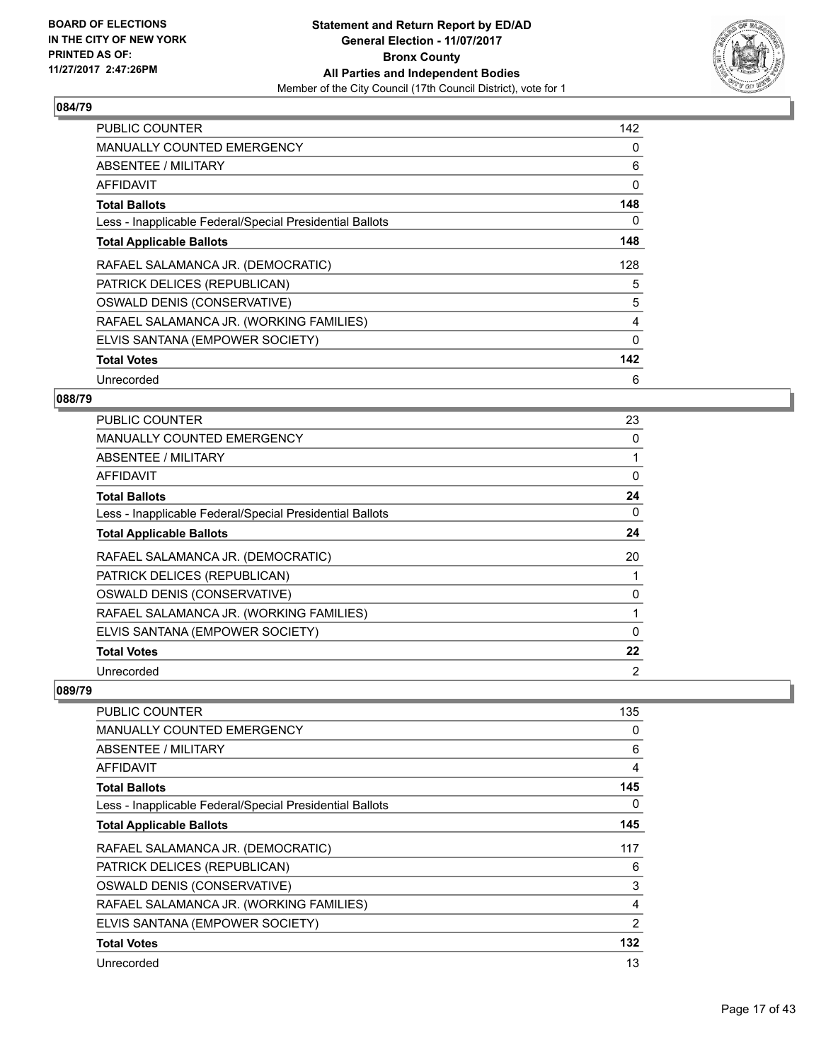**BOARD OF ELECTIONS IN THE CITY OF NEW YORK**
**PRINTED AS OF: 11/27/2017 2:47:26PM**

**Statement and Return Report by ED/AD**
**General Election - 11/07/2017**
**Bronx County**
**All Parties and Independent Bodies**
Member of the City Council (17th Council District), vote for 1

### 084/79

| | |
|---|---|
| PUBLIC COUNTER | 142 |
| MANUALLY COUNTED EMERGENCY | 0 |
| ABSENTEE / MILITARY | 6 |
| AFFIDAVIT | 0 |
| **Total Ballots** | **148** |
| Less - Inapplicable Federal/Special Presidential Ballots | 0 |
| **Total Applicable Ballots** | **148** |
| RAFAEL SALAMANCA JR. (DEMOCRATIC) | 128 |
| PATRICK DELICES (REPUBLICAN) | 5 |
| OSWALD DENIS (CONSERVATIVE) | 5 |
| RAFAEL SALAMANCA JR. (WORKING FAMILIES) | 4 |
| ELVIS SANTANA (EMPOWER SOCIETY) | 0 |
| **Total Votes** | **142** |
| Unrecorded | 6 |

### 088/79

| | |
|---|---|
| PUBLIC COUNTER | 23 |
| MANUALLY COUNTED EMERGENCY | 0 |
| ABSENTEE / MILITARY | 1 |
| AFFIDAVIT | 0 |
| **Total Ballots** | **24** |
| Less - Inapplicable Federal/Special Presidential Ballots | 0 |
| **Total Applicable Ballots** | **24** |
| RAFAEL SALAMANCA JR. (DEMOCRATIC) | 20 |
| PATRICK DELICES (REPUBLICAN) | 1 |
| OSWALD DENIS (CONSERVATIVE) | 0 |
| RAFAEL SALAMANCA JR. (WORKING FAMILIES) | 1 |
| ELVIS SANTANA (EMPOWER SOCIETY) | 0 |
| **Total Votes** | **22** |
| Unrecorded | 2 |

### 089/79

| | |
|---|---|
| PUBLIC COUNTER | 135 |
| MANUALLY COUNTED EMERGENCY | 0 |
| ABSENTEE / MILITARY | 6 |
| AFFIDAVIT | 4 |
| **Total Ballots** | **145** |
| Less - Inapplicable Federal/Special Presidential Ballots | 0 |
| **Total Applicable Ballots** | **145** |
| RAFAEL SALAMANCA JR. (DEMOCRATIC) | 117 |
| PATRICK DELICES (REPUBLICAN) | 6 |
| OSWALD DENIS (CONSERVATIVE) | 3 |
| RAFAEL SALAMANCA JR. (WORKING FAMILIES) | 4 |
| ELVIS SANTANA (EMPOWER SOCIETY) | 2 |
| **Total Votes** | **132** |
| Unrecorded | 13 |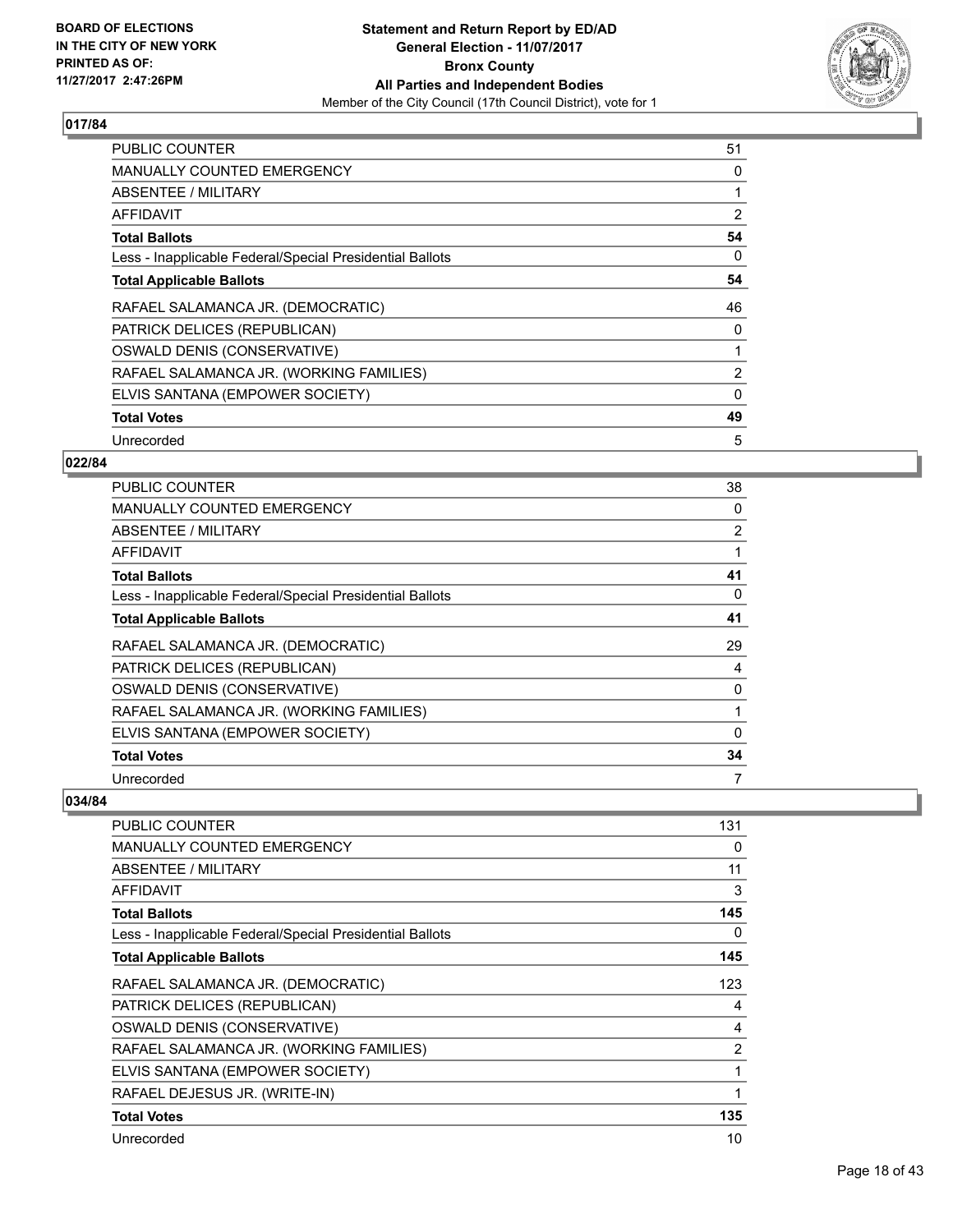**BOARD OF ELECTIONS IN THE CITY OF NEW YORK PRINTED AS OF: 11/27/2017 2:47:26PM**

**Statement and Return Report by ED/AD**
**General Election - 11/07/2017**
**Bronx County**
**All Parties and Independent Bodies**
Member of the City Council (17th Council District), vote for 1

### 017/84

| | |
|---|---|
| PUBLIC COUNTER | 51 |
| MANUALLY COUNTED EMERGENCY | 0 |
| ABSENTEE / MILITARY | 1 |
| AFFIDAVIT | 2 |
| **Total Ballots** | **54** |
| Less - Inapplicable Federal/Special Presidential Ballots | 0 |
| **Total Applicable Ballots** | **54** |
| RAFAEL SALAMANCA JR. (DEMOCRATIC) | 46 |
| PATRICK DELICES (REPUBLICAN) | 0 |
| OSWALD DENIS (CONSERVATIVE) | 1 |
| RAFAEL SALAMANCA JR. (WORKING FAMILIES) | 2 |
| ELVIS SANTANA (EMPOWER SOCIETY) | 0 |
| **Total Votes** | **49** |
| Unrecorded | 5 |

### 022/84

| | |
|---|---|
| PUBLIC COUNTER | 38 |
| MANUALLY COUNTED EMERGENCY | 0 |
| ABSENTEE / MILITARY | 2 |
| AFFIDAVIT | 1 |
| **Total Ballots** | **41** |
| Less - Inapplicable Federal/Special Presidential Ballots | 0 |
| **Total Applicable Ballots** | **41** |
| RAFAEL SALAMANCA JR. (DEMOCRATIC) | 29 |
| PATRICK DELICES (REPUBLICAN) | 4 |
| OSWALD DENIS (CONSERVATIVE) | 0 |
| RAFAEL SALAMANCA JR. (WORKING FAMILIES) | 1 |
| ELVIS SANTANA (EMPOWER SOCIETY) | 0 |
| **Total Votes** | **34** |
| Unrecorded | 7 |

### 034/84

| | |
|---|---|
| PUBLIC COUNTER | 131 |
| MANUALLY COUNTED EMERGENCY | 0 |
| ABSENTEE / MILITARY | 11 |
| AFFIDAVIT | 3 |
| **Total Ballots** | **145** |
| Less - Inapplicable Federal/Special Presidential Ballots | 0 |
| **Total Applicable Ballots** | **145** |
| RAFAEL SALAMANCA JR. (DEMOCRATIC) | 123 |
| PATRICK DELICES (REPUBLICAN) | 4 |
| OSWALD DENIS (CONSERVATIVE) | 4 |
| RAFAEL SALAMANCA JR. (WORKING FAMILIES) | 2 |
| ELVIS SANTANA (EMPOWER SOCIETY) | 1 |
| RAFAEL DEJESUS JR. (WRITE-IN) | 1 |
| **Total Votes** | **135** |
| Unrecorded | 10 |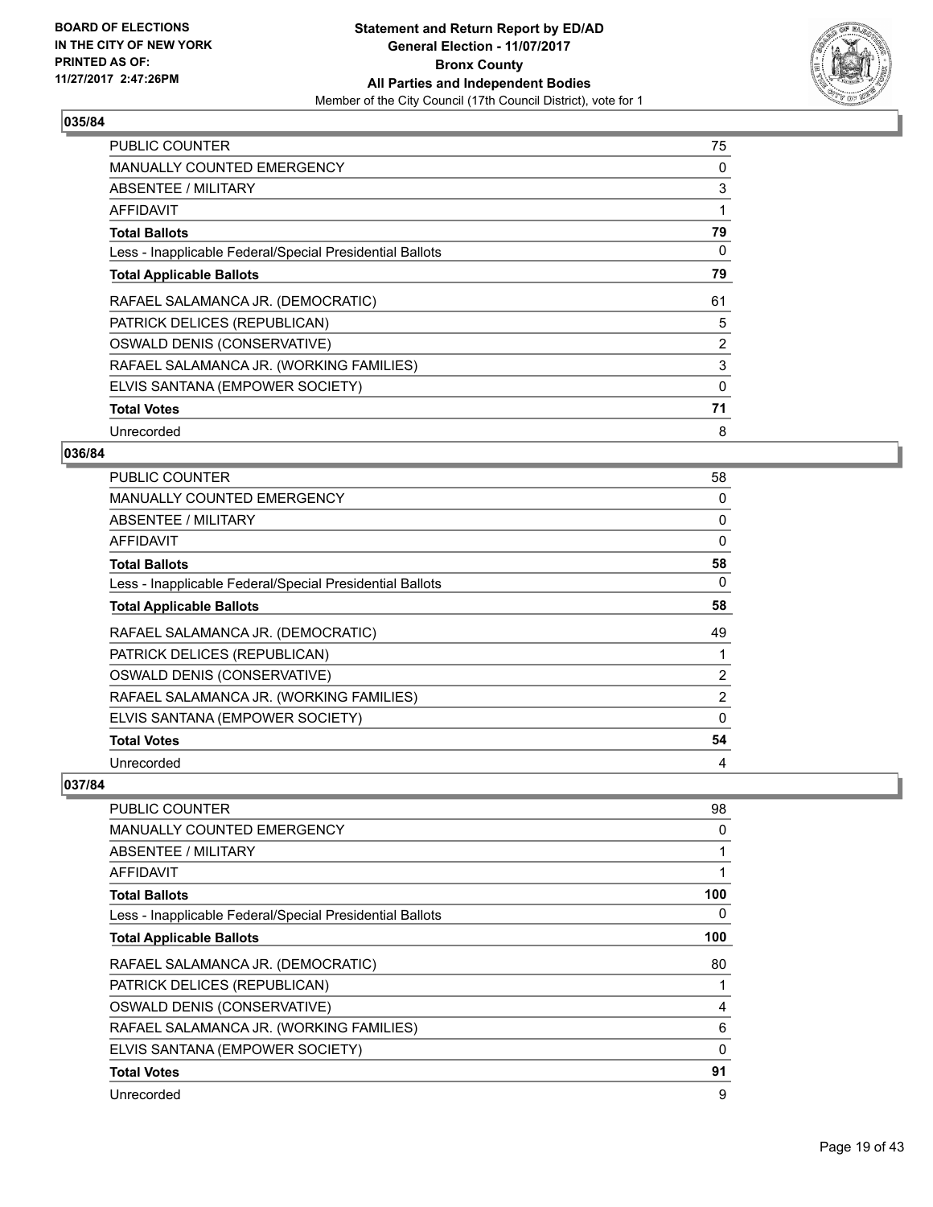**BOARD OF ELECTIONS IN THE CITY OF NEW YORK PRINTED AS OF: 11/27/2017 2:47:26PM**

**Statement and Return Report by ED/AD General Election - 11/07/2017 Bronx County All Parties and Independent Bodies**
Member of the City Council (17th Council District), vote for 1

## 035/84

| | |
|---|---|
| PUBLIC COUNTER | 75 |
| MANUALLY COUNTED EMERGENCY | 0 |
| ABSENTEE / MILITARY | 3 |
| AFFIDAVIT | 1 |
| **Total Ballots** | **79** |
| Less - Inapplicable Federal/Special Presidential Ballots | 0 |
| **Total Applicable Ballots** | **79** |
| RAFAEL SALAMANCA JR. (DEMOCRATIC) | 61 |
| PATRICK DELICES (REPUBLICAN) | 5 |
| OSWALD DENIS (CONSERVATIVE) | 2 |
| RAFAEL SALAMANCA JR. (WORKING FAMILIES) | 3 |
| ELVIS SANTANA (EMPOWER SOCIETY) | 0 |
| **Total Votes** | **71** |
| Unrecorded | 8 |

## 036/84

| | |
|---|---|
| PUBLIC COUNTER | 58 |
| MANUALLY COUNTED EMERGENCY | 0 |
| ABSENTEE / MILITARY | 0 |
| AFFIDAVIT | 0 |
| **Total Ballots** | **58** |
| Less - Inapplicable Federal/Special Presidential Ballots | 0 |
| **Total Applicable Ballots** | **58** |
| RAFAEL SALAMANCA JR. (DEMOCRATIC) | 49 |
| PATRICK DELICES (REPUBLICAN) | 1 |
| OSWALD DENIS (CONSERVATIVE) | 2 |
| RAFAEL SALAMANCA JR. (WORKING FAMILIES) | 2 |
| ELVIS SANTANA (EMPOWER SOCIETY) | 0 |
| **Total Votes** | **54** |
| Unrecorded | 4 |

## 037/84

| | |
|---|---|
| PUBLIC COUNTER | 98 |
| MANUALLY COUNTED EMERGENCY | 0 |
| ABSENTEE / MILITARY | 1 |
| AFFIDAVIT | 1 |
| **Total Ballots** | **100** |
| Less - Inapplicable Federal/Special Presidential Ballots | 0 |
| **Total Applicable Ballots** | **100** |
| RAFAEL SALAMANCA JR. (DEMOCRATIC) | 80 |
| PATRICK DELICES (REPUBLICAN) | 1 |
| OSWALD DENIS (CONSERVATIVE) | 4 |
| RAFAEL SALAMANCA JR. (WORKING FAMILIES) | 6 |
| ELVIS SANTANA (EMPOWER SOCIETY) | 0 |
| **Total Votes** | **91** |
| Unrecorded | 9 |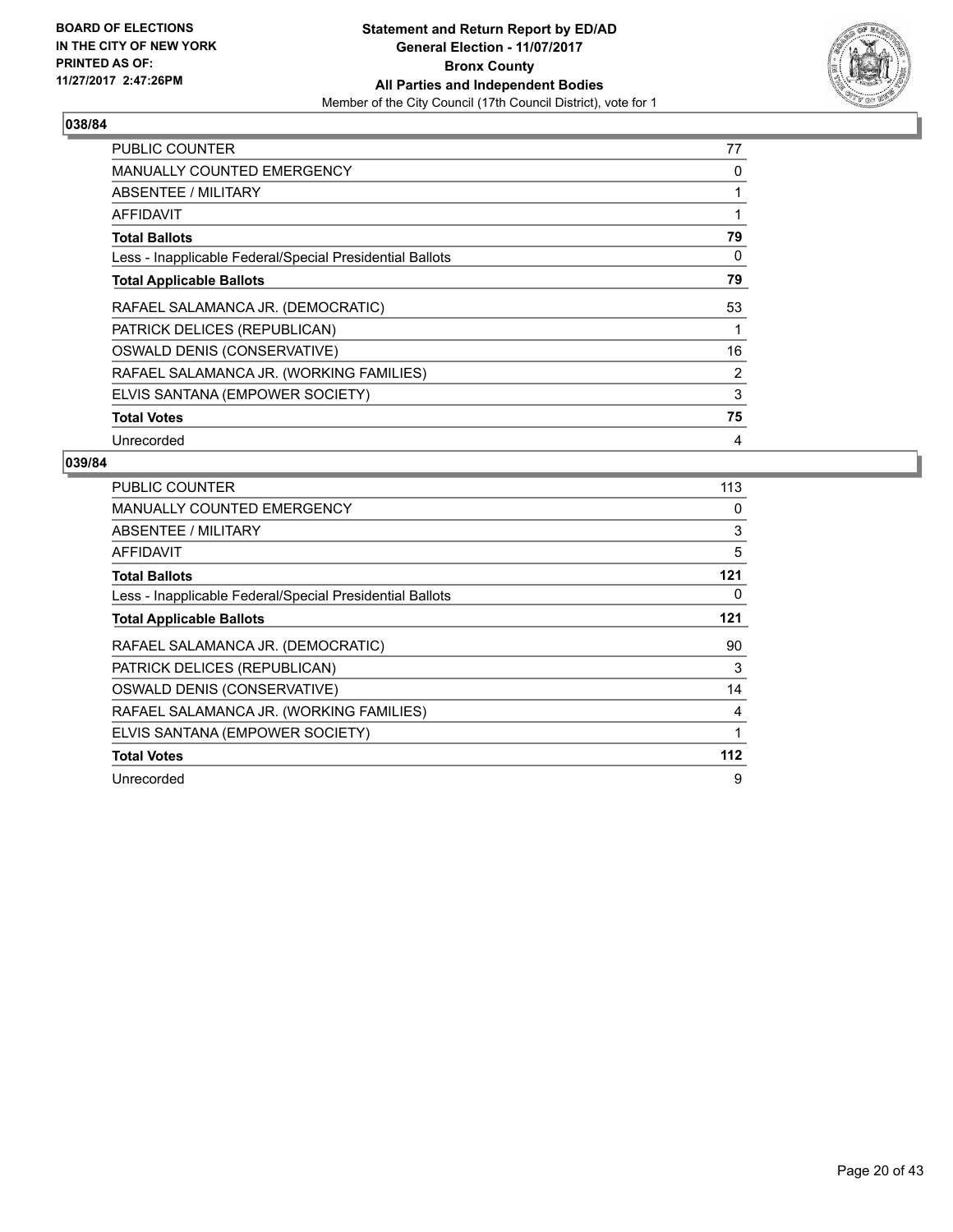**BOARD OF ELECTIONS IN THE CITY OF NEW YORK PRINTED AS OF: 11/27/2017 2:47:26PM**

**Statement and Return Report by ED/AD**
**General Election - 11/07/2017**
**Bronx County**
**All Parties and Independent Bodies**
Member of the City Council (17th Council District), vote for 1

## 038/84

| | |
|---|---|
| PUBLIC COUNTER | 77 |
| MANUALLY COUNTED EMERGENCY | 0 |
| ABSENTEE / MILITARY | 1 |
| AFFIDAVIT | 1 |
| **Total Ballots** | **79** |
| Less - Inapplicable Federal/Special Presidential Ballots | 0 |
| **Total Applicable Ballots** | **79** |
| RAFAEL SALAMANCA JR. (DEMOCRATIC) | 53 |
| PATRICK DELICES (REPUBLICAN) | 1 |
| OSWALD DENIS (CONSERVATIVE) | 16 |
| RAFAEL SALAMANCA JR. (WORKING FAMILIES) | 2 |
| ELVIS SANTANA (EMPOWER SOCIETY) | 3 |
| **Total Votes** | **75** |
| Unrecorded | 4 |

## 039/84

| | |
|---|---|
| PUBLIC COUNTER | 113 |
| MANUALLY COUNTED EMERGENCY | 0 |
| ABSENTEE / MILITARY | 3 |
| AFFIDAVIT | 5 |
| **Total Ballots** | **121** |
| Less - Inapplicable Federal/Special Presidential Ballots | 0 |
| **Total Applicable Ballots** | **121** |
| RAFAEL SALAMANCA JR. (DEMOCRATIC) | 90 |
| PATRICK DELICES (REPUBLICAN) | 3 |
| OSWALD DENIS (CONSERVATIVE) | 14 |
| RAFAEL SALAMANCA JR. (WORKING FAMILIES) | 4 |
| ELVIS SANTANA (EMPOWER SOCIETY) | 1 |
| **Total Votes** | **112** |
| Unrecorded | 9 |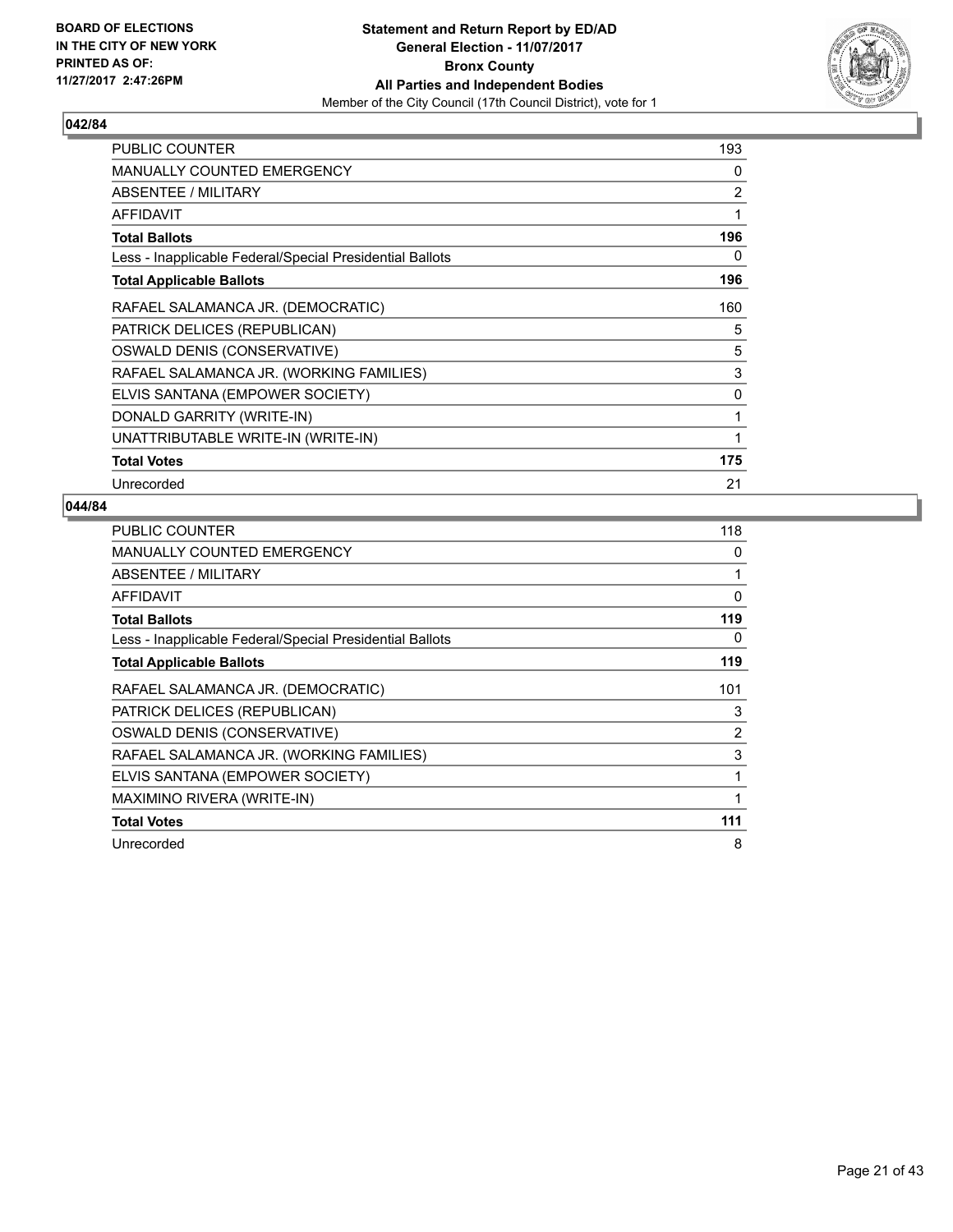**BOARD OF ELECTIONS IN THE CITY OF NEW YORK PRINTED AS OF: 11/27/2017 2:47:26PM**

**Statement and Return Report by ED/AD**
**General Election - 11/07/2017**
**Bronx County**
**All Parties and Independent Bodies**
Member of the City Council (17th Council District), vote for 1

## 042/84

| | |
|---|---|
| PUBLIC COUNTER | 193 |
| MANUALLY COUNTED EMERGENCY | 0 |
| ABSENTEE / MILITARY | 2 |
| AFFIDAVIT | 1 |
| **Total Ballots** | **196** |
| Less - Inapplicable Federal/Special Presidential Ballots | 0 |
| **Total Applicable Ballots** | **196** |
| RAFAEL SALAMANCA JR. (DEMOCRATIC) | 160 |
| PATRICK DELICES (REPUBLICAN) | 5 |
| OSWALD DENIS (CONSERVATIVE) | 5 |
| RAFAEL SALAMANCA JR. (WORKING FAMILIES) | 3 |
| ELVIS SANTANA (EMPOWER SOCIETY) | 0 |
| DONALD GARRITY (WRITE-IN) | 1 |
| UNATTRIBUTABLE WRITE-IN (WRITE-IN) | 1 |
| **Total Votes** | **175** |
| Unrecorded | 21 |

## 044/84

| | |
|---|---|
| PUBLIC COUNTER | 118 |
| MANUALLY COUNTED EMERGENCY | 0 |
| ABSENTEE / MILITARY | 1 |
| AFFIDAVIT | 0 |
| **Total Ballots** | **119** |
| Less - Inapplicable Federal/Special Presidential Ballots | 0 |
| **Total Applicable Ballots** | **119** |
| RAFAEL SALAMANCA JR. (DEMOCRATIC) | 101 |
| PATRICK DELICES (REPUBLICAN) | 3 |
| OSWALD DENIS (CONSERVATIVE) | 2 |
| RAFAEL SALAMANCA JR. (WORKING FAMILIES) | 3 |
| ELVIS SANTANA (EMPOWER SOCIETY) | 1 |
| MAXIMINO RIVERA (WRITE-IN) | 1 |
| **Total Votes** | **111** |
| Unrecorded | 8 |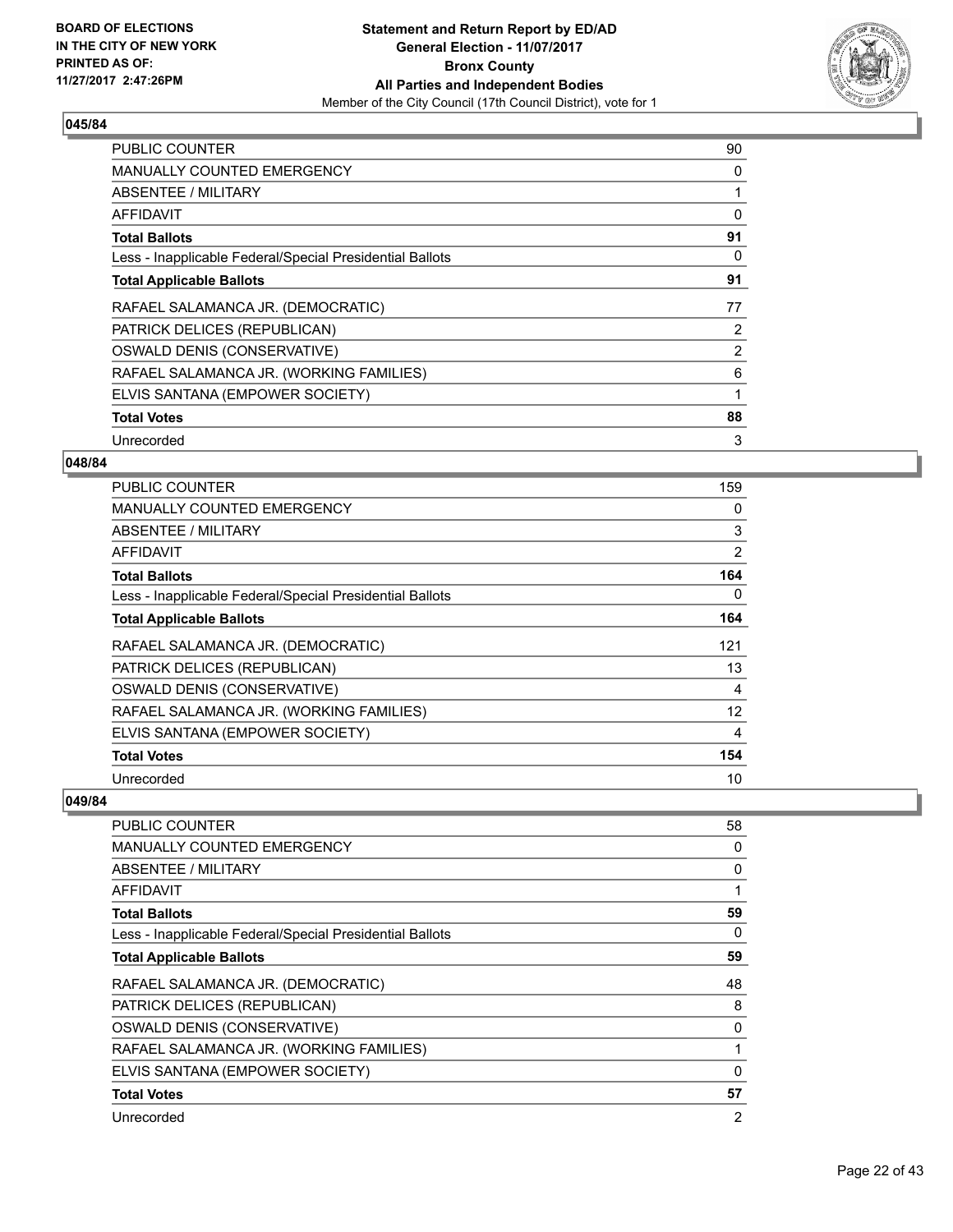## 045/84

| | |
|---|---|
| PUBLIC COUNTER | 90 |
| MANUALLY COUNTED EMERGENCY | 0 |
| ABSENTEE / MILITARY | 1 |
| AFFIDAVIT | 0 |
| **Total Ballots** | **91** |
| Less - Inapplicable Federal/Special Presidential Ballots | 0 |
| **Total Applicable Ballots** | **91** |
| RAFAEL SALAMANCA JR. (DEMOCRATIC) | 77 |
| PATRICK DELICES (REPUBLICAN) | 2 |
| OSWALD DENIS (CONSERVATIVE) | 2 |
| RAFAEL SALAMANCA JR. (WORKING FAMILIES) | 6 |
| ELVIS SANTANA (EMPOWER SOCIETY) | 1 |
| **Total Votes** | **88** |
| Unrecorded | 3 |

## 048/84

| | |
|---|---|
| PUBLIC COUNTER | 159 |
| MANUALLY COUNTED EMERGENCY | 0 |
| ABSENTEE / MILITARY | 3 |
| AFFIDAVIT | 2 |
| **Total Ballots** | **164** |
| Less - Inapplicable Federal/Special Presidential Ballots | 0 |
| **Total Applicable Ballots** | **164** |
| RAFAEL SALAMANCA JR. (DEMOCRATIC) | 121 |
| PATRICK DELICES (REPUBLICAN) | 13 |
| OSWALD DENIS (CONSERVATIVE) | 4 |
| RAFAEL SALAMANCA JR. (WORKING FAMILIES) | 12 |
| ELVIS SANTANA (EMPOWER SOCIETY) | 4 |
| **Total Votes** | **154** |
| Unrecorded | 10 |

## 049/84

| | |
|---|---|
| PUBLIC COUNTER | 58 |
| MANUALLY COUNTED EMERGENCY | 0 |
| ABSENTEE / MILITARY | 0 |
| AFFIDAVIT | 1 |
| **Total Ballots** | **59** |
| Less - Inapplicable Federal/Special Presidential Ballots | 0 |
| **Total Applicable Ballots** | **59** |
| RAFAEL SALAMANCA JR. (DEMOCRATIC) | 48 |
| PATRICK DELICES (REPUBLICAN) | 8 |
| OSWALD DENIS (CONSERVATIVE) | 0 |
| RAFAEL SALAMANCA JR. (WORKING FAMILIES) | 1 |
| ELVIS SANTANA (EMPOWER SOCIETY) | 0 |
| **Total Votes** | **57** |
| Unrecorded | 2 |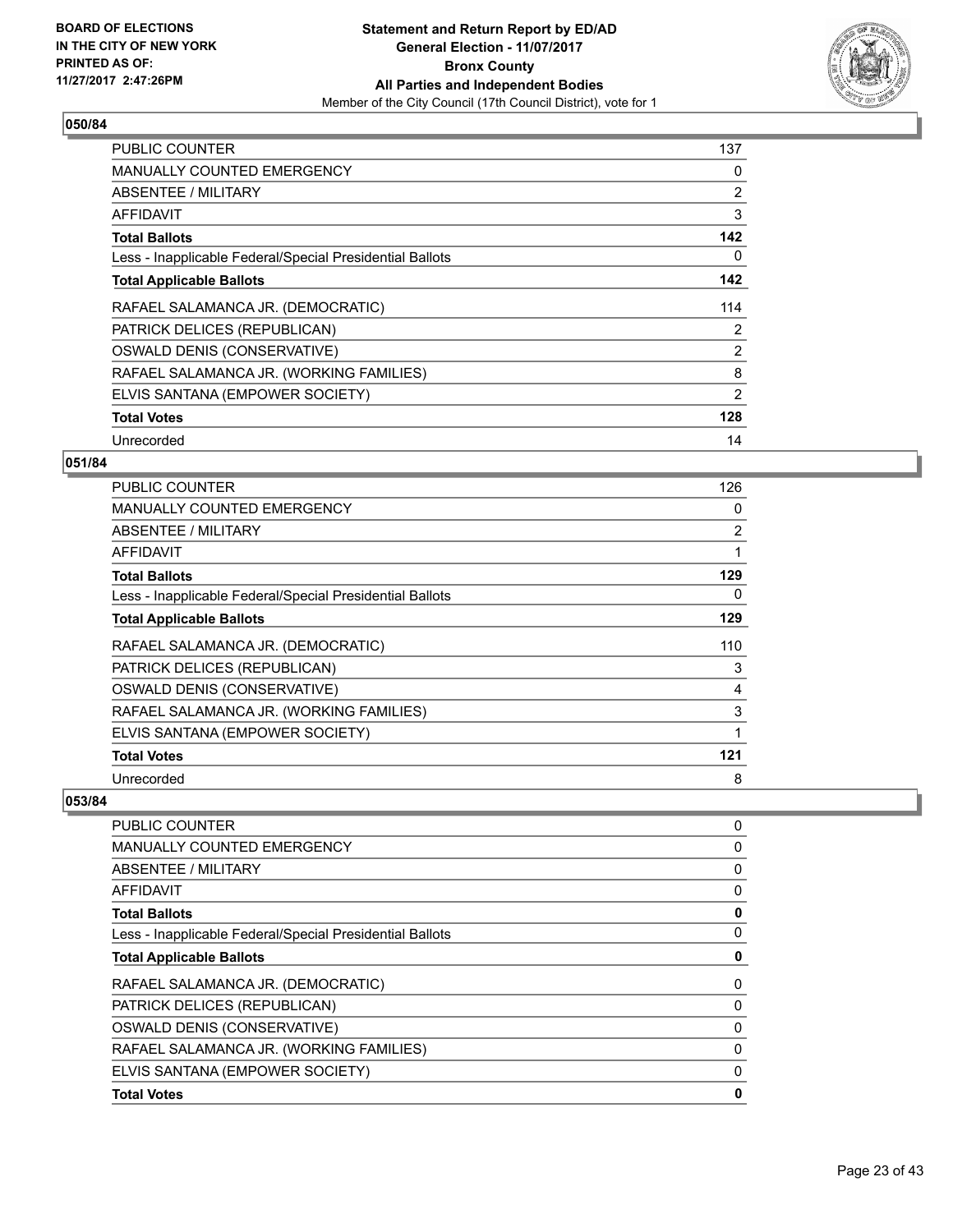## 050/84

| | |
|---|---|
| PUBLIC COUNTER | 137 |
| MANUALLY COUNTED EMERGENCY | 0 |
| ABSENTEE / MILITARY | 2 |
| AFFIDAVIT | 3 |
| **Total Ballots** | **142** |
| Less - Inapplicable Federal/Special Presidential Ballots | 0 |
| **Total Applicable Ballots** | **142** |
| RAFAEL SALAMANCA JR. (DEMOCRATIC) | 114 |
| PATRICK DELICES (REPUBLICAN) | 2 |
| OSWALD DENIS (CONSERVATIVE) | 2 |
| RAFAEL SALAMANCA JR. (WORKING FAMILIES) | 8 |
| ELVIS SANTANA (EMPOWER SOCIETY) | 2 |
| **Total Votes** | **128** |
| Unrecorded | 14 |

## 051/84

| | |
|---|---|
| PUBLIC COUNTER | 126 |
| MANUALLY COUNTED EMERGENCY | 0 |
| ABSENTEE / MILITARY | 2 |
| AFFIDAVIT | 1 |
| **Total Ballots** | **129** |
| Less - Inapplicable Federal/Special Presidential Ballots | 0 |
| **Total Applicable Ballots** | **129** |
| RAFAEL SALAMANCA JR. (DEMOCRATIC) | 110 |
| PATRICK DELICES (REPUBLICAN) | 3 |
| OSWALD DENIS (CONSERVATIVE) | 4 |
| RAFAEL SALAMANCA JR. (WORKING FAMILIES) | 3 |
| ELVIS SANTANA (EMPOWER SOCIETY) | 1 |
| **Total Votes** | **121** |
| Unrecorded | 8 |

## 053/84

| | |
|---|---|
| PUBLIC COUNTER | 0 |
| MANUALLY COUNTED EMERGENCY | 0 |
| ABSENTEE / MILITARY | 0 |
| AFFIDAVIT | 0 |
| **Total Ballots** | **0** |
| Less - Inapplicable Federal/Special Presidential Ballots | 0 |
| **Total Applicable Ballots** | **0** |
| RAFAEL SALAMANCA JR. (DEMOCRATIC) | 0 |
| PATRICK DELICES (REPUBLICAN) | 0 |
| OSWALD DENIS (CONSERVATIVE) | 0 |
| RAFAEL SALAMANCA JR. (WORKING FAMILIES) | 0 |
| ELVIS SANTANA (EMPOWER SOCIETY) | 0 |
| **Total Votes** | **0** |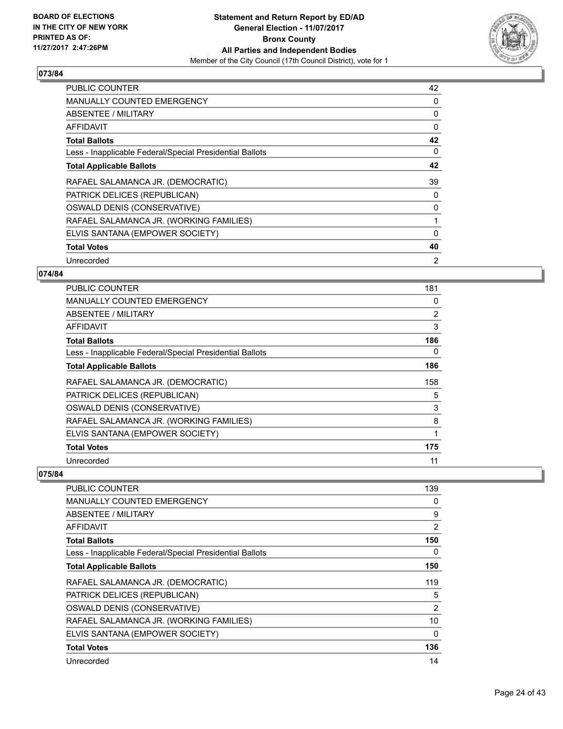**Statement and Return Report by ED/AD**
**General Election - 11/07/2017**
**Bronx County**
**All Parties and Independent Bodies**
Member of the City Council (17th Council District), vote for 1

BOARD OF ELECTIONS IN THE CITY OF NEW YORK
PRINTED AS OF: 11/27/2017 2:47:26PM

### 073/84

| | |
|---|---|
| PUBLIC COUNTER | 42 |
| MANUALLY COUNTED EMERGENCY | 0 |
| ABSENTEE / MILITARY | 0 |
| AFFIDAVIT | 0 |
| **Total Ballots** | **42** |
| Less - Inapplicable Federal/Special Presidential Ballots | 0 |
| **Total Applicable Ballots** | **42** |
| RAFAEL SALAMANCA JR. (DEMOCRATIC) | 39 |
| PATRICK DELICES (REPUBLICAN) | 0 |
| OSWALD DENIS (CONSERVATIVE) | 0 |
| RAFAEL SALAMANCA JR. (WORKING FAMILIES) | 1 |
| ELVIS SANTANA (EMPOWER SOCIETY) | 0 |
| **Total Votes** | **40** |
| Unrecorded | 2 |

### 074/84

| | |
|---|---|
| PUBLIC COUNTER | 181 |
| MANUALLY COUNTED EMERGENCY | 0 |
| ABSENTEE / MILITARY | 2 |
| AFFIDAVIT | 3 |
| **Total Ballots** | **186** |
| Less - Inapplicable Federal/Special Presidential Ballots | 0 |
| **Total Applicable Ballots** | **186** |
| RAFAEL SALAMANCA JR. (DEMOCRATIC) | 158 |
| PATRICK DELICES (REPUBLICAN) | 5 |
| OSWALD DENIS (CONSERVATIVE) | 3 |
| RAFAEL SALAMANCA JR. (WORKING FAMILIES) | 8 |
| ELVIS SANTANA (EMPOWER SOCIETY) | 1 |
| **Total Votes** | **175** |
| Unrecorded | 11 |

### 075/84

| | |
|---|---|
| PUBLIC COUNTER | 139 |
| MANUALLY COUNTED EMERGENCY | 0 |
| ABSENTEE / MILITARY | 9 |
| AFFIDAVIT | 2 |
| **Total Ballots** | **150** |
| Less - Inapplicable Federal/Special Presidential Ballots | 0 |
| **Total Applicable Ballots** | **150** |
| RAFAEL SALAMANCA JR. (DEMOCRATIC) | 119 |
| PATRICK DELICES (REPUBLICAN) | 5 |
| OSWALD DENIS (CONSERVATIVE) | 2 |
| RAFAEL SALAMANCA JR. (WORKING FAMILIES) | 10 |
| ELVIS SANTANA (EMPOWER SOCIETY) | 0 |
| **Total Votes** | **136** |
| Unrecorded | 14 |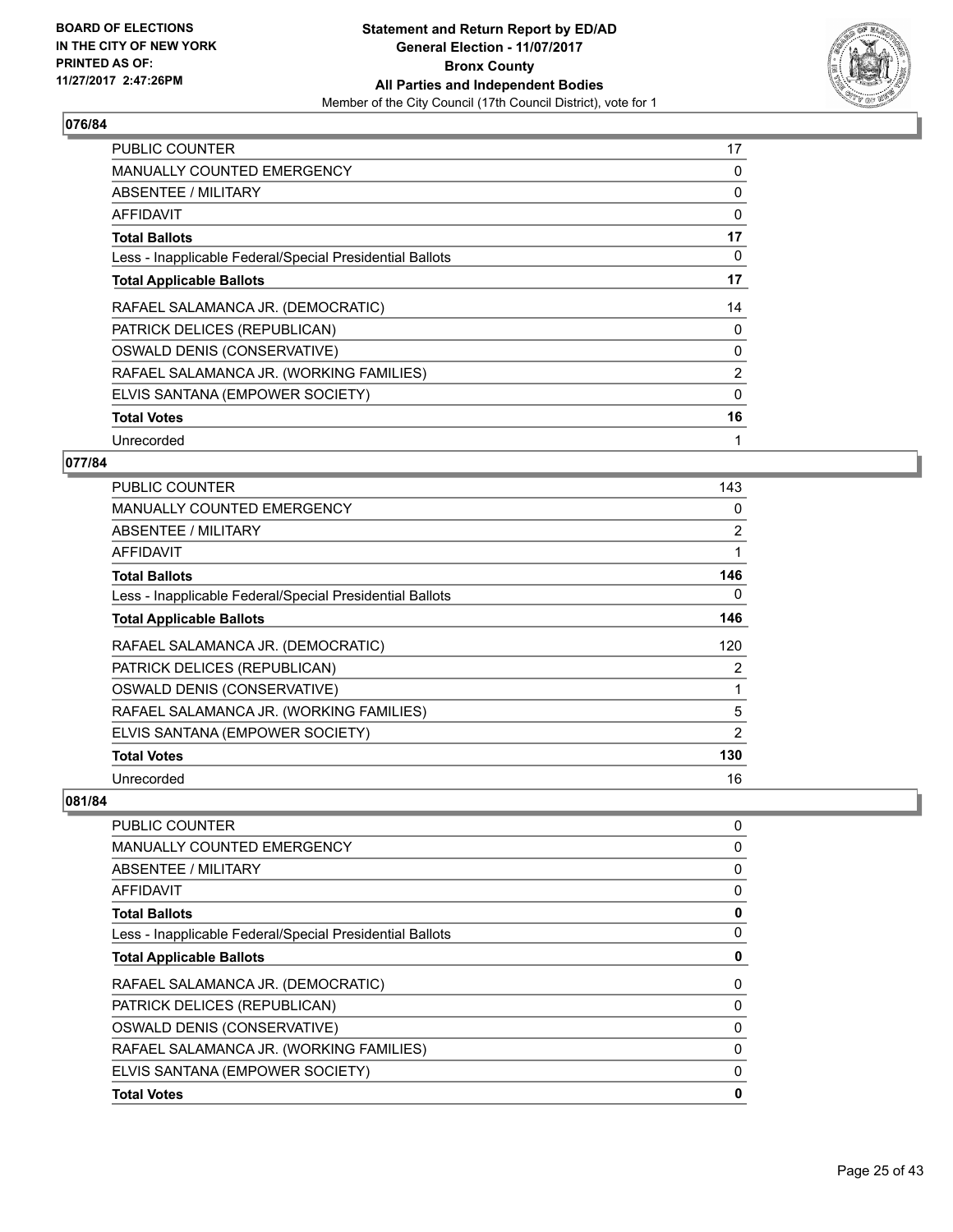**BOARD OF ELECTIONS IN THE CITY OF NEW YORK PRINTED AS OF: 11/27/2017 2:47:26PM**

**Statement and Return Report by ED/AD**
**General Election - 11/07/2017**
**Bronx County**
**All Parties and Independent Bodies**
Member of the City Council (17th Council District), vote for 1

### 076/84

| | |
|---|---|
| PUBLIC COUNTER | 17 |
| MANUALLY COUNTED EMERGENCY | 0 |
| ABSENTEE / MILITARY | 0 |
| AFFIDAVIT | 0 |
| **Total Ballots** | **17** |
| Less - Inapplicable Federal/Special Presidential Ballots | 0 |
| **Total Applicable Ballots** | **17** |
| RAFAEL SALAMANCA JR. (DEMOCRATIC) | 14 |
| PATRICK DELICES (REPUBLICAN) | 0 |
| OSWALD DENIS (CONSERVATIVE) | 0 |
| RAFAEL SALAMANCA JR. (WORKING FAMILIES) | 2 |
| ELVIS SANTANA (EMPOWER SOCIETY) | 0 |
| **Total Votes** | **16** |
| Unrecorded | 1 |

### 077/84

| | |
|---|---|
| PUBLIC COUNTER | 143 |
| MANUALLY COUNTED EMERGENCY | 0 |
| ABSENTEE / MILITARY | 2 |
| AFFIDAVIT | 1 |
| **Total Ballots** | **146** |
| Less - Inapplicable Federal/Special Presidential Ballots | 0 |
| **Total Applicable Ballots** | **146** |
| RAFAEL SALAMANCA JR. (DEMOCRATIC) | 120 |
| PATRICK DELICES (REPUBLICAN) | 2 |
| OSWALD DENIS (CONSERVATIVE) | 1 |
| RAFAEL SALAMANCA JR. (WORKING FAMILIES) | 5 |
| ELVIS SANTANA (EMPOWER SOCIETY) | 2 |
| **Total Votes** | **130** |
| Unrecorded | 16 |

### 081/84

| | |
|---|---|
| PUBLIC COUNTER | 0 |
| MANUALLY COUNTED EMERGENCY | 0 |
| ABSENTEE / MILITARY | 0 |
| AFFIDAVIT | 0 |
| **Total Ballots** | **0** |
| Less - Inapplicable Federal/Special Presidential Ballots | 0 |
| **Total Applicable Ballots** | **0** |
| RAFAEL SALAMANCA JR. (DEMOCRATIC) | 0 |
| PATRICK DELICES (REPUBLICAN) | 0 |
| OSWALD DENIS (CONSERVATIVE) | 0 |
| RAFAEL SALAMANCA JR. (WORKING FAMILIES) | 0 |
| ELVIS SANTANA (EMPOWER SOCIETY) | 0 |
| **Total Votes** | **0** |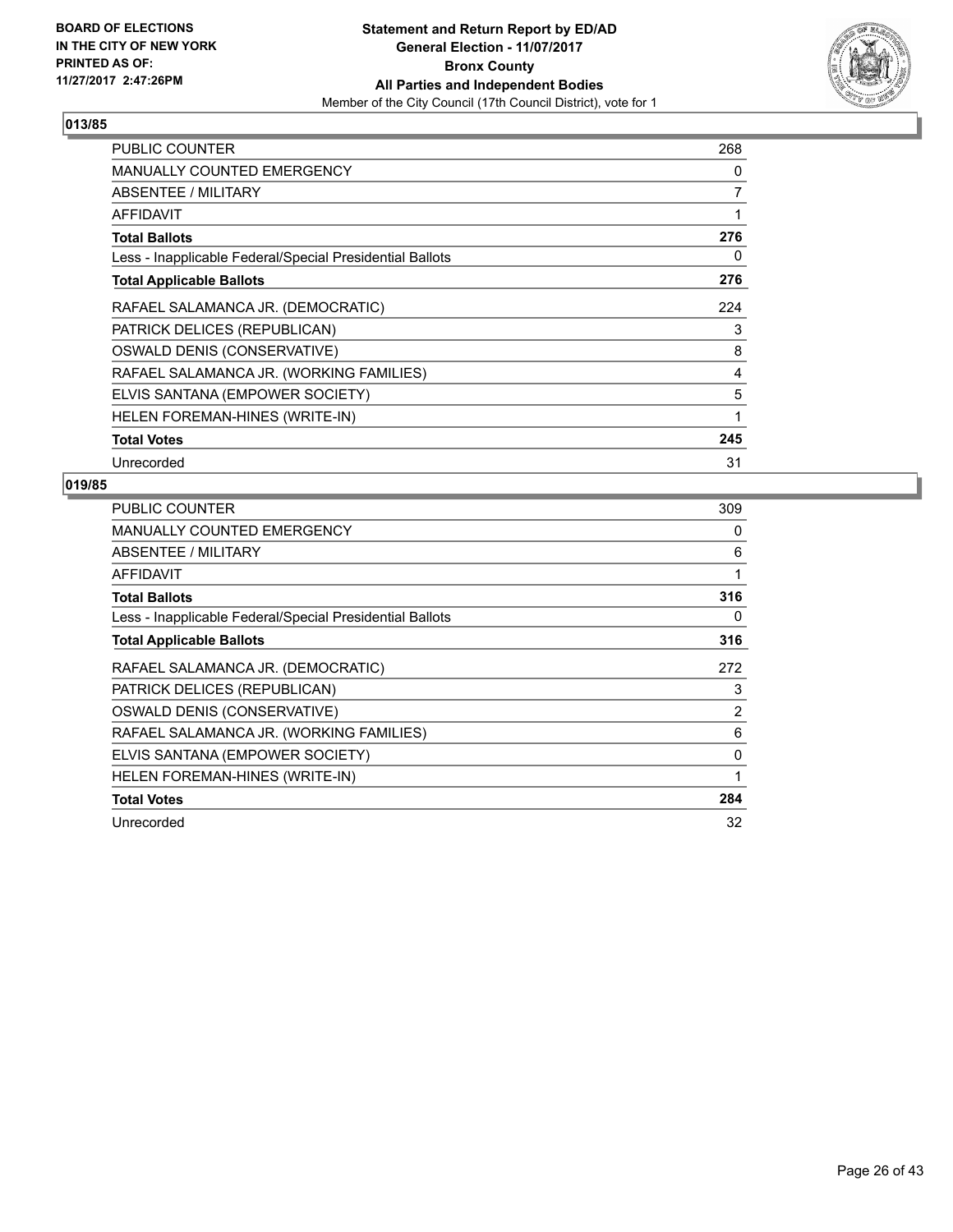**BOARD OF ELECTIONS IN THE CITY OF NEW YORK PRINTED AS OF: 11/27/2017 2:47:26PM**

**Statement and Return Report by ED/AD**
**General Election - 11/07/2017**
**Bronx County**
**All Parties and Independent Bodies**
Member of the City Council (17th Council District), vote for 1

## 013/85

| | |
|---|---|
| PUBLIC COUNTER | 268 |
| MANUALLY COUNTED EMERGENCY | 0 |
| ABSENTEE / MILITARY | 7 |
| AFFIDAVIT | 1 |
| **Total Ballots** | **276** |
| Less - Inapplicable Federal/Special Presidential Ballots | 0 |
| **Total Applicable Ballots** | **276** |
| RAFAEL SALAMANCA JR. (DEMOCRATIC) | 224 |
| PATRICK DELICES (REPUBLICAN) | 3 |
| OSWALD DENIS (CONSERVATIVE) | 8 |
| RAFAEL SALAMANCA JR. (WORKING FAMILIES) | 4 |
| ELVIS SANTANA (EMPOWER SOCIETY) | 5 |
| HELEN FOREMAN-HINES (WRITE-IN) | 1 |
| **Total Votes** | **245** |
| Unrecorded | 31 |

## 019/85

| | |
|---|---|
| PUBLIC COUNTER | 309 |
| MANUALLY COUNTED EMERGENCY | 0 |
| ABSENTEE / MILITARY | 6 |
| AFFIDAVIT | 1 |
| **Total Ballots** | **316** |
| Less - Inapplicable Federal/Special Presidential Ballots | 0 |
| **Total Applicable Ballots** | **316** |
| RAFAEL SALAMANCA JR. (DEMOCRATIC) | 272 |
| PATRICK DELICES (REPUBLICAN) | 3 |
| OSWALD DENIS (CONSERVATIVE) | 2 |
| RAFAEL SALAMANCA JR. (WORKING FAMILIES) | 6 |
| ELVIS SANTANA (EMPOWER SOCIETY) | 0 |
| HELEN FOREMAN-HINES (WRITE-IN) | 1 |
| **Total Votes** | **284** |
| Unrecorded | 32 |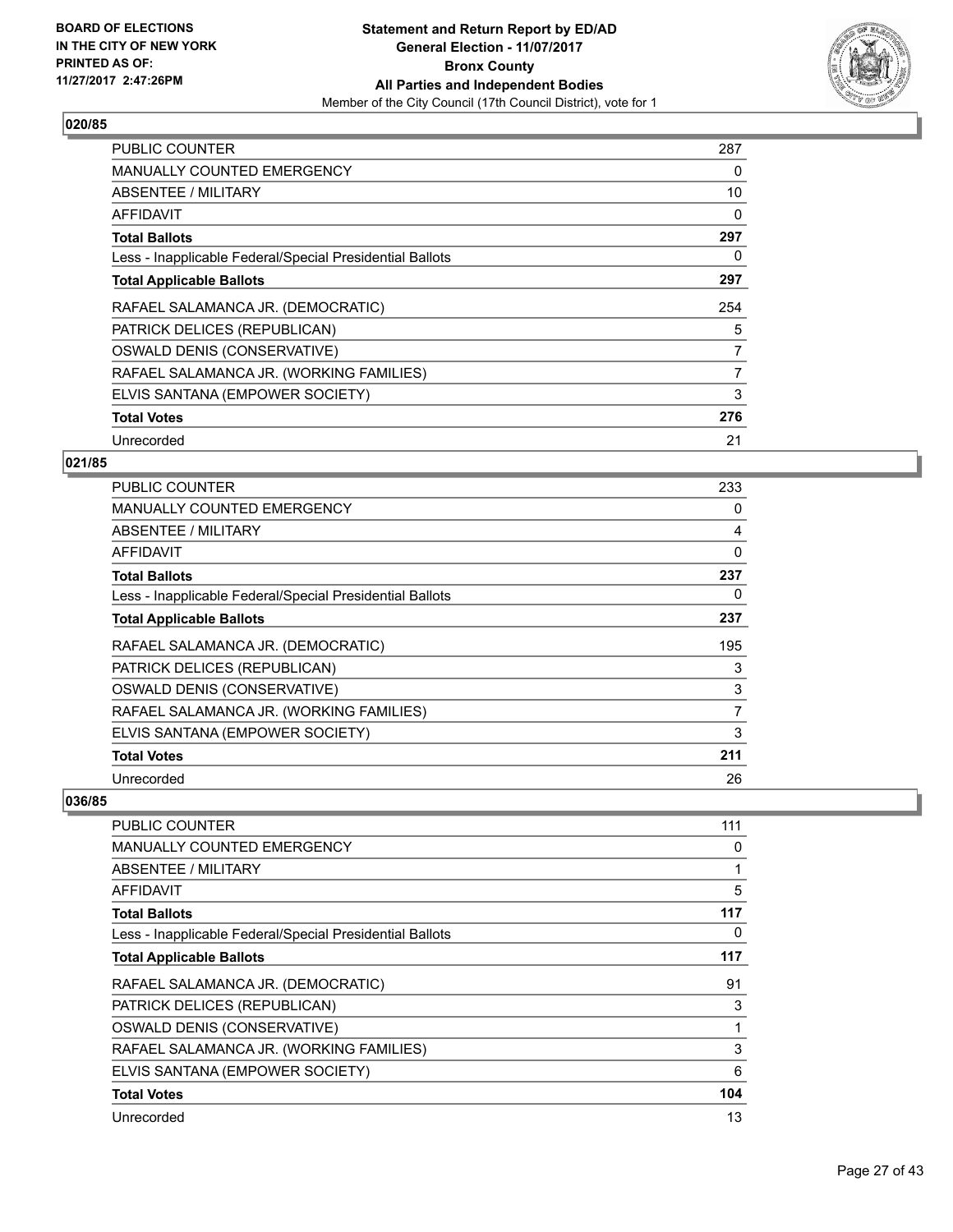BOARD OF ELECTIONS
IN THE CITY OF NEW YORK
PRINTED AS OF:
11/27/2017 2:47:26PM

**Statement and Return Report by ED/AD**
**General Election - 11/07/2017**
**Bronx County**
**All Parties and Independent Bodies**
Member of the City Council (17th Council District), vote for 1

### 020/85

| | |
|---|---|
| PUBLIC COUNTER | 287 |
| MANUALLY COUNTED EMERGENCY | 0 |
| ABSENTEE / MILITARY | 10 |
| AFFIDAVIT | 0 |
| **Total Ballots** | **297** |
| Less - Inapplicable Federal/Special Presidential Ballots | 0 |
| **Total Applicable Ballots** | **297** |
| RAFAEL SALAMANCA JR. (DEMOCRATIC) | 254 |
| PATRICK DELICES (REPUBLICAN) | 5 |
| OSWALD DENIS (CONSERVATIVE) | 7 |
| RAFAEL SALAMANCA JR. (WORKING FAMILIES) | 7 |
| ELVIS SANTANA (EMPOWER SOCIETY) | 3 |
| **Total Votes** | **276** |
| Unrecorded | 21 |

### 021/85

| | |
|---|---|
| PUBLIC COUNTER | 233 |
| MANUALLY COUNTED EMERGENCY | 0 |
| ABSENTEE / MILITARY | 4 |
| AFFIDAVIT | 0 |
| **Total Ballots** | **237** |
| Less - Inapplicable Federal/Special Presidential Ballots | 0 |
| **Total Applicable Ballots** | **237** |
| RAFAEL SALAMANCA JR. (DEMOCRATIC) | 195 |
| PATRICK DELICES (REPUBLICAN) | 3 |
| OSWALD DENIS (CONSERVATIVE) | 3 |
| RAFAEL SALAMANCA JR. (WORKING FAMILIES) | 7 |
| ELVIS SANTANA (EMPOWER SOCIETY) | 3 |
| **Total Votes** | **211** |
| Unrecorded | 26 |

### 036/85

| | |
|---|---|
| PUBLIC COUNTER | 111 |
| MANUALLY COUNTED EMERGENCY | 0 |
| ABSENTEE / MILITARY | 1 |
| AFFIDAVIT | 5 |
| **Total Ballots** | **117** |
| Less - Inapplicable Federal/Special Presidential Ballots | 0 |
| **Total Applicable Ballots** | **117** |
| RAFAEL SALAMANCA JR. (DEMOCRATIC) | 91 |
| PATRICK DELICES (REPUBLICAN) | 3 |
| OSWALD DENIS (CONSERVATIVE) | 1 |
| RAFAEL SALAMANCA JR. (WORKING FAMILIES) | 3 |
| ELVIS SANTANA (EMPOWER SOCIETY) | 6 |
| **Total Votes** | **104** |
| Unrecorded | 13 |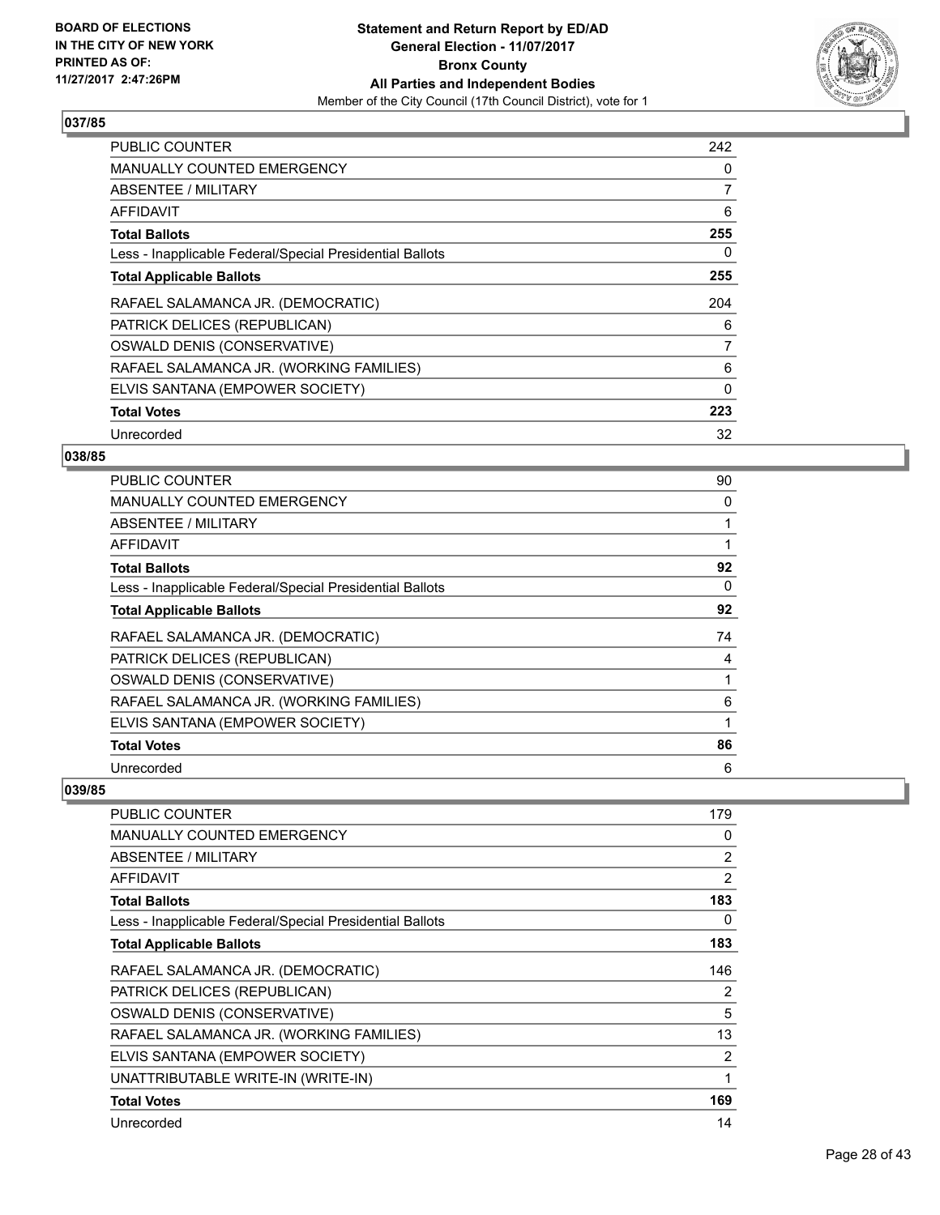**BOARD OF ELECTIONS IN THE CITY OF NEW YORK PRINTED AS OF: 11/27/2017 2:47:26PM**

**Statement and Return Report by ED/AD General Election - 11/07/2017 Bronx County All Parties and Independent Bodies**
Member of the City Council (17th Council District), vote for 1

### 037/85

| | |
|---|---|
| PUBLIC COUNTER | 242 |
| MANUALLY COUNTED EMERGENCY | 0 |
| ABSENTEE / MILITARY | 7 |
| AFFIDAVIT | 6 |
| **Total Ballots** | **255** |
| Less - Inapplicable Federal/Special Presidential Ballots | 0 |
| **Total Applicable Ballots** | **255** |
| RAFAEL SALAMANCA JR. (DEMOCRATIC) | 204 |
| PATRICK DELICES (REPUBLICAN) | 6 |
| OSWALD DENIS (CONSERVATIVE) | 7 |
| RAFAEL SALAMANCA JR. (WORKING FAMILIES) | 6 |
| ELVIS SANTANA (EMPOWER SOCIETY) | 0 |
| **Total Votes** | **223** |
| Unrecorded | 32 |

### 038/85

| | |
|---|---|
| PUBLIC COUNTER | 90 |
| MANUALLY COUNTED EMERGENCY | 0 |
| ABSENTEE / MILITARY | 1 |
| AFFIDAVIT | 1 |
| **Total Ballots** | **92** |
| Less - Inapplicable Federal/Special Presidential Ballots | 0 |
| **Total Applicable Ballots** | **92** |
| RAFAEL SALAMANCA JR. (DEMOCRATIC) | 74 |
| PATRICK DELICES (REPUBLICAN) | 4 |
| OSWALD DENIS (CONSERVATIVE) | 1 |
| RAFAEL SALAMANCA JR. (WORKING FAMILIES) | 6 |
| ELVIS SANTANA (EMPOWER SOCIETY) | 1 |
| **Total Votes** | **86** |
| Unrecorded | 6 |

### 039/85

| | |
|---|---|
| PUBLIC COUNTER | 179 |
| MANUALLY COUNTED EMERGENCY | 0 |
| ABSENTEE / MILITARY | 2 |
| AFFIDAVIT | 2 |
| **Total Ballots** | **183** |
| Less - Inapplicable Federal/Special Presidential Ballots | 0 |
| **Total Applicable Ballots** | **183** |
| RAFAEL SALAMANCA JR. (DEMOCRATIC) | 146 |
| PATRICK DELICES (REPUBLICAN) | 2 |
| OSWALD DENIS (CONSERVATIVE) | 5 |
| RAFAEL SALAMANCA JR. (WORKING FAMILIES) | 13 |
| ELVIS SANTANA (EMPOWER SOCIETY) | 2 |
| UNATTRIBUTABLE WRITE-IN (WRITE-IN) | 1 |
| **Total Votes** | **169** |
| Unrecorded | 14 |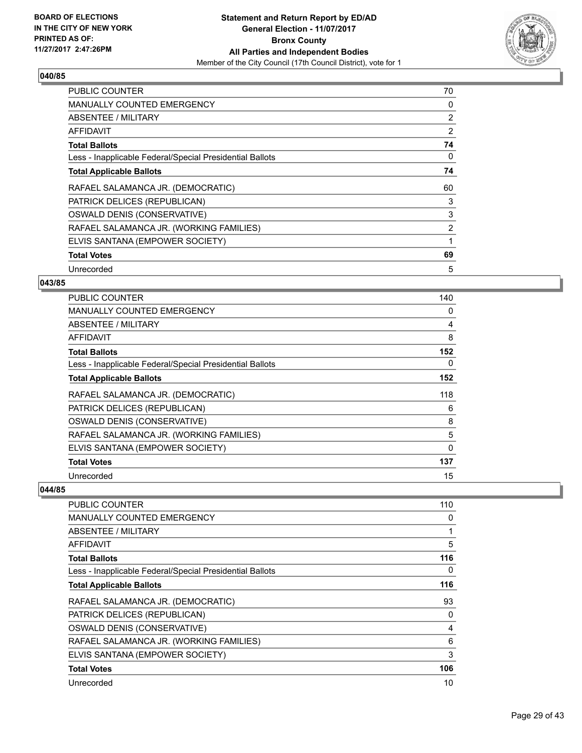BOARD OF ELECTIONS IN THE CITY OF NEW YORK PRINTED AS OF: 11/27/2017 2:47:26PM

**Statement and Return Report by ED/AD**
**General Election - 11/07/2017**
**Bronx County**
**All Parties and Independent Bodies**
Member of the City Council (17th Council District), vote for 1

### 040/85

| | |
|---|---|
| PUBLIC COUNTER | 70 |
| MANUALLY COUNTED EMERGENCY | 0 |
| ABSENTEE / MILITARY | 2 |
| AFFIDAVIT | 2 |
| **Total Ballots** | **74** |
| Less - Inapplicable Federal/Special Presidential Ballots | 0 |
| **Total Applicable Ballots** | **74** |
| RAFAEL SALAMANCA JR. (DEMOCRATIC) | 60 |
| PATRICK DELICES (REPUBLICAN) | 3 |
| OSWALD DENIS (CONSERVATIVE) | 3 |
| RAFAEL SALAMANCA JR. (WORKING FAMILIES) | 2 |
| ELVIS SANTANA (EMPOWER SOCIETY) | 1 |
| **Total Votes** | **69** |
| Unrecorded | 5 |

### 043/85

| | |
|---|---|
| PUBLIC COUNTER | 140 |
| MANUALLY COUNTED EMERGENCY | 0 |
| ABSENTEE / MILITARY | 4 |
| AFFIDAVIT | 8 |
| **Total Ballots** | **152** |
| Less - Inapplicable Federal/Special Presidential Ballots | 0 |
| **Total Applicable Ballots** | **152** |
| RAFAEL SALAMANCA JR. (DEMOCRATIC) | 118 |
| PATRICK DELICES (REPUBLICAN) | 6 |
| OSWALD DENIS (CONSERVATIVE) | 8 |
| RAFAEL SALAMANCA JR. (WORKING FAMILIES) | 5 |
| ELVIS SANTANA (EMPOWER SOCIETY) | 0 |
| **Total Votes** | **137** |
| Unrecorded | 15 |

### 044/85

| | |
|---|---|
| PUBLIC COUNTER | 110 |
| MANUALLY COUNTED EMERGENCY | 0 |
| ABSENTEE / MILITARY | 1 |
| AFFIDAVIT | 5 |
| **Total Ballots** | **116** |
| Less - Inapplicable Federal/Special Presidential Ballots | 0 |
| **Total Applicable Ballots** | **116** |
| RAFAEL SALAMANCA JR. (DEMOCRATIC) | 93 |
| PATRICK DELICES (REPUBLICAN) | 0 |
| OSWALD DENIS (CONSERVATIVE) | 4 |
| RAFAEL SALAMANCA JR. (WORKING FAMILIES) | 6 |
| ELVIS SANTANA (EMPOWER SOCIETY) | 3 |
| **Total Votes** | **106** |
| Unrecorded | 10 |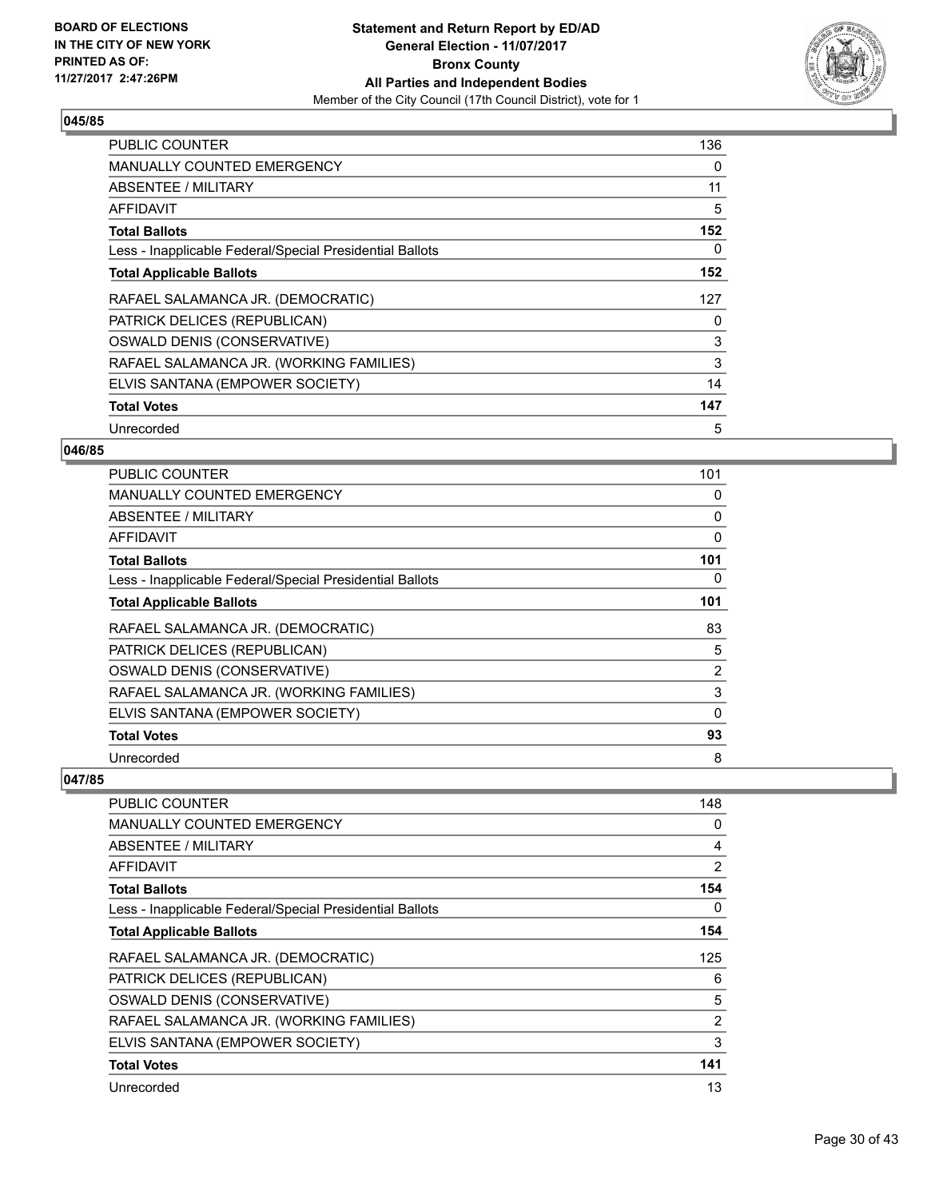### 045/85

| | |
|---|---|
| PUBLIC COUNTER | 136 |
| MANUALLY COUNTED EMERGENCY | 0 |
| ABSENTEE / MILITARY | 11 |
| AFFIDAVIT | 5 |
| **Total Ballots** | **152** |
| Less - Inapplicable Federal/Special Presidential Ballots | 0 |
| **Total Applicable Ballots** | **152** |
| RAFAEL SALAMANCA JR. (DEMOCRATIC) | 127 |
| PATRICK DELICES (REPUBLICAN) | 0 |
| OSWALD DENIS (CONSERVATIVE) | 3 |
| RAFAEL SALAMANCA JR. (WORKING FAMILIES) | 3 |
| ELVIS SANTANA (EMPOWER SOCIETY) | 14 |
| **Total Votes** | **147** |
| Unrecorded | 5 |

### 046/85

| | |
|---|---|
| PUBLIC COUNTER | 101 |
| MANUALLY COUNTED EMERGENCY | 0 |
| ABSENTEE / MILITARY | 0 |
| AFFIDAVIT | 0 |
| **Total Ballots** | **101** |
| Less - Inapplicable Federal/Special Presidential Ballots | 0 |
| **Total Applicable Ballots** | **101** |
| RAFAEL SALAMANCA JR. (DEMOCRATIC) | 83 |
| PATRICK DELICES (REPUBLICAN) | 5 |
| OSWALD DENIS (CONSERVATIVE) | 2 |
| RAFAEL SALAMANCA JR. (WORKING FAMILIES) | 3 |
| ELVIS SANTANA (EMPOWER SOCIETY) | 0 |
| **Total Votes** | **93** |
| Unrecorded | 8 |

### 047/85

| | |
|---|---|
| PUBLIC COUNTER | 148 |
| MANUALLY COUNTED EMERGENCY | 0 |
| ABSENTEE / MILITARY | 4 |
| AFFIDAVIT | 2 |
| **Total Ballots** | **154** |
| Less - Inapplicable Federal/Special Presidential Ballots | 0 |
| **Total Applicable Ballots** | **154** |
| RAFAEL SALAMANCA JR. (DEMOCRATIC) | 125 |
| PATRICK DELICES (REPUBLICAN) | 6 |
| OSWALD DENIS (CONSERVATIVE) | 5 |
| RAFAEL SALAMANCA JR. (WORKING FAMILIES) | 2 |
| ELVIS SANTANA (EMPOWER SOCIETY) | 3 |
| **Total Votes** | **141** |
| Unrecorded | 13 |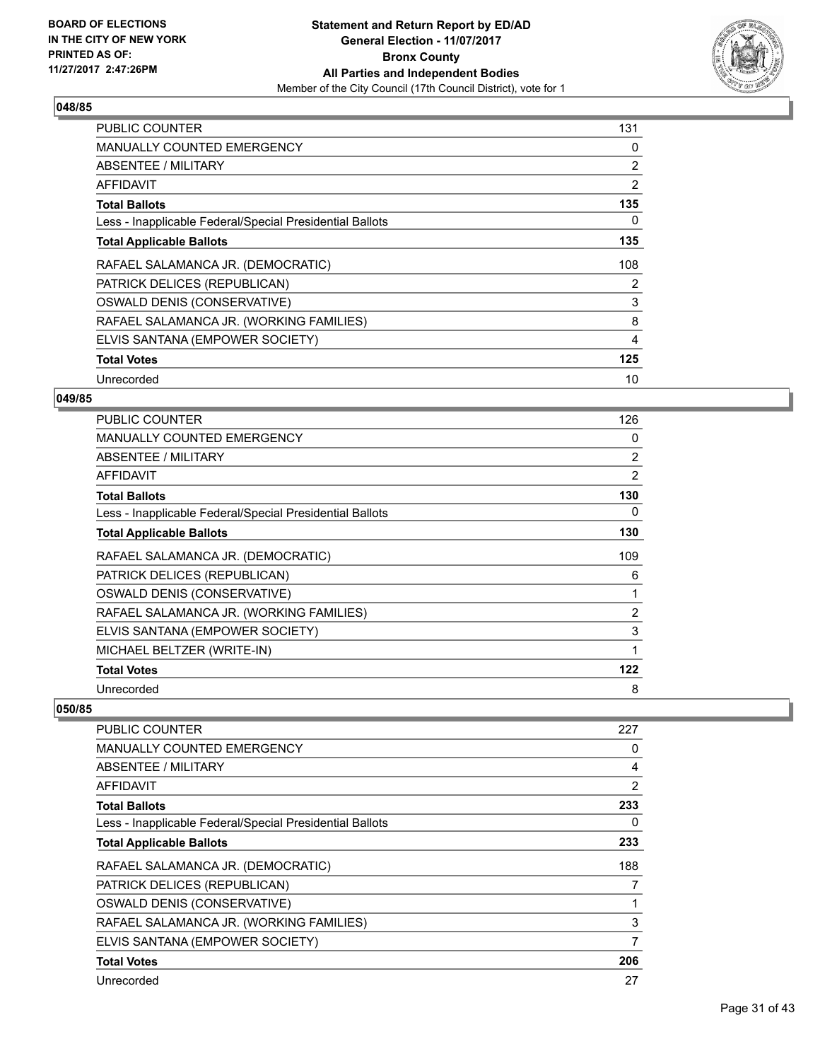**Statement and Return Report by ED/AD**
**General Election - 11/07/2017**
**Bronx County**
**All Parties and Independent Bodies**
Member of the City Council (17th Council District), vote for 1

BOARD OF ELECTIONS
IN THE CITY OF NEW YORK
PRINTED AS OF:
11/27/2017 2:47:26PM

### 048/85

| | |
|---|---|
| PUBLIC COUNTER | 131 |
| MANUALLY COUNTED EMERGENCY | 0 |
| ABSENTEE / MILITARY | 2 |
| AFFIDAVIT | 2 |
| **Total Ballots** | **135** |
| Less - Inapplicable Federal/Special Presidential Ballots | 0 |
| **Total Applicable Ballots** | **135** |
| RAFAEL SALAMANCA JR. (DEMOCRATIC) | 108 |
| PATRICK DELICES (REPUBLICAN) | 2 |
| OSWALD DENIS (CONSERVATIVE) | 3 |
| RAFAEL SALAMANCA JR. (WORKING FAMILIES) | 8 |
| ELVIS SANTANA (EMPOWER SOCIETY) | 4 |
| **Total Votes** | **125** |
| Unrecorded | 10 |

### 049/85

| | |
|---|---|
| PUBLIC COUNTER | 126 |
| MANUALLY COUNTED EMERGENCY | 0 |
| ABSENTEE / MILITARY | 2 |
| AFFIDAVIT | 2 |
| **Total Ballots** | **130** |
| Less - Inapplicable Federal/Special Presidential Ballots | 0 |
| **Total Applicable Ballots** | **130** |
| RAFAEL SALAMANCA JR. (DEMOCRATIC) | 109 |
| PATRICK DELICES (REPUBLICAN) | 6 |
| OSWALD DENIS (CONSERVATIVE) | 1 |
| RAFAEL SALAMANCA JR. (WORKING FAMILIES) | 2 |
| ELVIS SANTANA (EMPOWER SOCIETY) | 3 |
| MICHAEL BELTZER (WRITE-IN) | 1 |
| **Total Votes** | **122** |
| Unrecorded | 8 |

### 050/85

| | |
|---|---|
| PUBLIC COUNTER | 227 |
| MANUALLY COUNTED EMERGENCY | 0 |
| ABSENTEE / MILITARY | 4 |
| AFFIDAVIT | 2 |
| **Total Ballots** | **233** |
| Less - Inapplicable Federal/Special Presidential Ballots | 0 |
| **Total Applicable Ballots** | **233** |
| RAFAEL SALAMANCA JR. (DEMOCRATIC) | 188 |
| PATRICK DELICES (REPUBLICAN) | 7 |
| OSWALD DENIS (CONSERVATIVE) | 1 |
| RAFAEL SALAMANCA JR. (WORKING FAMILIES) | 3 |
| ELVIS SANTANA (EMPOWER SOCIETY) | 7 |
| **Total Votes** | **206** |
| Unrecorded | 27 |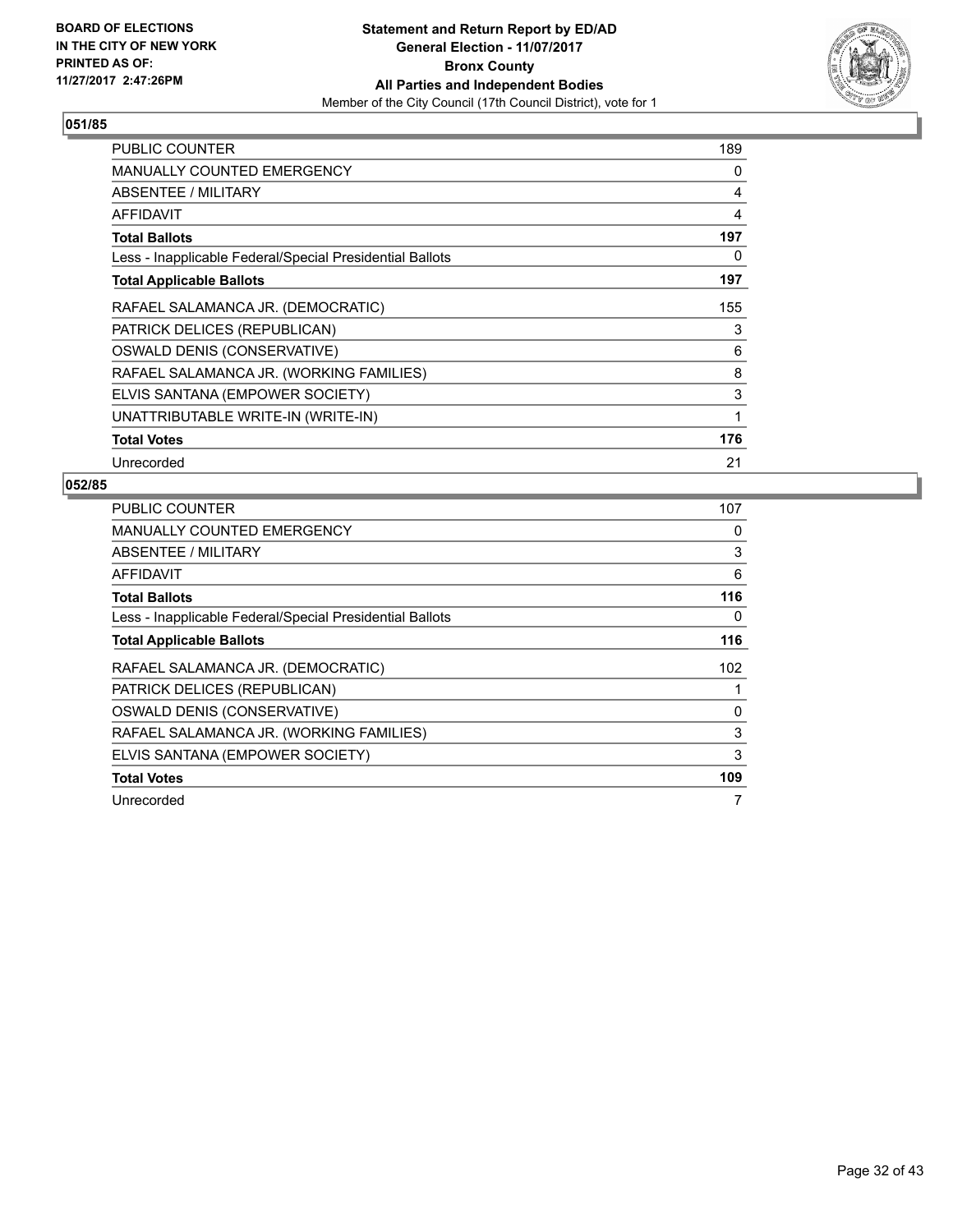BOARD OF ELECTIONS
IN THE CITY OF NEW YORK
PRINTED AS OF:
11/27/2017 2:47:26PM

**Statement and Return Report by ED/AD**
**General Election - 11/07/2017**
**Bronx County**
**All Parties and Independent Bodies**
Member of the City Council (17th Council District), vote for 1

### 051/85

| | |
|---|---|
| PUBLIC COUNTER | 189 |
| MANUALLY COUNTED EMERGENCY | 0 |
| ABSENTEE / MILITARY | 4 |
| AFFIDAVIT | 4 |
| **Total Ballots** | **197** |
| Less - Inapplicable Federal/Special Presidential Ballots | 0 |
| **Total Applicable Ballots** | **197** |
| RAFAEL SALAMANCA JR. (DEMOCRATIC) | 155 |
| PATRICK DELICES (REPUBLICAN) | 3 |
| OSWALD DENIS (CONSERVATIVE) | 6 |
| RAFAEL SALAMANCA JR. (WORKING FAMILIES) | 8 |
| ELVIS SANTANA (EMPOWER SOCIETY) | 3 |
| UNATTRIBUTABLE WRITE-IN (WRITE-IN) | 1 |
| **Total Votes** | **176** |
| Unrecorded | 21 |

### 052/85

| | |
|---|---|
| PUBLIC COUNTER | 107 |
| MANUALLY COUNTED EMERGENCY | 0 |
| ABSENTEE / MILITARY | 3 |
| AFFIDAVIT | 6 |
| **Total Ballots** | **116** |
| Less - Inapplicable Federal/Special Presidential Ballots | 0 |
| **Total Applicable Ballots** | **116** |
| RAFAEL SALAMANCA JR. (DEMOCRATIC) | 102 |
| PATRICK DELICES (REPUBLICAN) | 1 |
| OSWALD DENIS (CONSERVATIVE) | 0 |
| RAFAEL SALAMANCA JR. (WORKING FAMILIES) | 3 |
| ELVIS SANTANA (EMPOWER SOCIETY) | 3 |
| **Total Votes** | **109** |
| Unrecorded | 7 |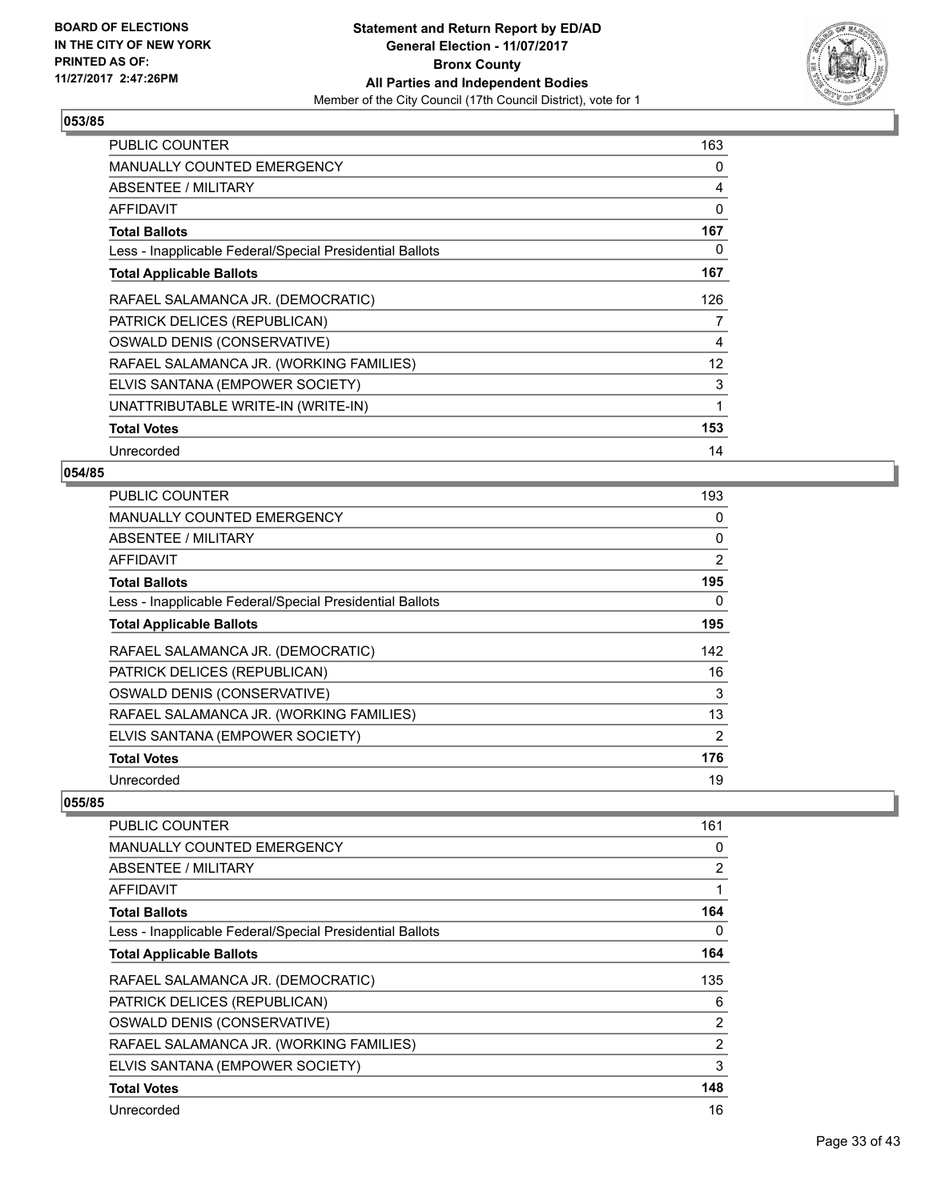**Statement and Return Report by ED/AD**
**General Election - 11/07/2017**
**Bronx County**
**All Parties and Independent Bodies**
Member of the City Council (17th Council District), vote for 1

BOARD OF ELECTIONS
IN THE CITY OF NEW YORK
PRINTED AS OF:
11/27/2017 2:47:26PM

### 053/85

| | |
|---|---|
| PUBLIC COUNTER | 163 |
| MANUALLY COUNTED EMERGENCY | 0 |
| ABSENTEE / MILITARY | 4 |
| AFFIDAVIT | 0 |
| **Total Ballots** | **167** |
| Less - Inapplicable Federal/Special Presidential Ballots | 0 |
| **Total Applicable Ballots** | **167** |
| RAFAEL SALAMANCA JR. (DEMOCRATIC) | 126 |
| PATRICK DELICES (REPUBLICAN) | 7 |
| OSWALD DENIS (CONSERVATIVE) | 4 |
| RAFAEL SALAMANCA JR. (WORKING FAMILIES) | 12 |
| ELVIS SANTANA (EMPOWER SOCIETY) | 3 |
| UNATTRIBUTABLE WRITE-IN (WRITE-IN) | 1 |
| **Total Votes** | **153** |
| Unrecorded | 14 |

### 054/85

| | |
|---|---|
| PUBLIC COUNTER | 193 |
| MANUALLY COUNTED EMERGENCY | 0 |
| ABSENTEE / MILITARY | 0 |
| AFFIDAVIT | 2 |
| **Total Ballots** | **195** |
| Less - Inapplicable Federal/Special Presidential Ballots | 0 |
| **Total Applicable Ballots** | **195** |
| RAFAEL SALAMANCA JR. (DEMOCRATIC) | 142 |
| PATRICK DELICES (REPUBLICAN) | 16 |
| OSWALD DENIS (CONSERVATIVE) | 3 |
| RAFAEL SALAMANCA JR. (WORKING FAMILIES) | 13 |
| ELVIS SANTANA (EMPOWER SOCIETY) | 2 |
| **Total Votes** | **176** |
| Unrecorded | 19 |

### 055/85

| | |
|---|---|
| PUBLIC COUNTER | 161 |
| MANUALLY COUNTED EMERGENCY | 0 |
| ABSENTEE / MILITARY | 2 |
| AFFIDAVIT | 1 |
| **Total Ballots** | **164** |
| Less - Inapplicable Federal/Special Presidential Ballots | 0 |
| **Total Applicable Ballots** | **164** |
| RAFAEL SALAMANCA JR. (DEMOCRATIC) | 135 |
| PATRICK DELICES (REPUBLICAN) | 6 |
| OSWALD DENIS (CONSERVATIVE) | 2 |
| RAFAEL SALAMANCA JR. (WORKING FAMILIES) | 2 |
| ELVIS SANTANA (EMPOWER SOCIETY) | 3 |
| **Total Votes** | **148** |
| Unrecorded | 16 |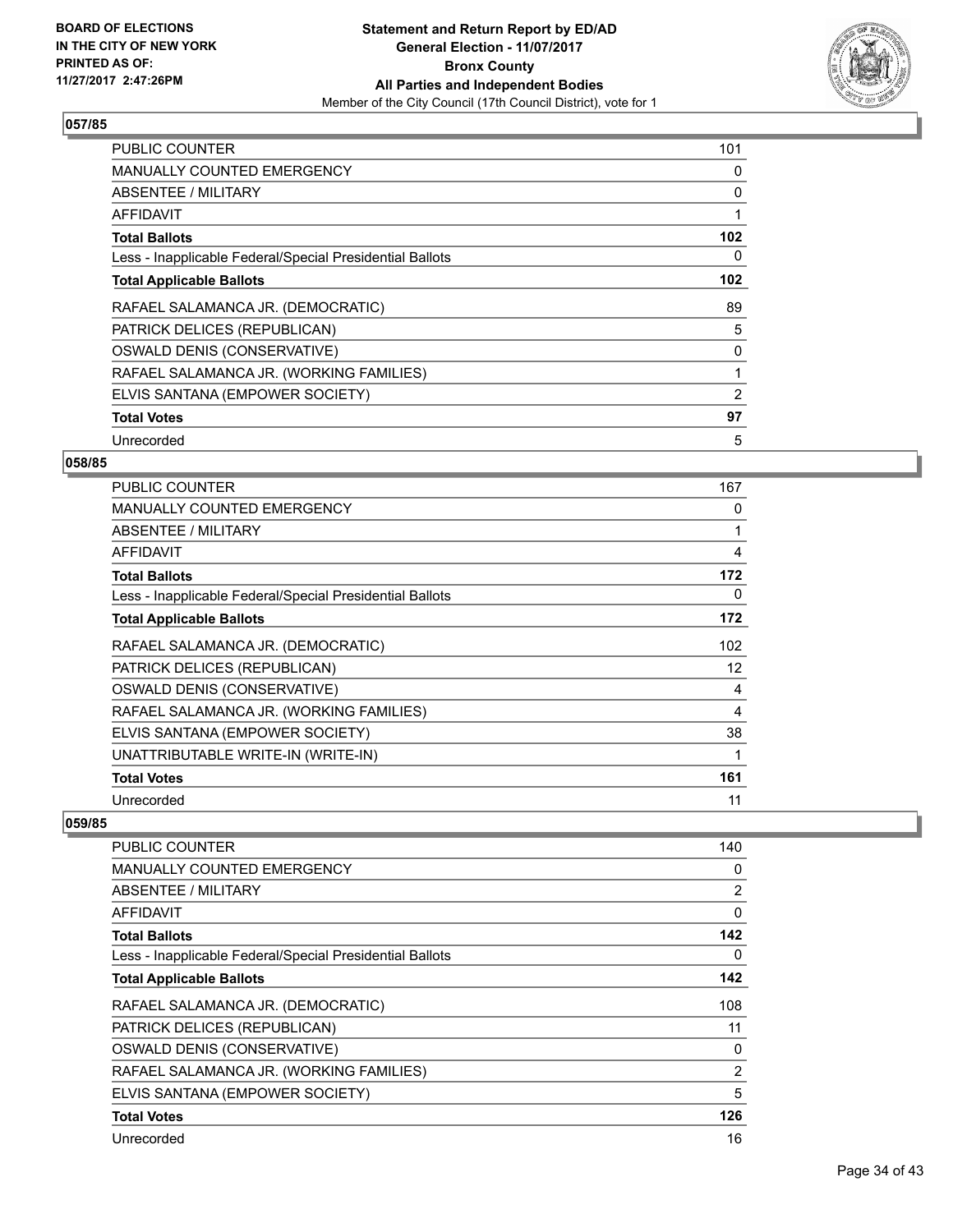BOARD OF ELECTIONS
IN THE CITY OF NEW YORK
PRINTED AS OF:
11/27/2017 2:47:26PM

**Statement and Return Report by ED/AD**
**General Election - 11/07/2017**
**Bronx County**
**All Parties and Independent Bodies**
Member of the City Council (17th Council District), vote for 1

### 057/85

| | |
|---|---|
| PUBLIC COUNTER | 101 |
| MANUALLY COUNTED EMERGENCY | 0 |
| ABSENTEE / MILITARY | 0 |
| AFFIDAVIT | 1 |
| **Total Ballots** | **102** |
| Less - Inapplicable Federal/Special Presidential Ballots | 0 |
| **Total Applicable Ballots** | **102** |
| RAFAEL SALAMANCA JR. (DEMOCRATIC) | 89 |
| PATRICK DELICES (REPUBLICAN) | 5 |
| OSWALD DENIS (CONSERVATIVE) | 0 |
| RAFAEL SALAMANCA JR. (WORKING FAMILIES) | 1 |
| ELVIS SANTANA (EMPOWER SOCIETY) | 2 |
| **Total Votes** | **97** |
| Unrecorded | 5 |

### 058/85

| | |
|---|---|
| PUBLIC COUNTER | 167 |
| MANUALLY COUNTED EMERGENCY | 0 |
| ABSENTEE / MILITARY | 1 |
| AFFIDAVIT | 4 |
| **Total Ballots** | **172** |
| Less - Inapplicable Federal/Special Presidential Ballots | 0 |
| **Total Applicable Ballots** | **172** |
| RAFAEL SALAMANCA JR. (DEMOCRATIC) | 102 |
| PATRICK DELICES (REPUBLICAN) | 12 |
| OSWALD DENIS (CONSERVATIVE) | 4 |
| RAFAEL SALAMANCA JR. (WORKING FAMILIES) | 4 |
| ELVIS SANTANA (EMPOWER SOCIETY) | 38 |
| UNATTRIBUTABLE WRITE-IN (WRITE-IN) | 1 |
| **Total Votes** | **161** |
| Unrecorded | 11 |

### 059/85

| | |
|---|---|
| PUBLIC COUNTER | 140 |
| MANUALLY COUNTED EMERGENCY | 0 |
| ABSENTEE / MILITARY | 2 |
| AFFIDAVIT | 0 |
| **Total Ballots** | **142** |
| Less - Inapplicable Federal/Special Presidential Ballots | 0 |
| **Total Applicable Ballots** | **142** |
| RAFAEL SALAMANCA JR. (DEMOCRATIC) | 108 |
| PATRICK DELICES (REPUBLICAN) | 11 |
| OSWALD DENIS (CONSERVATIVE) | 0 |
| RAFAEL SALAMANCA JR. (WORKING FAMILIES) | 2 |
| ELVIS SANTANA (EMPOWER SOCIETY) | 5 |
| **Total Votes** | **126** |
| Unrecorded | 16 |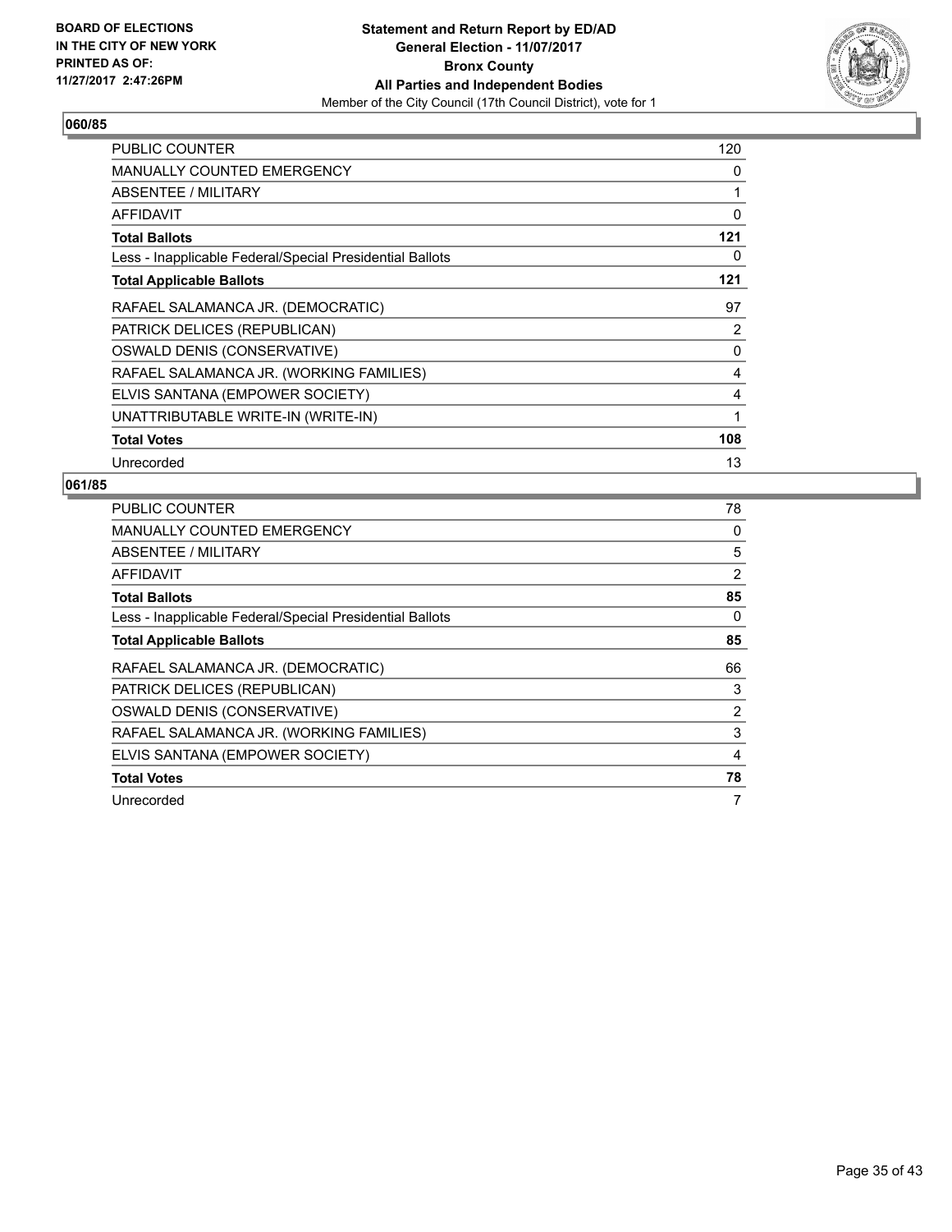**Statement and Return Report by ED/AD**
**General Election - 11/07/2017**
**Bronx County**
**All Parties and Independent Bodies**
Member of the City Council (17th Council District), vote for 1

BOARD OF ELECTIONS
IN THE CITY OF NEW YORK
PRINTED AS OF:
11/27/2017 2:47:26PM

## 060/85

| | |
|---|---|
| PUBLIC COUNTER | 120 |
| MANUALLY COUNTED EMERGENCY | 0 |
| ABSENTEE / MILITARY | 1 |
| AFFIDAVIT | 0 |
| **Total Ballots** | **121** |
| Less - Inapplicable Federal/Special Presidential Ballots | 0 |
| **Total Applicable Ballots** | **121** |
| RAFAEL SALAMANCA JR. (DEMOCRATIC) | 97 |
| PATRICK DELICES (REPUBLICAN) | 2 |
| OSWALD DENIS (CONSERVATIVE) | 0 |
| RAFAEL SALAMANCA JR. (WORKING FAMILIES) | 4 |
| ELVIS SANTANA (EMPOWER SOCIETY) | 4 |
| UNATTRIBUTABLE WRITE-IN (WRITE-IN) | 1 |
| **Total Votes** | **108** |
| Unrecorded | 13 |

## 061/85

| | |
|---|---|
| PUBLIC COUNTER | 78 |
| MANUALLY COUNTED EMERGENCY | 0 |
| ABSENTEE / MILITARY | 5 |
| AFFIDAVIT | 2 |
| **Total Ballots** | **85** |
| Less - Inapplicable Federal/Special Presidential Ballots | 0 |
| **Total Applicable Ballots** | **85** |
| RAFAEL SALAMANCA JR. (DEMOCRATIC) | 66 |
| PATRICK DELICES (REPUBLICAN) | 3 |
| OSWALD DENIS (CONSERVATIVE) | 2 |
| RAFAEL SALAMANCA JR. (WORKING FAMILIES) | 3 |
| ELVIS SANTANA (EMPOWER SOCIETY) | 4 |
| **Total Votes** | **78** |
| Unrecorded | 7 |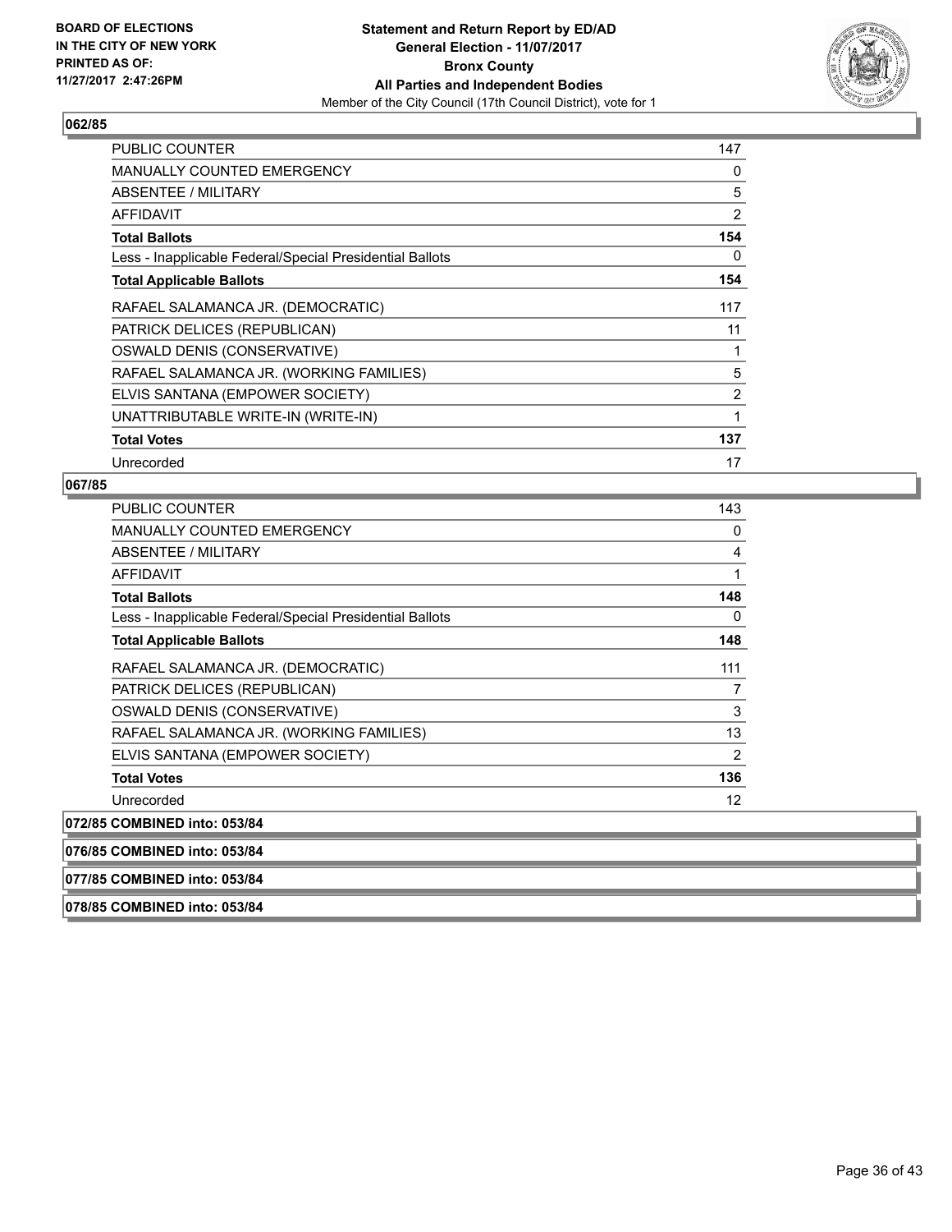**BOARD OF ELECTIONS IN THE CITY OF NEW YORK PRINTED AS OF: 11/27/2017 2:47:26PM**

**Statement and Return Report by ED/AD**
**General Election - 11/07/2017**
**Bronx County**
**All Parties and Independent Bodies**
Member of the City Council (17th Council District), vote for 1

### 062/85

| | |
|---|---|
| PUBLIC COUNTER | 147 |
| MANUALLY COUNTED EMERGENCY | 0 |
| ABSENTEE / MILITARY | 5 |
| AFFIDAVIT | 2 |
| **Total Ballots** | **154** |
| Less - Inapplicable Federal/Special Presidential Ballots | 0 |
| **Total Applicable Ballots** | **154** |
| RAFAEL SALAMANCA JR. (DEMOCRATIC) | 117 |
| PATRICK DELICES (REPUBLICAN) | 11 |
| OSWALD DENIS (CONSERVATIVE) | 1 |
| RAFAEL SALAMANCA JR. (WORKING FAMILIES) | 5 |
| ELVIS SANTANA (EMPOWER SOCIETY) | 2 |
| UNATTRIBUTABLE WRITE-IN (WRITE-IN) | 1 |
| **Total Votes** | **137** |
| Unrecorded | 17 |

### 067/85

| | |
|---|---|
| PUBLIC COUNTER | 143 |
| MANUALLY COUNTED EMERGENCY | 0 |
| ABSENTEE / MILITARY | 4 |
| AFFIDAVIT | 1 |
| **Total Ballots** | **148** |
| Less - Inapplicable Federal/Special Presidential Ballots | 0 |
| **Total Applicable Ballots** | **148** |
| RAFAEL SALAMANCA JR. (DEMOCRATIC) | 111 |
| PATRICK DELICES (REPUBLICAN) | 7 |
| OSWALD DENIS (CONSERVATIVE) | 3 |
| RAFAEL SALAMANCA JR. (WORKING FAMILIES) | 13 |
| ELVIS SANTANA (EMPOWER SOCIETY) | 2 |
| **Total Votes** | **136** |
| Unrecorded | 12 |

### 072/85 COMBINED into: 053/84

### 076/85 COMBINED into: 053/84

### 077/85 COMBINED into: 053/84

### 078/85 COMBINED into: 053/84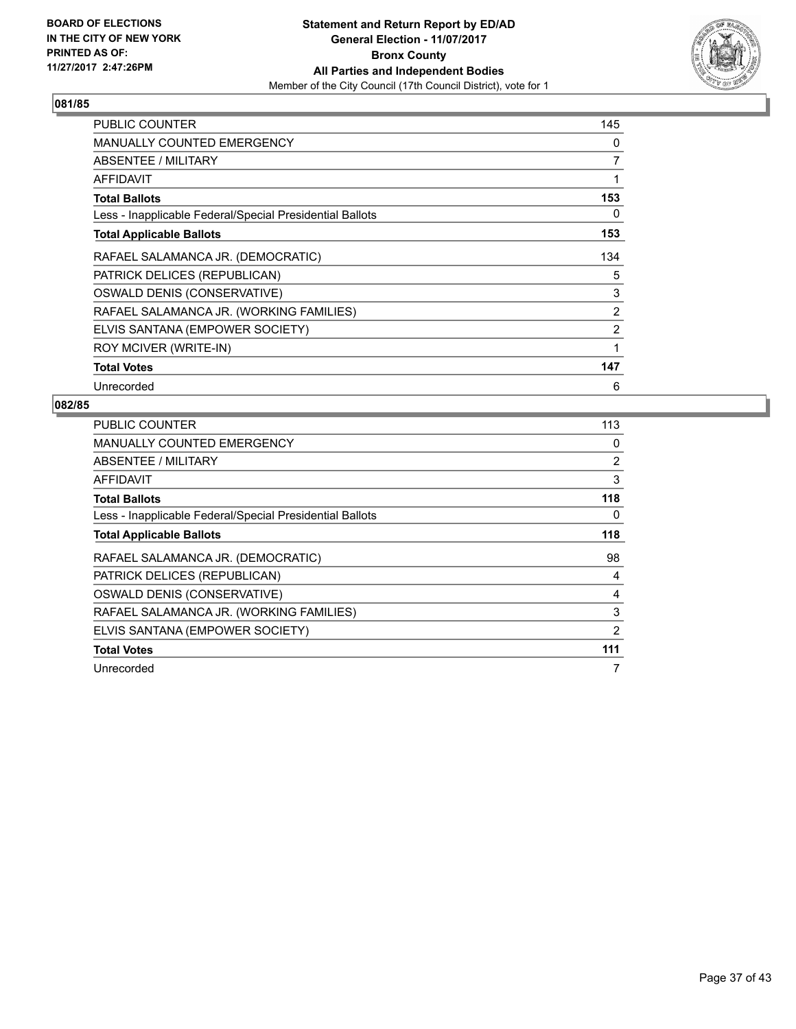BOARD OF ELECTIONS
IN THE CITY OF NEW YORK
PRINTED AS OF:
11/27/2017 2:47:26PM

**Statement and Return Report by ED/AD**
**General Election - 11/07/2017**
**Bronx County**
**All Parties and Independent Bodies**
Member of the City Council (17th Council District), vote for 1

### 081/85

| | |
|---|---|
| PUBLIC COUNTER | 145 |
| MANUALLY COUNTED EMERGENCY | 0 |
| ABSENTEE / MILITARY | 7 |
| AFFIDAVIT | 1 |
| **Total Ballots** | **153** |
| Less - Inapplicable Federal/Special Presidential Ballots | 0 |
| **Total Applicable Ballots** | **153** |
| RAFAEL SALAMANCA JR. (DEMOCRATIC) | 134 |
| PATRICK DELICES (REPUBLICAN) | 5 |
| OSWALD DENIS (CONSERVATIVE) | 3 |
| RAFAEL SALAMANCA JR. (WORKING FAMILIES) | 2 |
| ELVIS SANTANA (EMPOWER SOCIETY) | 2 |
| ROY MCIVER (WRITE-IN) | 1 |
| **Total Votes** | **147** |
| Unrecorded | 6 |

### 082/85

| | |
|---|---|
| PUBLIC COUNTER | 113 |
| MANUALLY COUNTED EMERGENCY | 0 |
| ABSENTEE / MILITARY | 2 |
| AFFIDAVIT | 3 |
| **Total Ballots** | **118** |
| Less - Inapplicable Federal/Special Presidential Ballots | 0 |
| **Total Applicable Ballots** | **118** |
| RAFAEL SALAMANCA JR. (DEMOCRATIC) | 98 |
| PATRICK DELICES (REPUBLICAN) | 4 |
| OSWALD DENIS (CONSERVATIVE) | 4 |
| RAFAEL SALAMANCA JR. (WORKING FAMILIES) | 3 |
| ELVIS SANTANA (EMPOWER SOCIETY) | 2 |
| **Total Votes** | **111** |
| Unrecorded | 7 |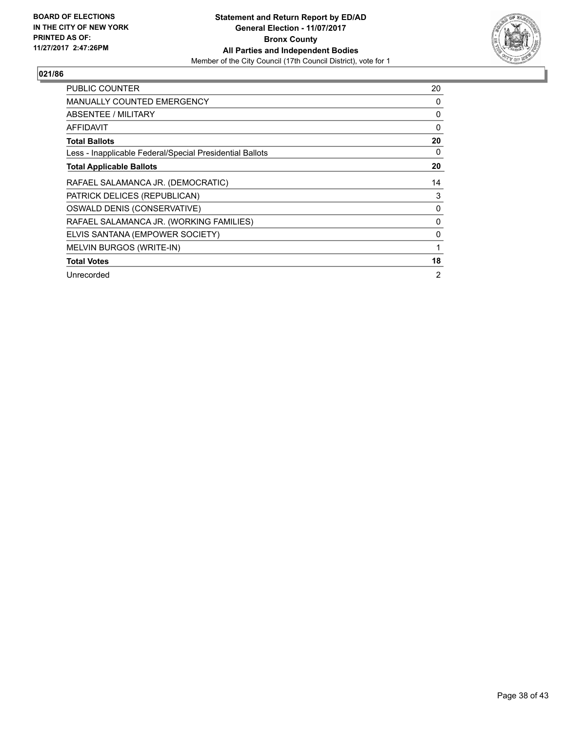**BOARD OF ELECTIONS IN THE CITY OF NEW YORK PRINTED AS OF: 11/27/2017 2:47:26PM**

**Statement and Return Report by ED/AD**
**General Election - 11/07/2017**
**Bronx County**
**All Parties and Independent Bodies**
Member of the City Council (17th Council District), vote for 1

**021/86**

| | |
|---|---|
| PUBLIC COUNTER | 20 |
| MANUALLY COUNTED EMERGENCY | 0 |
| ABSENTEE / MILITARY | 0 |
| AFFIDAVIT | 0 |
| **Total Ballots** | **20** |
| Less - Inapplicable Federal/Special Presidential Ballots | 0 |
| **Total Applicable Ballots** | **20** |
| RAFAEL SALAMANCA JR. (DEMOCRATIC) | 14 |
| PATRICK DELICES (REPUBLICAN) | 3 |
| OSWALD DENIS (CONSERVATIVE) | 0 |
| RAFAEL SALAMANCA JR. (WORKING FAMILIES) | 0 |
| ELVIS SANTANA (EMPOWER SOCIETY) | 0 |
| MELVIN BURGOS (WRITE-IN) | 1 |
| **Total Votes** | **18** |
| Unrecorded | 2 |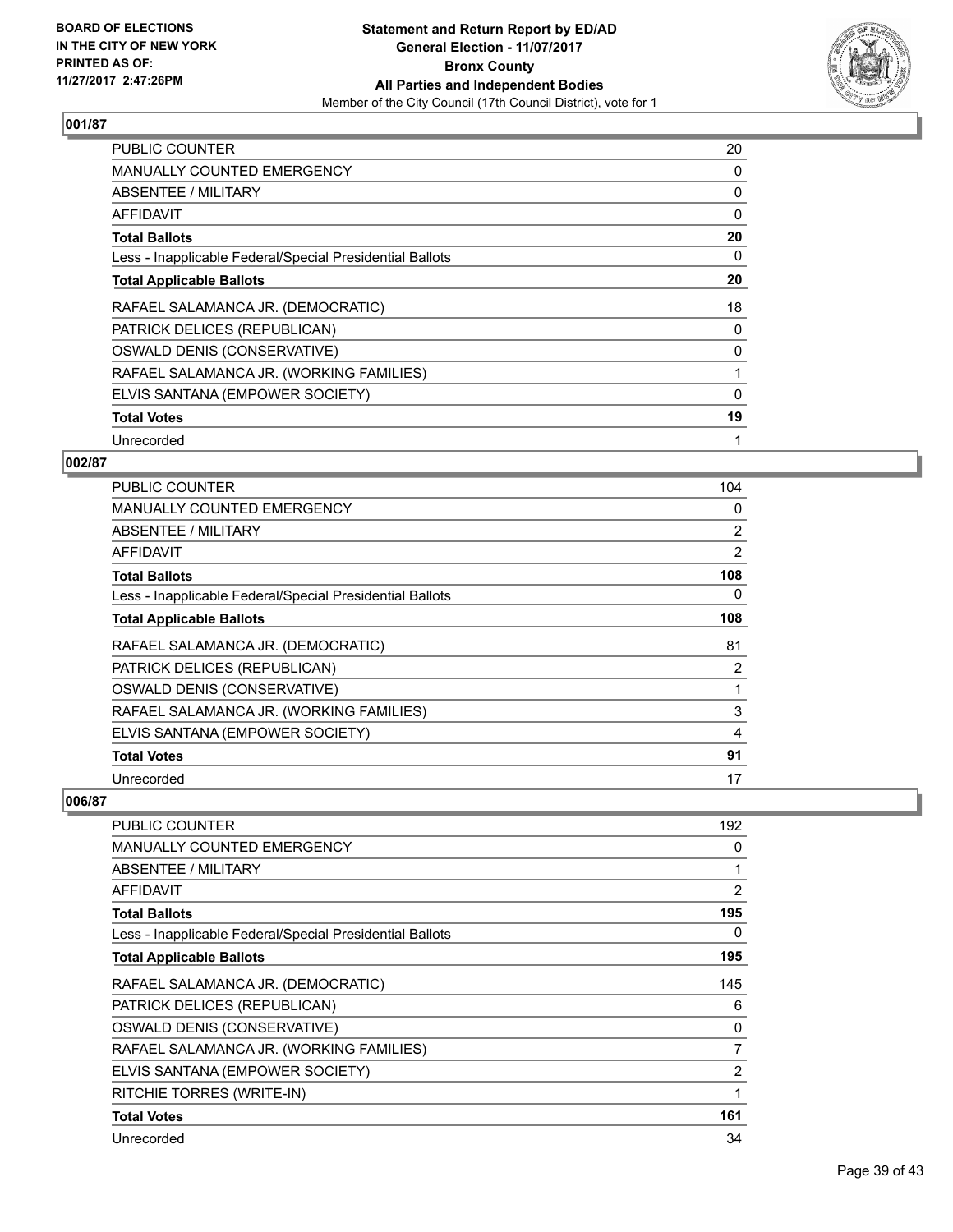**BOARD OF ELECTIONS IN THE CITY OF NEW YORK PRINTED AS OF: 11/27/2017 2:47:26PM**

**Statement and Return Report by ED/AD General Election - 11/07/2017 Bronx County All Parties and Independent Bodies**

Member of the City Council (17th Council District), vote for 1

### 001/87

| | |
|---|---|
| PUBLIC COUNTER | 20 |
| MANUALLY COUNTED EMERGENCY | 0 |
| ABSENTEE / MILITARY | 0 |
| AFFIDAVIT | 0 |
| **Total Ballots** | **20** |
| Less - Inapplicable Federal/Special Presidential Ballots | 0 |
| **Total Applicable Ballots** | **20** |
| RAFAEL SALAMANCA JR. (DEMOCRATIC) | 18 |
| PATRICK DELICES (REPUBLICAN) | 0 |
| OSWALD DENIS (CONSERVATIVE) | 0 |
| RAFAEL SALAMANCA JR. (WORKING FAMILIES) | 1 |
| ELVIS SANTANA (EMPOWER SOCIETY) | 0 |
| **Total Votes** | **19** |
| Unrecorded | 1 |

### 002/87

| | |
|---|---|
| PUBLIC COUNTER | 104 |
| MANUALLY COUNTED EMERGENCY | 0 |
| ABSENTEE / MILITARY | 2 |
| AFFIDAVIT | 2 |
| **Total Ballots** | **108** |
| Less - Inapplicable Federal/Special Presidential Ballots | 0 |
| **Total Applicable Ballots** | **108** |
| RAFAEL SALAMANCA JR. (DEMOCRATIC) | 81 |
| PATRICK DELICES (REPUBLICAN) | 2 |
| OSWALD DENIS (CONSERVATIVE) | 1 |
| RAFAEL SALAMANCA JR. (WORKING FAMILIES) | 3 |
| ELVIS SANTANA (EMPOWER SOCIETY) | 4 |
| **Total Votes** | **91** |
| Unrecorded | 17 |

### 006/87

| | |
|---|---|
| PUBLIC COUNTER | 192 |
| MANUALLY COUNTED EMERGENCY | 0 |
| ABSENTEE / MILITARY | 1 |
| AFFIDAVIT | 2 |
| **Total Ballots** | **195** |
| Less - Inapplicable Federal/Special Presidential Ballots | 0 |
| **Total Applicable Ballots** | **195** |
| RAFAEL SALAMANCA JR. (DEMOCRATIC) | 145 |
| PATRICK DELICES (REPUBLICAN) | 6 |
| OSWALD DENIS (CONSERVATIVE) | 0 |
| RAFAEL SALAMANCA JR. (WORKING FAMILIES) | 7 |
| ELVIS SANTANA (EMPOWER SOCIETY) | 2 |
| RITCHIE TORRES (WRITE-IN) | 1 |
| **Total Votes** | **161** |
| Unrecorded | 34 |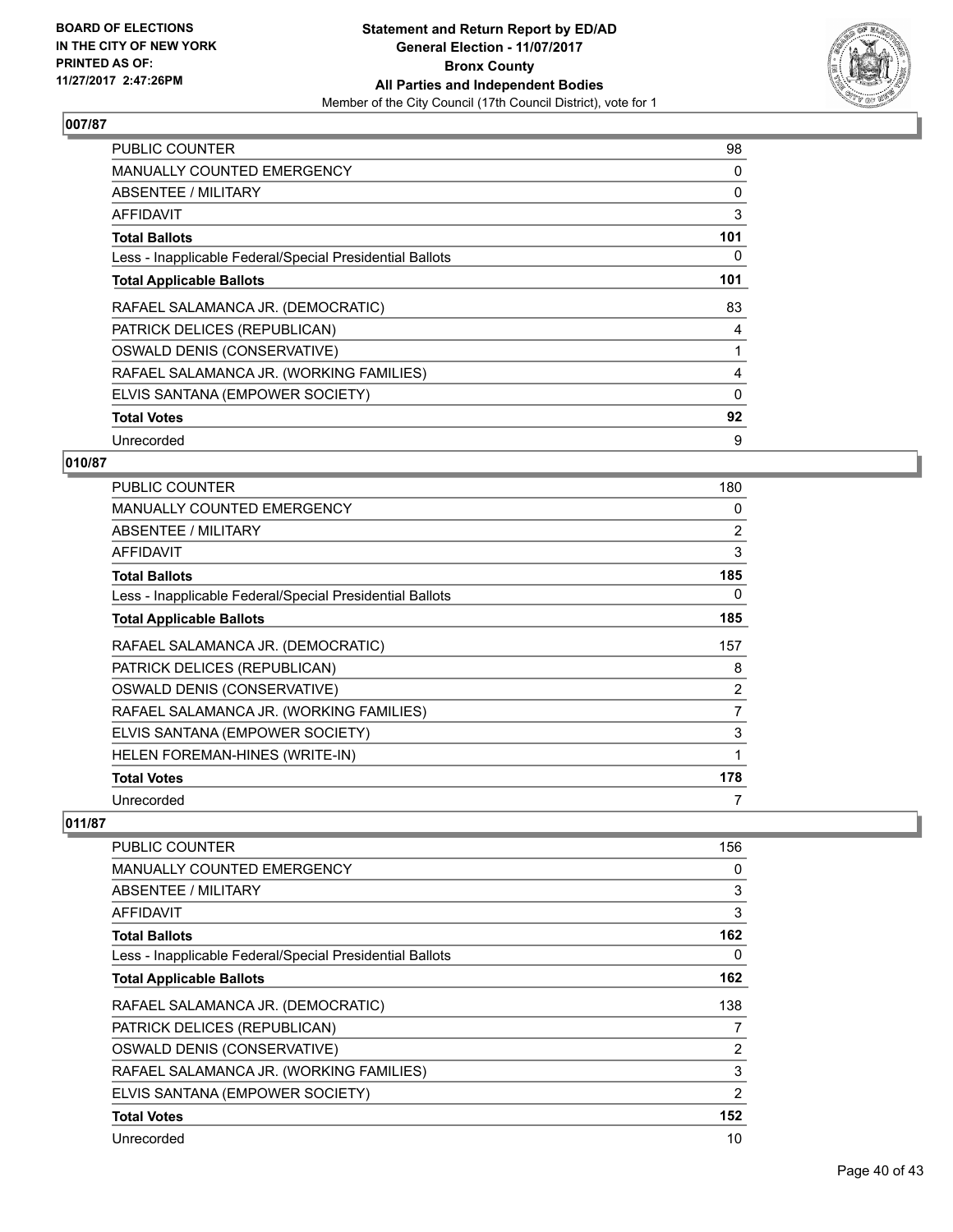**BOARD OF ELECTIONS IN THE CITY OF NEW YORK PRINTED AS OF: 11/27/2017 2:47:26PM**

**Statement and Return Report by ED/AD**
**General Election - 11/07/2017**
**Bronx County**
**All Parties and Independent Bodies**
Member of the City Council (17th Council District), vote for 1

## 007/87

| | |
|---|---|
| PUBLIC COUNTER | 98 |
| MANUALLY COUNTED EMERGENCY | 0 |
| ABSENTEE / MILITARY | 0 |
| AFFIDAVIT | 3 |
| **Total Ballots** | **101** |
| Less - Inapplicable Federal/Special Presidential Ballots | 0 |
| **Total Applicable Ballots** | **101** |
| RAFAEL SALAMANCA JR. (DEMOCRATIC) | 83 |
| PATRICK DELICES (REPUBLICAN) | 4 |
| OSWALD DENIS (CONSERVATIVE) | 1 |
| RAFAEL SALAMANCA JR. (WORKING FAMILIES) | 4 |
| ELVIS SANTANA (EMPOWER SOCIETY) | 0 |
| **Total Votes** | **92** |
| Unrecorded | 9 |

## 010/87

| | |
|---|---|
| PUBLIC COUNTER | 180 |
| MANUALLY COUNTED EMERGENCY | 0 |
| ABSENTEE / MILITARY | 2 |
| AFFIDAVIT | 3 |
| **Total Ballots** | **185** |
| Less - Inapplicable Federal/Special Presidential Ballots | 0 |
| **Total Applicable Ballots** | **185** |
| RAFAEL SALAMANCA JR. (DEMOCRATIC) | 157 |
| PATRICK DELICES (REPUBLICAN) | 8 |
| OSWALD DENIS (CONSERVATIVE) | 2 |
| RAFAEL SALAMANCA JR. (WORKING FAMILIES) | 7 |
| ELVIS SANTANA (EMPOWER SOCIETY) | 3 |
| HELEN FOREMAN-HINES (WRITE-IN) | 1 |
| **Total Votes** | **178** |
| Unrecorded | 7 |

## 011/87

| | |
|---|---|
| PUBLIC COUNTER | 156 |
| MANUALLY COUNTED EMERGENCY | 0 |
| ABSENTEE / MILITARY | 3 |
| AFFIDAVIT | 3 |
| **Total Ballots** | **162** |
| Less - Inapplicable Federal/Special Presidential Ballots | 0 |
| **Total Applicable Ballots** | **162** |
| RAFAEL SALAMANCA JR. (DEMOCRATIC) | 138 |
| PATRICK DELICES (REPUBLICAN) | 7 |
| OSWALD DENIS (CONSERVATIVE) | 2 |
| RAFAEL SALAMANCA JR. (WORKING FAMILIES) | 3 |
| ELVIS SANTANA (EMPOWER SOCIETY) | 2 |
| **Total Votes** | **152** |
| Unrecorded | 10 |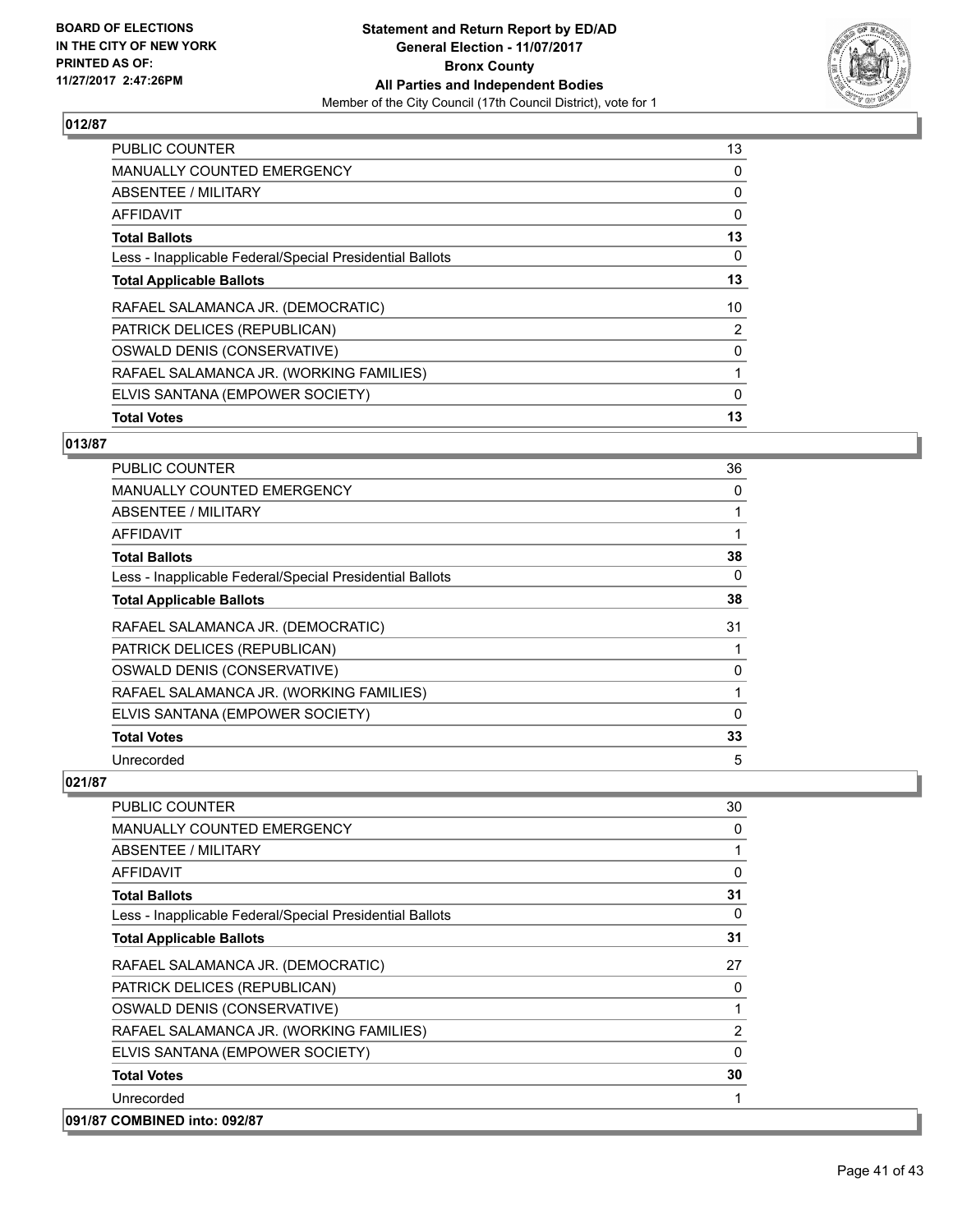**BOARD OF ELECTIONS IN THE CITY OF NEW YORK PRINTED AS OF: 11/27/2017 2:47:26PM**

**Statement and Return Report by ED/AD**
**General Election - 11/07/2017**
**Bronx County**
**All Parties and Independent Bodies**
Member of the City Council (17th Council District), vote for 1

## 012/87

| | |
|---|---|
| PUBLIC COUNTER | 13 |
| MANUALLY COUNTED EMERGENCY | 0 |
| ABSENTEE / MILITARY | 0 |
| AFFIDAVIT | 0 |
| **Total Ballots** | **13** |
| Less - Inapplicable Federal/Special Presidential Ballots | 0 |
| **Total Applicable Ballots** | **13** |
| RAFAEL SALAMANCA JR. (DEMOCRATIC) | 10 |
| PATRICK DELICES (REPUBLICAN) | 2 |
| OSWALD DENIS (CONSERVATIVE) | 0 |
| RAFAEL SALAMANCA JR. (WORKING FAMILIES) | 1 |
| ELVIS SANTANA (EMPOWER SOCIETY) | 0 |
| **Total Votes** | **13** |

## 013/87

| | |
|---|---|
| PUBLIC COUNTER | 36 |
| MANUALLY COUNTED EMERGENCY | 0 |
| ABSENTEE / MILITARY | 1 |
| AFFIDAVIT | 1 |
| **Total Ballots** | **38** |
| Less - Inapplicable Federal/Special Presidential Ballots | 0 |
| **Total Applicable Ballots** | **38** |
| RAFAEL SALAMANCA JR. (DEMOCRATIC) | 31 |
| PATRICK DELICES (REPUBLICAN) | 1 |
| OSWALD DENIS (CONSERVATIVE) | 0 |
| RAFAEL SALAMANCA JR. (WORKING FAMILIES) | 1 |
| ELVIS SANTANA (EMPOWER SOCIETY) | 0 |
| **Total Votes** | **33** |
| Unrecorded | 5 |

## 021/87

| | |
|---|---|
| PUBLIC COUNTER | 30 |
| MANUALLY COUNTED EMERGENCY | 0 |
| ABSENTEE / MILITARY | 1 |
| AFFIDAVIT | 0 |
| **Total Ballots** | **31** |
| Less - Inapplicable Federal/Special Presidential Ballots | 0 |
| **Total Applicable Ballots** | **31** |
| RAFAEL SALAMANCA JR. (DEMOCRATIC) | 27 |
| PATRICK DELICES (REPUBLICAN) | 0 |
| OSWALD DENIS (CONSERVATIVE) | 1 |
| RAFAEL SALAMANCA JR. (WORKING FAMILIES) | 2 |
| ELVIS SANTANA (EMPOWER SOCIETY) | 0 |
| **Total Votes** | **30** |
| Unrecorded | 1 |

## 091/87 COMBINED into: 092/87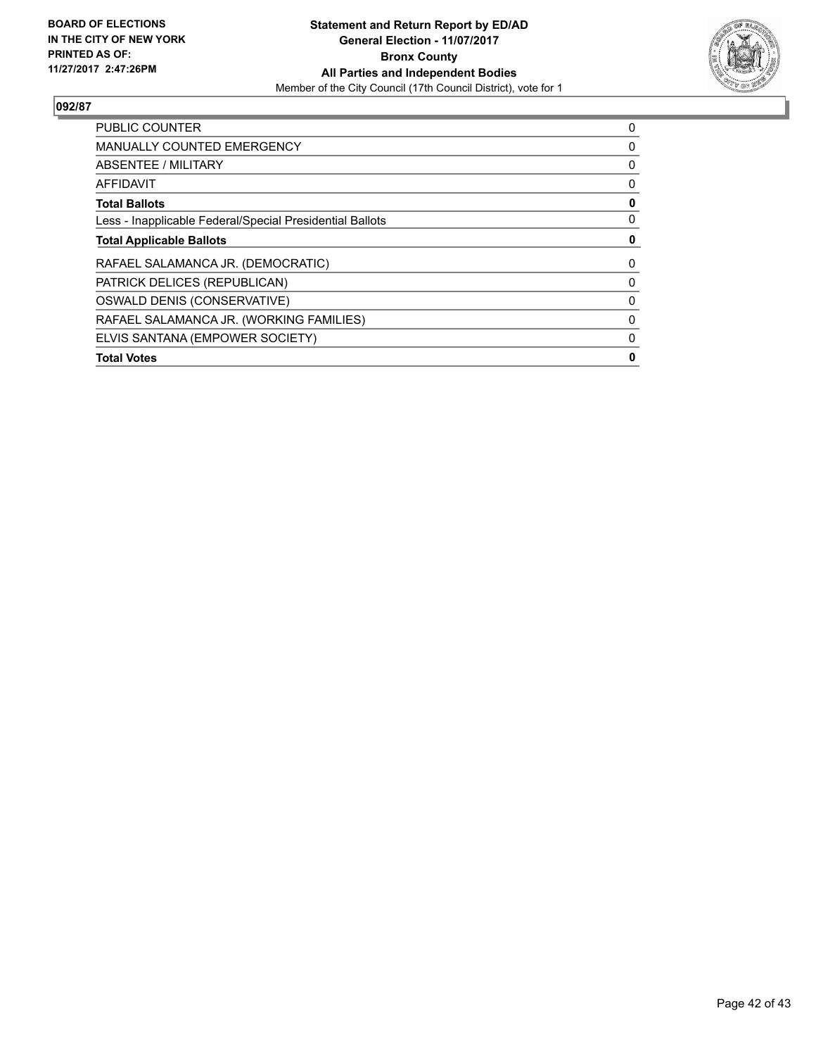**BOARD OF ELECTIONS IN THE CITY OF NEW YORK PRINTED AS OF: 11/27/2017 2:47:26PM**

**Statement and Return Report by ED/AD**
**General Election - 11/07/2017**
**Bronx County**
**All Parties and Independent Bodies**
Member of the City Council (17th Council District), vote for 1

**092/87**

| | |
|---|---|
| PUBLIC COUNTER | 0 |
| MANUALLY COUNTED EMERGENCY | 0 |
| ABSENTEE / MILITARY | 0 |
| AFFIDAVIT | 0 |
| **Total Ballots** | **0** |
| Less - Inapplicable Federal/Special Presidential Ballots | 0 |
| **Total Applicable Ballots** | **0** |
| RAFAEL SALAMANCA JR. (DEMOCRATIC) | 0 |
| PATRICK DELICES (REPUBLICAN) | 0 |
| OSWALD DENIS (CONSERVATIVE) | 0 |
| RAFAEL SALAMANCA JR. (WORKING FAMILIES) | 0 |
| ELVIS SANTANA (EMPOWER SOCIETY) | 0 |
| **Total Votes** | **0** |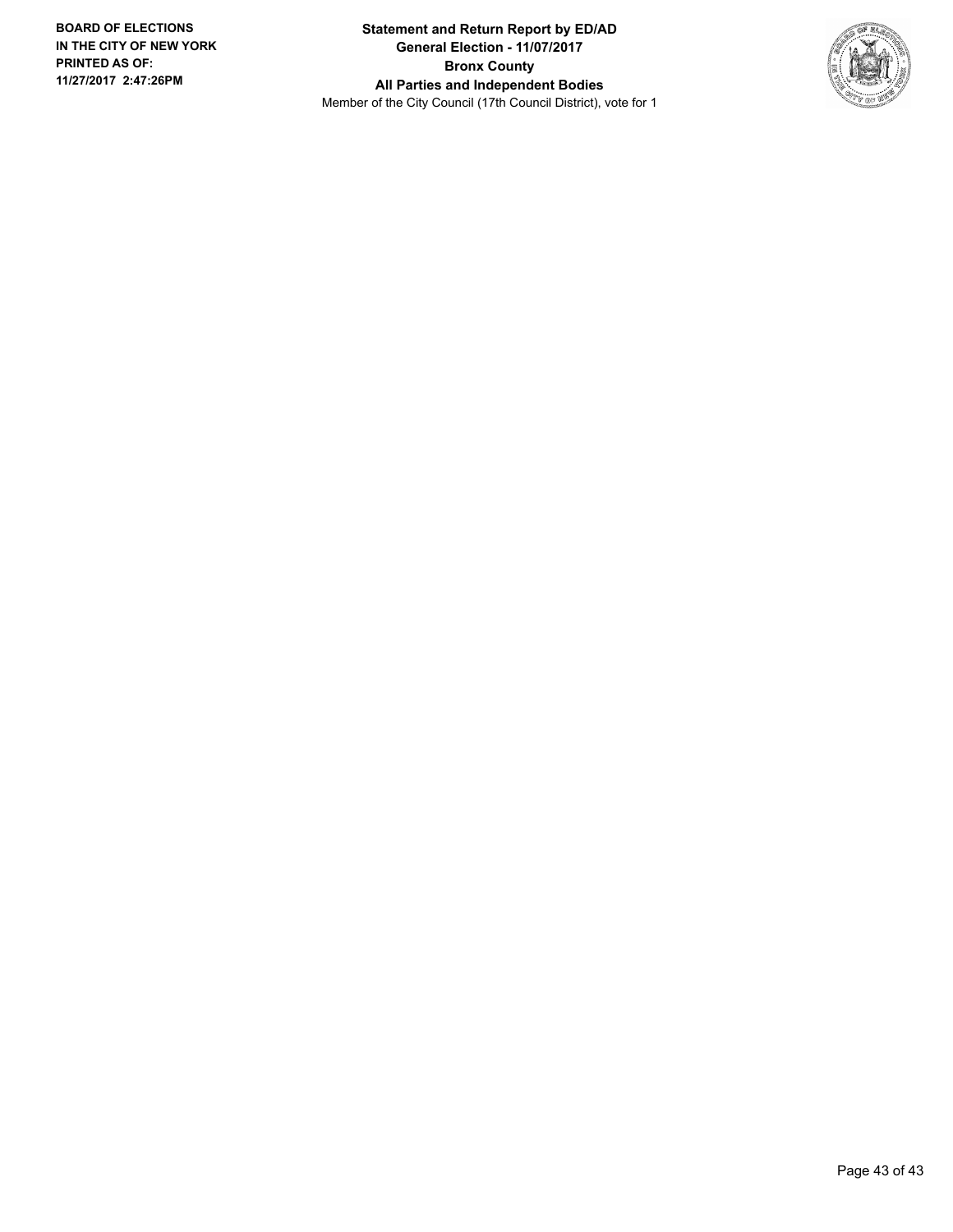**BOARD OF ELECTIONS IN THE CITY OF NEW YORK PRINTED AS OF: 11/27/2017 2:47:26PM**

**Statement and Return Report by ED/AD**
**General Election - 11/07/2017**
**Bronx County**
**All Parties and Independent Bodies**
Member of the City Council (17th Council District), vote for 1